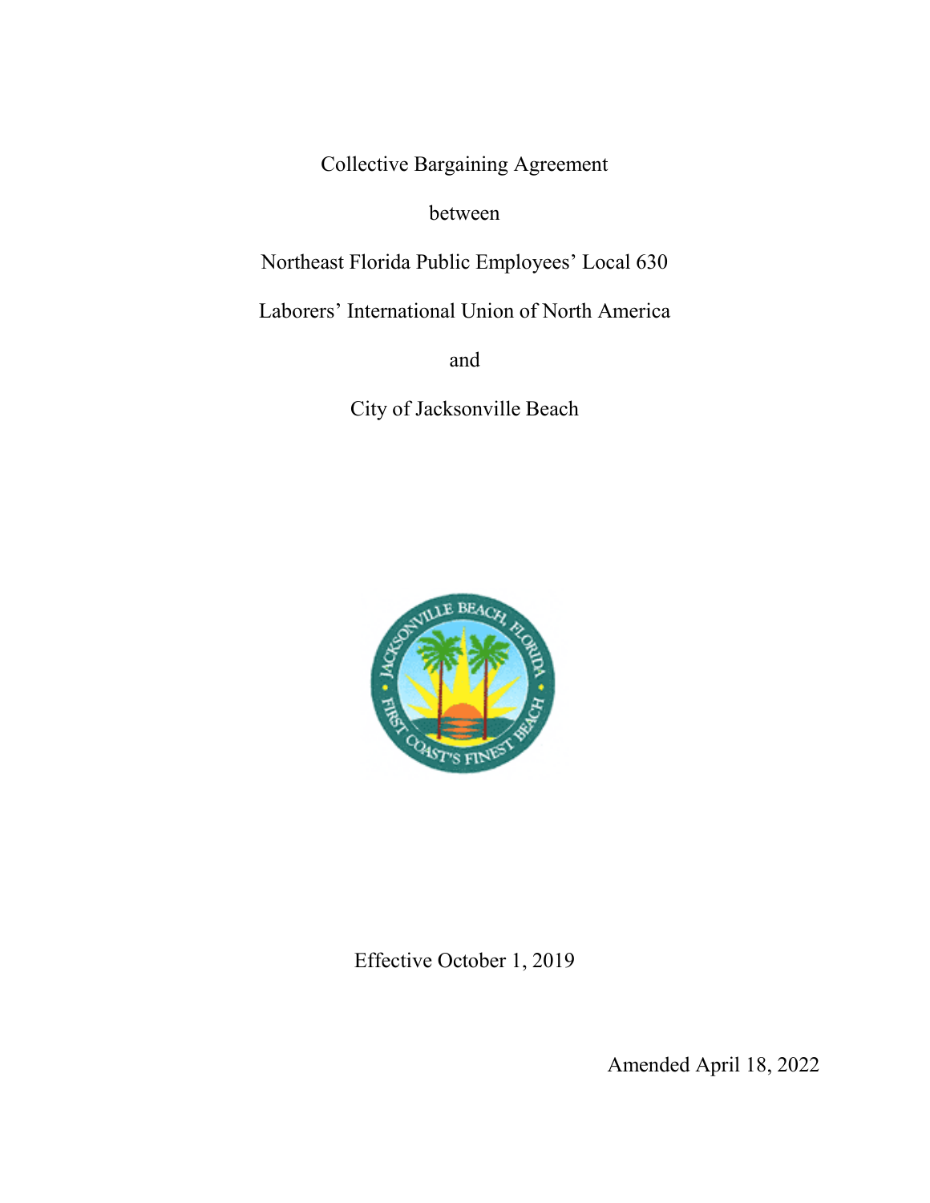Collective Bargaining Agreement

between

Northeast Florida Public Employees' Local 630

Laborers' International Union of North America

and

City of Jacksonville Beach

Effective October 1, 2019

Amended April 18, 2022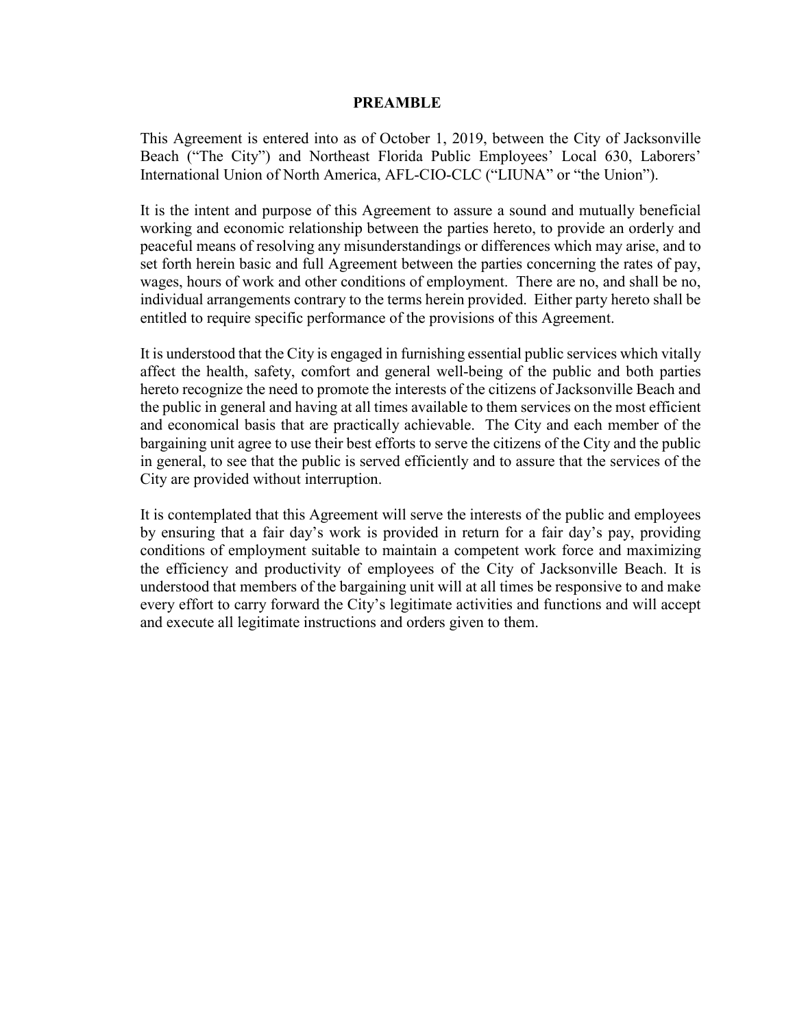# PREAMBLE

This Agreement is entered into as of October 1, 2019, between the City of Jacksonville Beach ("The City") and Northeast Florida Public Employees' Local 630, Laborers' International Union of North America, AFL-CIO-CLC ("LIUNA" or "the Union").

It is the intent and purpose of this Agreement to assure a sound and mutually beneficial working and economic relationship between the parties hereto, to provide an orderly and peaceful means of resolving any misunderstandings or differences which may arise, and to set forth herein basic and full Agreement between the parties concerning the rates of pay, wages, hours of work and other conditions of employment. There are no, and shall be no, individual arrangements contrary to the terms herein provided. Either party hereto shall be entitled to require specific performance of the provisions of this Agreement.

It is understood that the City is engaged in furnishing essential public services which vitally affect the health, safety, comfort and general well-being of the public and both parties hereto recognize the need to promote the interests of the citizens of Jacksonville Beach and the public in general and having at all times available to them services on the most efficient and economical basis that are practically achievable. The City and each member of the bargaining unit agree to use their best efforts to serve the citizens of the City and the public in general, to see that the public is served efficiently and to assure that the services of the City are provided without interruption.

It is contemplated that this Agreement will serve the interests of the public and employees by ensuring that a fair day's work is provided in return for a fair day's pay, providing conditions of employment suitable to maintain a competent work force and maximizing the efficiency and productivity of employees of the City of Jacksonville Beach. It is understood that members of the bargaining unit will at all times be responsive to and make every effort to carry forward the City's legitimate activities and functions and will accept and execute all legitimate instructions and orders given to them.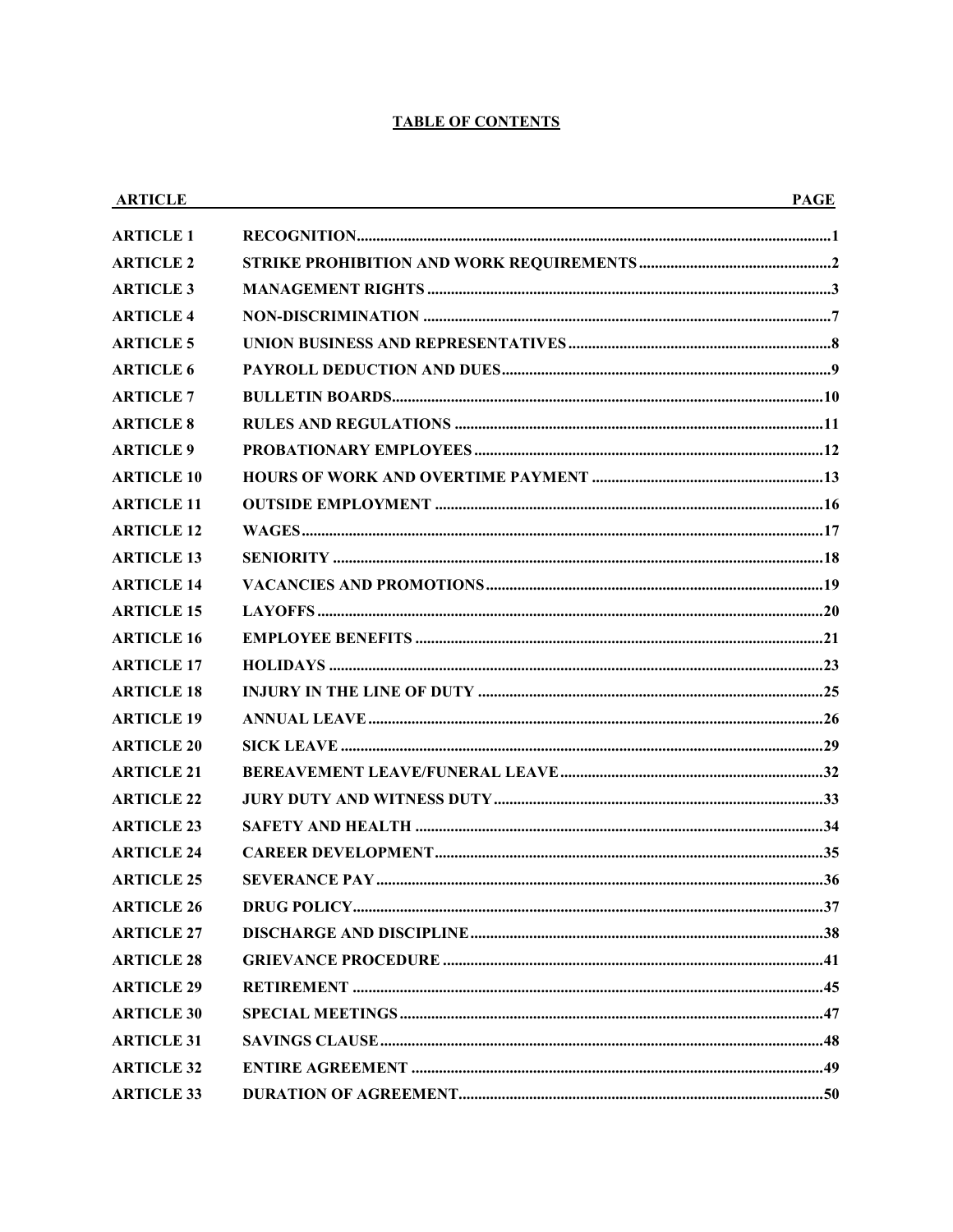# TABLE OF CONTENTS

| ARTICLE | | PAGE |
|---|---|---|
| ARTICLE 1 | RECOGNITION | 1 |
| ARTICLE 2 | STRIKE PROHIBITION AND WORK REQUIREMENTS | 2 |
| ARTICLE 3 | MANAGEMENT RIGHTS | 3 |
| ARTICLE 4 | NON-DISCRIMINATION | 7 |
| ARTICLE 5 | UNION BUSINESS AND REPRESENTATIVES | 8 |
| ARTICLE 6 | PAYROLL DEDUCTION AND DUES | 9 |
| ARTICLE 7 | BULLETIN BOARDS | 10 |
| ARTICLE 8 | RULES AND REGULATIONS | 11 |
| ARTICLE 9 | PROBATIONARY EMPLOYEES | 12 |
| ARTICLE 10 | HOURS OF WORK AND OVERTIME PAYMENT | 13 |
| ARTICLE 11 | OUTSIDE EMPLOYMENT | 16 |
| ARTICLE 12 | WAGES | 17 |
| ARTICLE 13 | SENIORITY | 18 |
| ARTICLE 14 | VACANCIES AND PROMOTIONS | 19 |
| ARTICLE 15 | LAYOFFS | 20 |
| ARTICLE 16 | EMPLOYEE BENEFITS | 21 |
| ARTICLE 17 | HOLIDAYS | 23 |
| ARTICLE 18 | INJURY IN THE LINE OF DUTY | 25 |
| ARTICLE 19 | ANNUAL LEAVE | 26 |
| ARTICLE 20 | SICK LEAVE | 29 |
| ARTICLE 21 | BEREAVEMENT LEAVE/FUNERAL LEAVE | 32 |
| ARTICLE 22 | JURY DUTY AND WITNESS DUTY | 33 |
| ARTICLE 23 | SAFETY AND HEALTH | 34 |
| ARTICLE 24 | CAREER DEVELOPMENT | 35 |
| ARTICLE 25 | SEVERANCE PAY | 36 |
| ARTICLE 26 | DRUG POLICY | 37 |
| ARTICLE 27 | DISCHARGE AND DISCIPLINE | 38 |
| ARTICLE 28 | GRIEVANCE PROCEDURE | 41 |
| ARTICLE 29 | RETIREMENT | 45 |
| ARTICLE 30 | SPECIAL MEETINGS | 47 |
| ARTICLE 31 | SAVINGS CLAUSE | 48 |
| ARTICLE 32 | ENTIRE AGREEMENT | 49 |
| ARTICLE 33 | DURATION OF AGREEMENT | 50 |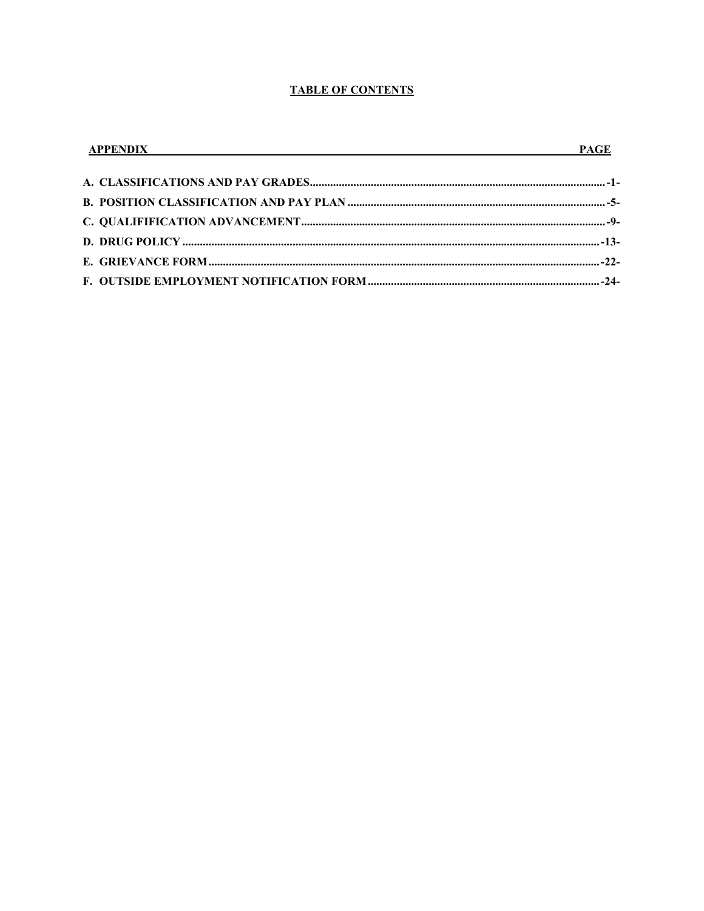# TABLE OF CONTENTS

| APPENDIX | PAGE |
|---|---|
| **A. CLASSIFICATIONS AND PAY GRADES** | **-1-** |
| **B. POSITION CLASSIFICATION AND PAY PLAN** | **-5-** |
| **C. QUALIFIFICATION ADVANCEMENT** | **-9-** |
| **D. DRUG POLICY** | **-13-** |
| **E. GRIEVANCE FORM** | **-22-** |
| **F. OUTSIDE EMPLOYMENT NOTIFICATION FORM** | **-24-** |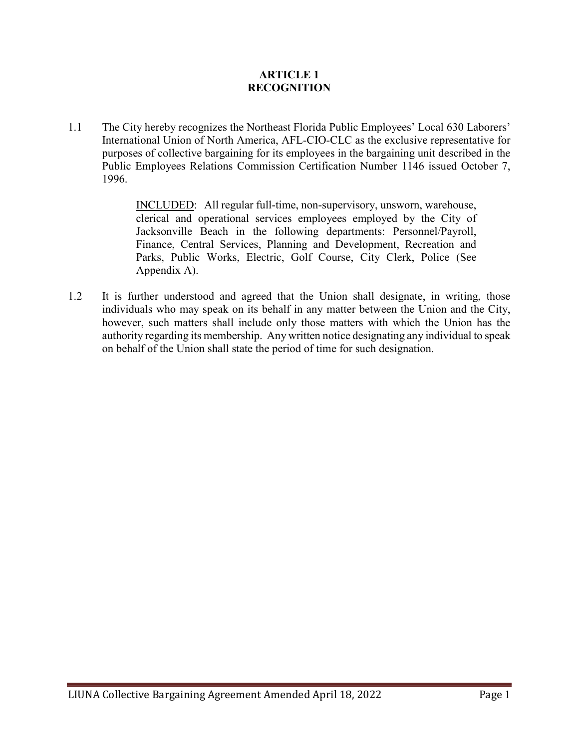# ARTICLE 1
# RECOGNITION

1.1 The City hereby recognizes the Northeast Florida Public Employees' Local 630 Laborers' International Union of North America, AFL-CIO-CLC as the exclusive representative for purposes of collective bargaining for its employees in the bargaining unit described in the Public Employees Relations Commission Certification Number 1146 issued October 7, 1996.

> INCLUDED: All regular full-time, non-supervisory, unsworn, warehouse, clerical and operational services employees employed by the City of Jacksonville Beach in the following departments: Personnel/Payroll, Finance, Central Services, Planning and Development, Recreation and Parks, Public Works, Electric, Golf Course, City Clerk, Police (See Appendix A).

1.2 It is further understood and agreed that the Union shall designate, in writing, those individuals who may speak on its behalf in any matter between the Union and the City, however, such matters shall include only those matters with which the Union has the authority regarding its membership. Any written notice designating any individual to speak on behalf of the Union shall state the period of time for such designation.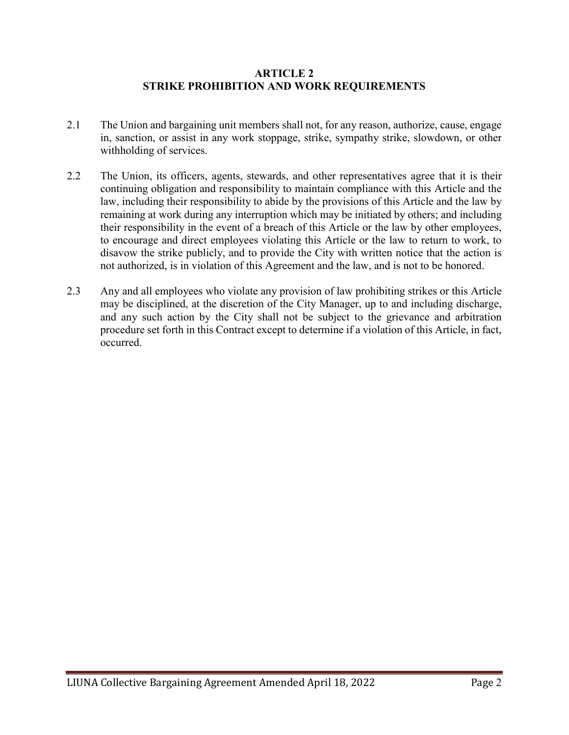## ARTICLE 2
## STRIKE PROHIBITION AND WORK REQUIREMENTS

2.1 The Union and bargaining unit members shall not, for any reason, authorize, cause, engage in, sanction, or assist in any work stoppage, strike, sympathy strike, slowdown, or other withholding of services.

2.2 The Union, its officers, agents, stewards, and other representatives agree that it is their continuing obligation and responsibility to maintain compliance with this Article and the law, including their responsibility to abide by the provisions of this Article and the law by remaining at work during any interruption which may be initiated by others; and including their responsibility in the event of a breach of this Article or the law by other employees, to encourage and direct employees violating this Article or the law to return to work, to disavow the strike publicly, and to provide the City with written notice that the action is not authorized, is in violation of this Agreement and the law, and is not to be honored.

2.3 Any and all employees who violate any provision of law prohibiting strikes or this Article may be disciplined, at the discretion of the City Manager, up to and including discharge, and any such action by the City shall not be subject to the grievance and arbitration procedure set forth in this Contract except to determine if a violation of this Article, in fact, occurred.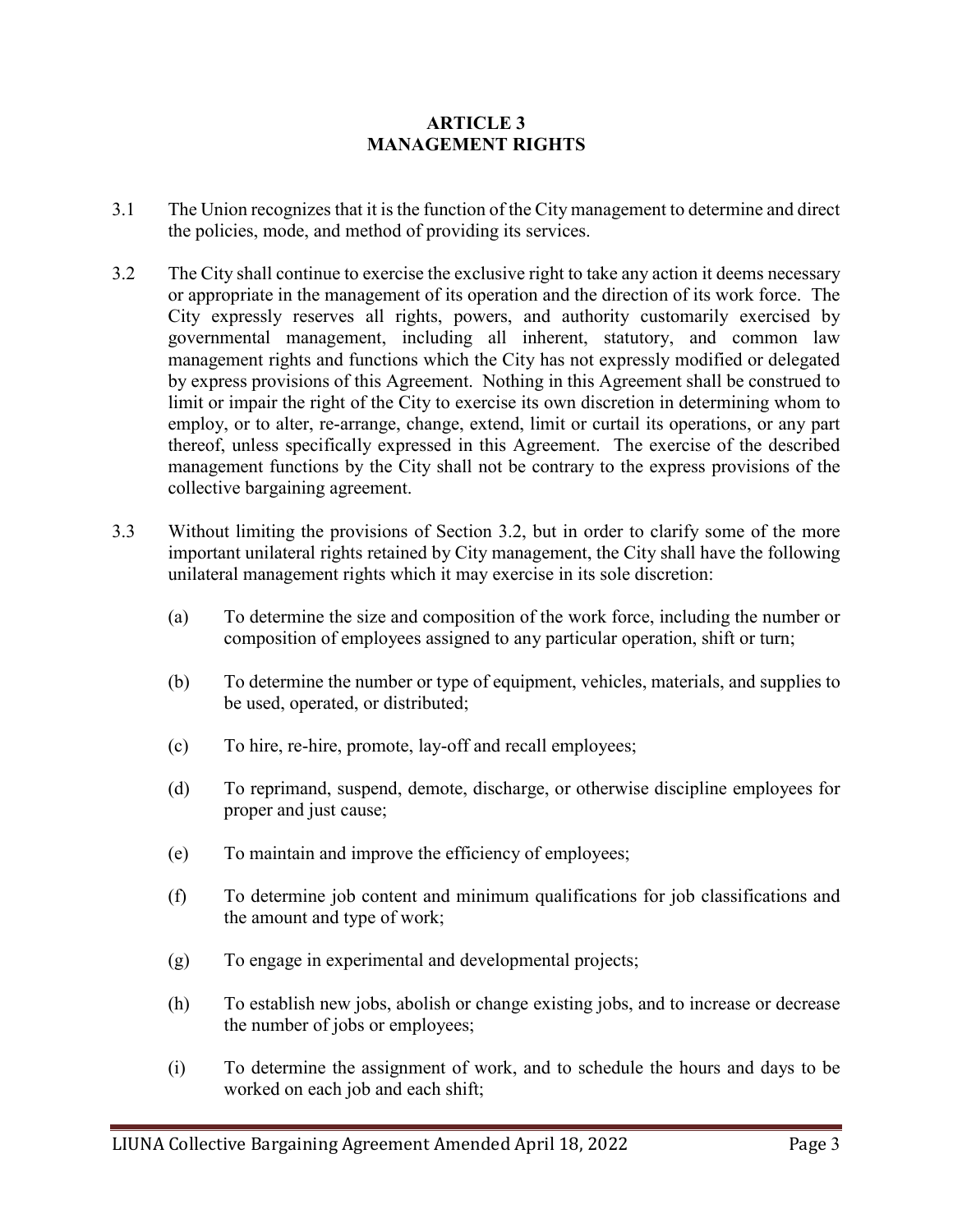## ARTICLE 3
## MANAGEMENT RIGHTS

3.1 The Union recognizes that it is the function of the City management to determine and direct the policies, mode, and method of providing its services.

3.2 The City shall continue to exercise the exclusive right to take any action it deems necessary or appropriate in the management of its operation and the direction of its work force. The City expressly reserves all rights, powers, and authority customarily exercised by governmental management, including all inherent, statutory, and common law management rights and functions which the City has not expressly modified or delegated by express provisions of this Agreement. Nothing in this Agreement shall be construed to limit or impair the right of the City to exercise its own discretion in determining whom to employ, or to alter, re-arrange, change, extend, limit or curtail its operations, or any part thereof, unless specifically expressed in this Agreement. The exercise of the described management functions by the City shall not be contrary to the express provisions of the collective bargaining agreement.

3.3 Without limiting the provisions of Section 3.2, but in order to clarify some of the more important unilateral rights retained by City management, the City shall have the following unilateral management rights which it may exercise in its sole discretion:

(a) To determine the size and composition of the work force, including the number or composition of employees assigned to any particular operation, shift or turn;

(b) To determine the number or type of equipment, vehicles, materials, and supplies to be used, operated, or distributed;

(c) To hire, re-hire, promote, lay-off and recall employees;

(d) To reprimand, suspend, demote, discharge, or otherwise discipline employees for proper and just cause;

(e) To maintain and improve the efficiency of employees;

(f) To determine job content and minimum qualifications for job classifications and the amount and type of work;

(g) To engage in experimental and developmental projects;

(h) To establish new jobs, abolish or change existing jobs, and to increase or decrease the number of jobs or employees;

(i) To determine the assignment of work, and to schedule the hours and days to be worked on each job and each shift;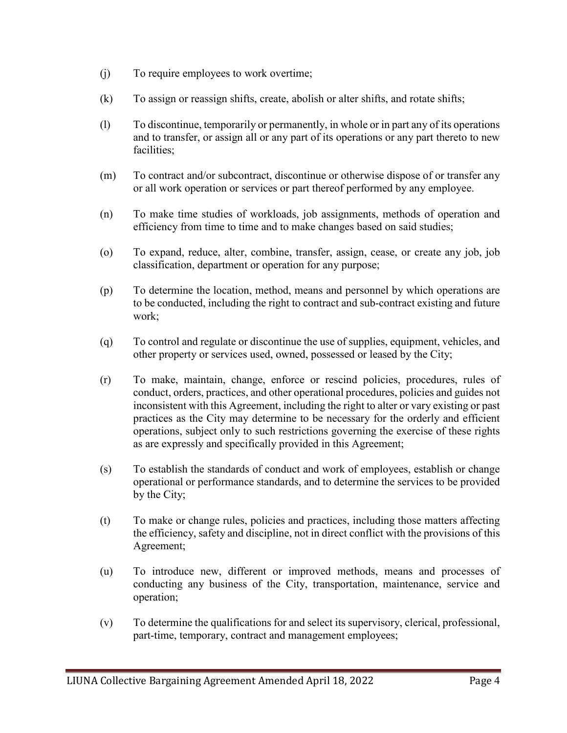(j) To require employees to work overtime;

(k) To assign or reassign shifts, create, abolish or alter shifts, and rotate shifts;

(l) To discontinue, temporarily or permanently, in whole or in part any of its operations and to transfer, or assign all or any part of its operations or any part thereto to new facilities;

(m) To contract and/or subcontract, discontinue or otherwise dispose of or transfer any or all work operation or services or part thereof performed by any employee.

(n) To make time studies of workloads, job assignments, methods of operation and efficiency from time to time and to make changes based on said studies;

(o) To expand, reduce, alter, combine, transfer, assign, cease, or create any job, job classification, department or operation for any purpose;

(p) To determine the location, method, means and personnel by which operations are to be conducted, including the right to contract and sub-contract existing and future work;

(q) To control and regulate or discontinue the use of supplies, equipment, vehicles, and other property or services used, owned, possessed or leased by the City;

(r) To make, maintain, change, enforce or rescind policies, procedures, rules of conduct, orders, practices, and other operational procedures, policies and guides not inconsistent with this Agreement, including the right to alter or vary existing or past practices as the City may determine to be necessary for the orderly and efficient operations, subject only to such restrictions governing the exercise of these rights as are expressly and specifically provided in this Agreement;

(s) To establish the standards of conduct and work of employees, establish or change operational or performance standards, and to determine the services to be provided by the City;

(t) To make or change rules, policies and practices, including those matters affecting the efficiency, safety and discipline, not in direct conflict with the provisions of this Agreement;

(u) To introduce new, different or improved methods, means and processes of conducting any business of the City, transportation, maintenance, service and operation;

(v) To determine the qualifications for and select its supervisory, clerical, professional, part-time, temporary, contract and management employees;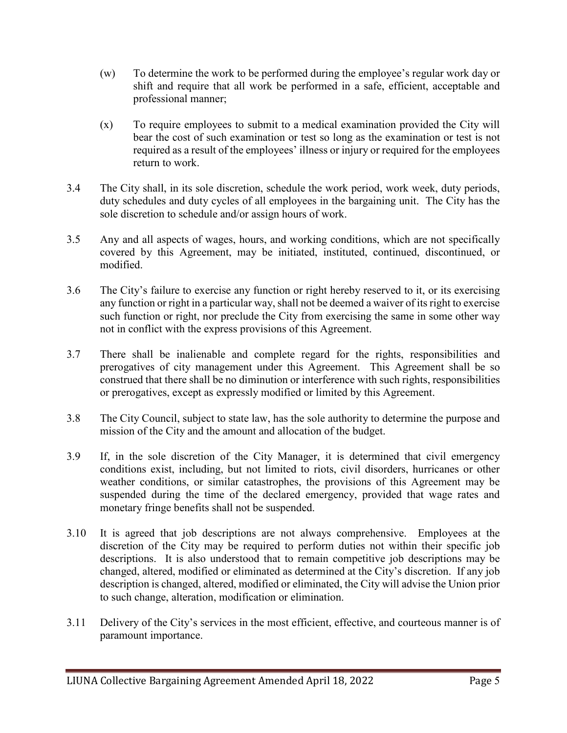(w) To determine the work to be performed during the employee's regular work day or shift and require that all work be performed in a safe, efficient, acceptable and professional manner;

(x) To require employees to submit to a medical examination provided the City will bear the cost of such examination or test so long as the examination or test is not required as a result of the employees' illness or injury or required for the employees return to work.

3.4 The City shall, in its sole discretion, schedule the work period, work week, duty periods, duty schedules and duty cycles of all employees in the bargaining unit. The City has the sole discretion to schedule and/or assign hours of work.

3.5 Any and all aspects of wages, hours, and working conditions, which are not specifically covered by this Agreement, may be initiated, instituted, continued, discontinued, or modified.

3.6 The City's failure to exercise any function or right hereby reserved to it, or its exercising any function or right in a particular way, shall not be deemed a waiver of its right to exercise such function or right, nor preclude the City from exercising the same in some other way not in conflict with the express provisions of this Agreement.

3.7 There shall be inalienable and complete regard for the rights, responsibilities and prerogatives of city management under this Agreement. This Agreement shall be so construed that there shall be no diminution or interference with such rights, responsibilities or prerogatives, except as expressly modified or limited by this Agreement.

3.8 The City Council, subject to state law, has the sole authority to determine the purpose and mission of the City and the amount and allocation of the budget.

3.9 If, in the sole discretion of the City Manager, it is determined that civil emergency conditions exist, including, but not limited to riots, civil disorders, hurricanes or other weather conditions, or similar catastrophes, the provisions of this Agreement may be suspended during the time of the declared emergency, provided that wage rates and monetary fringe benefits shall not be suspended.

3.10 It is agreed that job descriptions are not always comprehensive. Employees at the discretion of the City may be required to perform duties not within their specific job descriptions. It is also understood that to remain competitive job descriptions may be changed, altered, modified or eliminated as determined at the City's discretion. If any job description is changed, altered, modified or eliminated, the City will advise the Union prior to such change, alteration, modification or elimination.

3.11 Delivery of the City's services in the most efficient, effective, and courteous manner is of paramount importance.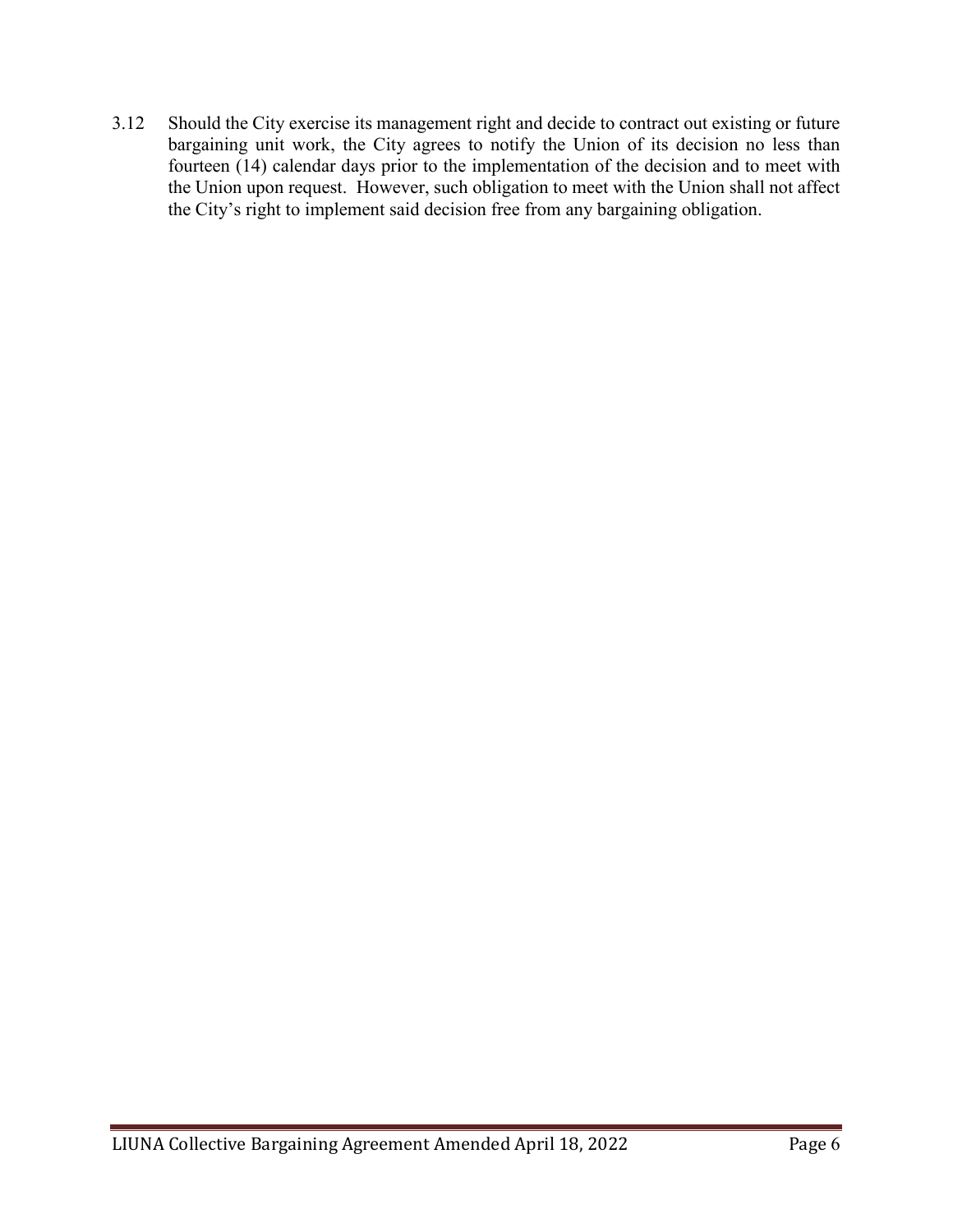3.12 Should the City exercise its management right and decide to contract out existing or future bargaining unit work, the City agrees to notify the Union of its decision no less than fourteen (14) calendar days prior to the implementation of the decision and to meet with the Union upon request. However, such obligation to meet with the Union shall not affect the City's right to implement said decision free from any bargaining obligation.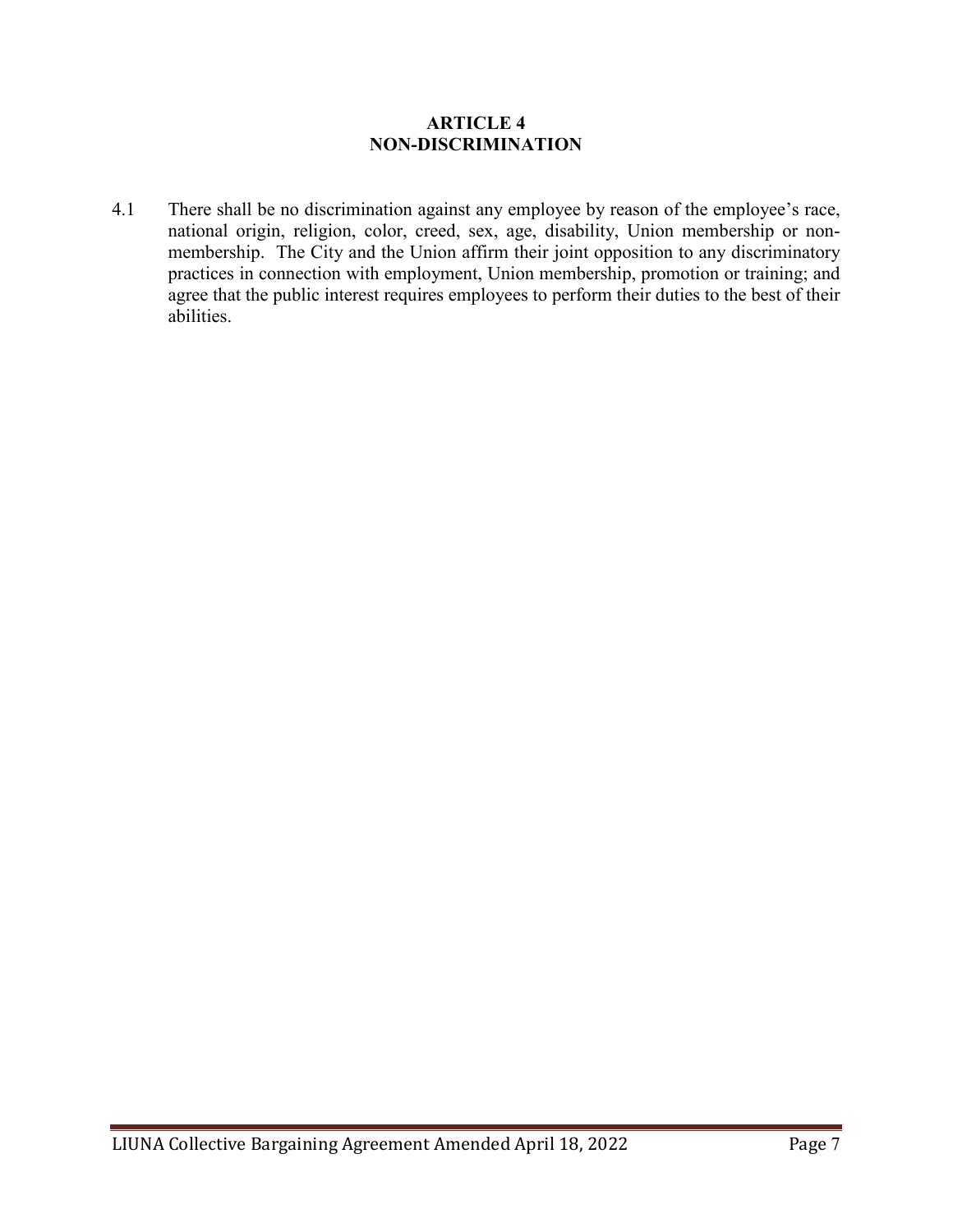# ARTICLE 4
# NON-DISCRIMINATION

4.1 There shall be no discrimination against any employee by reason of the employee's race, national origin, religion, color, creed, sex, age, disability, Union membership or non-membership. The City and the Union affirm their joint opposition to any discriminatory practices in connection with employment, Union membership, promotion or training; and agree that the public interest requires employees to perform their duties to the best of their abilities.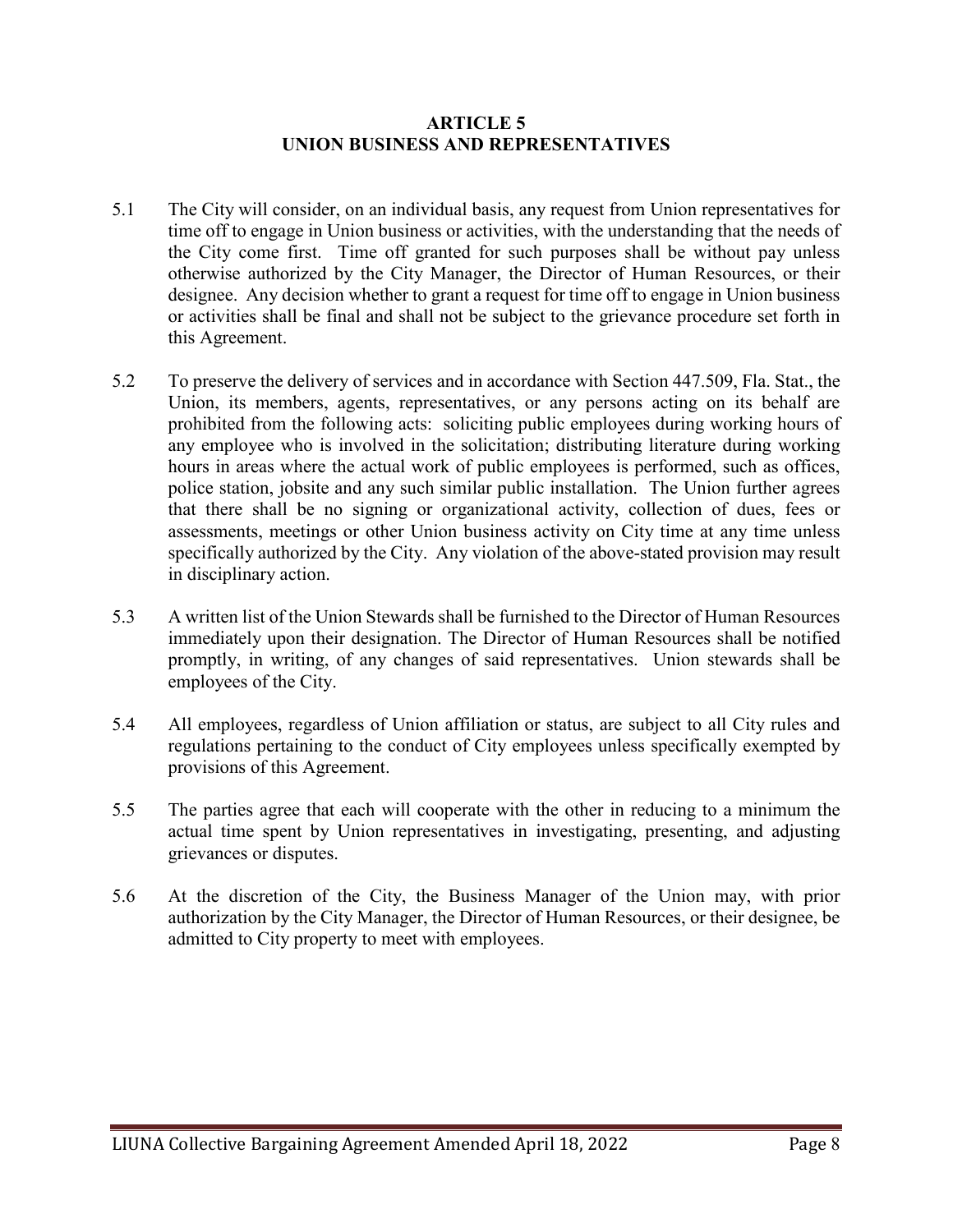## ARTICLE 5
## UNION BUSINESS AND REPRESENTATIVES

5.1 The City will consider, on an individual basis, any request from Union representatives for time off to engage in Union business or activities, with the understanding that the needs of the City come first. Time off granted for such purposes shall be without pay unless otherwise authorized by the City Manager, the Director of Human Resources, or their designee. Any decision whether to grant a request for time off to engage in Union business or activities shall be final and shall not be subject to the grievance procedure set forth in this Agreement.

5.2 To preserve the delivery of services and in accordance with Section 447.509, Fla. Stat., the Union, its members, agents, representatives, or any persons acting on its behalf are prohibited from the following acts: soliciting public employees during working hours of any employee who is involved in the solicitation; distributing literature during working hours in areas where the actual work of public employees is performed, such as offices, police station, jobsite and any such similar public installation. The Union further agrees that there shall be no signing or organizational activity, collection of dues, fees or assessments, meetings or other Union business activity on City time at any time unless specifically authorized by the City. Any violation of the above-stated provision may result in disciplinary action.

5.3 A written list of the Union Stewards shall be furnished to the Director of Human Resources immediately upon their designation. The Director of Human Resources shall be notified promptly, in writing, of any changes of said representatives. Union stewards shall be employees of the City.

5.4 All employees, regardless of Union affiliation or status, are subject to all City rules and regulations pertaining to the conduct of City employees unless specifically exempted by provisions of this Agreement.

5.5 The parties agree that each will cooperate with the other in reducing to a minimum the actual time spent by Union representatives in investigating, presenting, and adjusting grievances or disputes.

5.6 At the discretion of the City, the Business Manager of the Union may, with prior authorization by the City Manager, the Director of Human Resources, or their designee, be admitted to City property to meet with employees.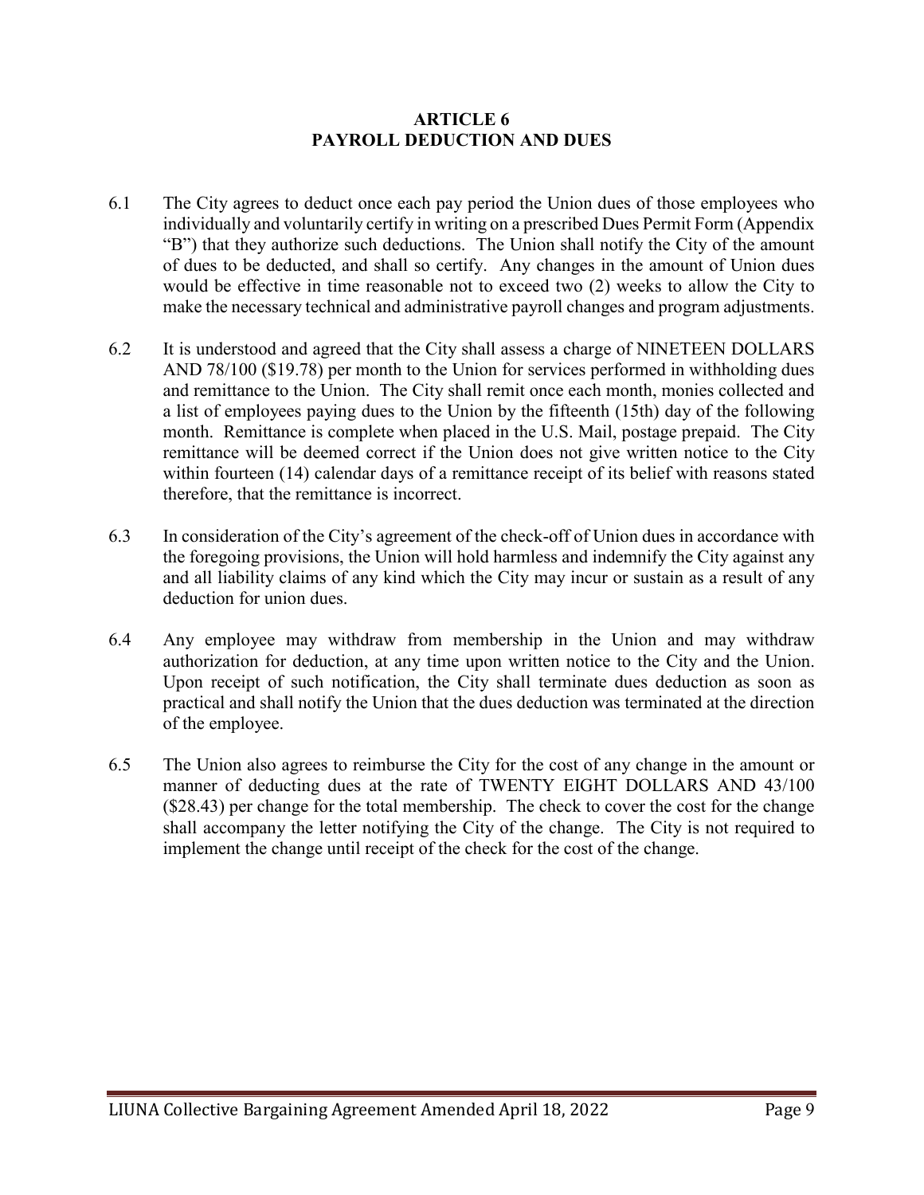## ARTICLE 6
## PAYROLL DEDUCTION AND DUES

6.1 The City agrees to deduct once each pay period the Union dues of those employees who individually and voluntarily certify in writing on a prescribed Dues Permit Form (Appendix "B") that they authorize such deductions. The Union shall notify the City of the amount of dues to be deducted, and shall so certify. Any changes in the amount of Union dues would be effective in time reasonable not to exceed two (2) weeks to allow the City to make the necessary technical and administrative payroll changes and program adjustments.

6.2 It is understood and agreed that the City shall assess a charge of NINETEEN DOLLARS AND 78/100 ($19.78) per month to the Union for services performed in withholding dues and remittance to the Union. The City shall remit once each month, monies collected and a list of employees paying dues to the Union by the fifteenth (15th) day of the following month. Remittance is complete when placed in the U.S. Mail, postage prepaid. The City remittance will be deemed correct if the Union does not give written notice to the City within fourteen (14) calendar days of a remittance receipt of its belief with reasons stated therefore, that the remittance is incorrect.

6.3 In consideration of the City's agreement of the check-off of Union dues in accordance with the foregoing provisions, the Union will hold harmless and indemnify the City against any and all liability claims of any kind which the City may incur or sustain as a result of any deduction for union dues.

6.4 Any employee may withdraw from membership in the Union and may withdraw authorization for deduction, at any time upon written notice to the City and the Union. Upon receipt of such notification, the City shall terminate dues deduction as soon as practical and shall notify the Union that the dues deduction was terminated at the direction of the employee.

6.5 The Union also agrees to reimburse the City for the cost of any change in the amount or manner of deducting dues at the rate of TWENTY EIGHT DOLLARS AND 43/100 ($28.43) per change for the total membership. The check to cover the cost for the change shall accompany the letter notifying the City of the change. The City is not required to implement the change until receipt of the check for the cost of the change.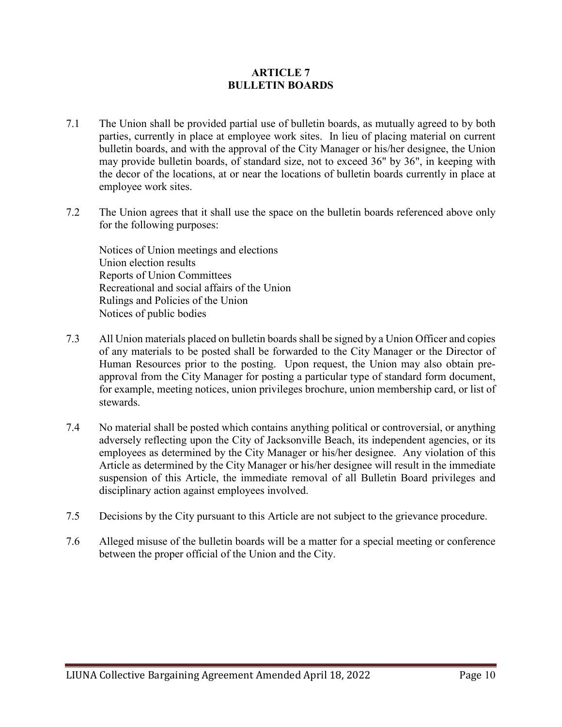# ARTICLE 7
# BULLETIN BOARDS

7.1 The Union shall be provided partial use of bulletin boards, as mutually agreed to by both parties, currently in place at employee work sites. In lieu of placing material on current bulletin boards, and with the approval of the City Manager or his/her designee, the Union may provide bulletin boards, of standard size, not to exceed 36" by 36", in keeping with the decor of the locations, at or near the locations of bulletin boards currently in place at employee work sites.

7.2 The Union agrees that it shall use the space on the bulletin boards referenced above only for the following purposes:

Notices of Union meetings and elections
Union election results
Reports of Union Committees
Recreational and social affairs of the Union
Rulings and Policies of the Union
Notices of public bodies

7.3 All Union materials placed on bulletin boards shall be signed by a Union Officer and copies of any materials to be posted shall be forwarded to the City Manager or the Director of Human Resources prior to the posting. Upon request, the Union may also obtain pre-approval from the City Manager for posting a particular type of standard form document, for example, meeting notices, union privileges brochure, union membership card, or list of stewards.

7.4 No material shall be posted which contains anything political or controversial, or anything adversely reflecting upon the City of Jacksonville Beach, its independent agencies, or its employees as determined by the City Manager or his/her designee. Any violation of this Article as determined by the City Manager or his/her designee will result in the immediate suspension of this Article, the immediate removal of all Bulletin Board privileges and disciplinary action against employees involved.

7.5 Decisions by the City pursuant to this Article are not subject to the grievance procedure.

7.6 Alleged misuse of the bulletin boards will be a matter for a special meeting or conference between the proper official of the Union and the City.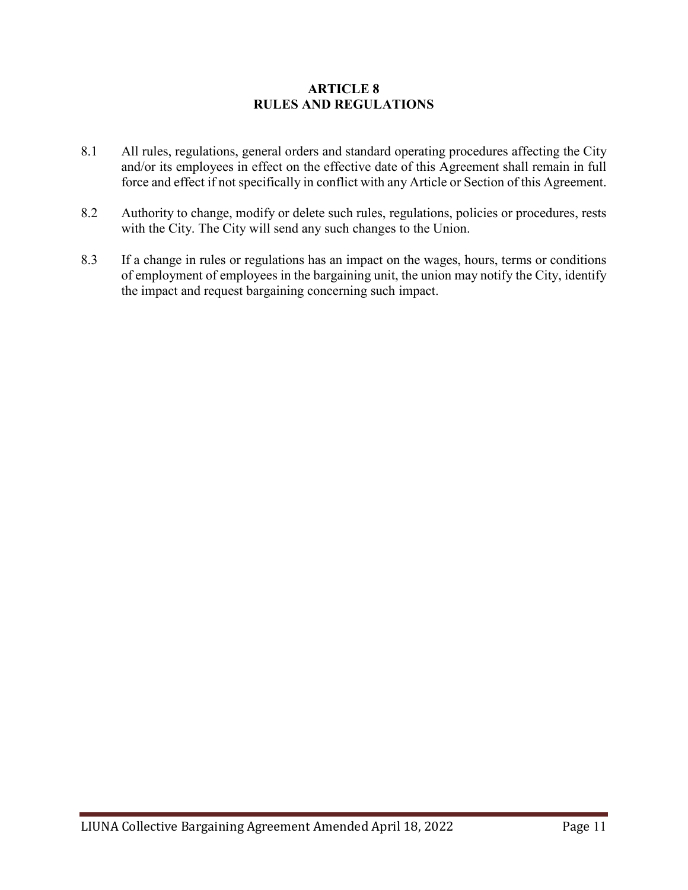# ARTICLE 8
# RULES AND REGULATIONS

8.1 All rules, regulations, general orders and standard operating procedures affecting the City and/or its employees in effect on the effective date of this Agreement shall remain in full force and effect if not specifically in conflict with any Article or Section of this Agreement.

8.2 Authority to change, modify or delete such rules, regulations, policies or procedures, rests with the City. The City will send any such changes to the Union.

8.3 If a change in rules or regulations has an impact on the wages, hours, terms or conditions of employment of employees in the bargaining unit, the union may notify the City, identify the impact and request bargaining concerning such impact.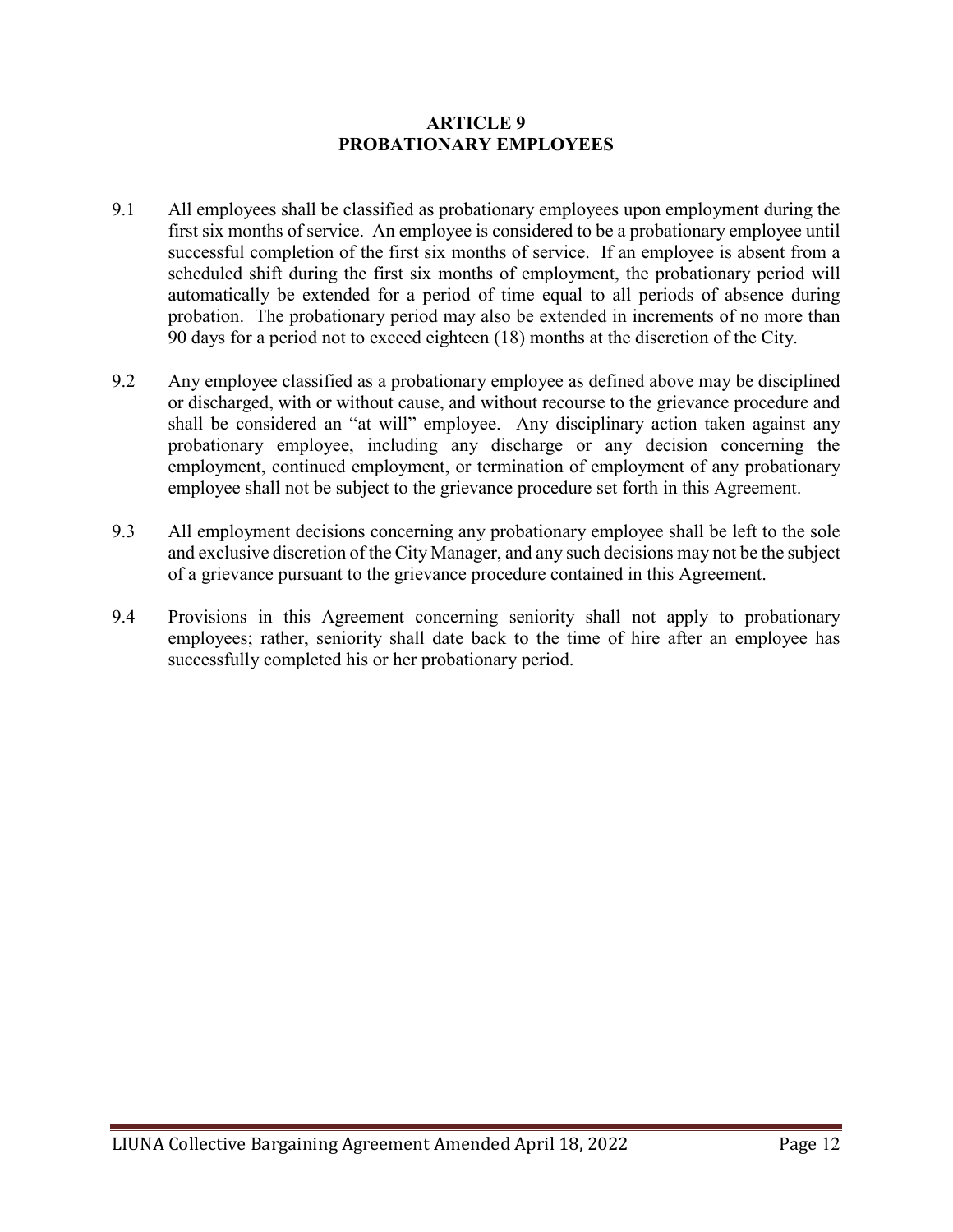## ARTICLE 9
## PROBATIONARY EMPLOYEES

9.1 All employees shall be classified as probationary employees upon employment during the first six months of service. An employee is considered to be a probationary employee until successful completion of the first six months of service. If an employee is absent from a scheduled shift during the first six months of employment, the probationary period will automatically be extended for a period of time equal to all periods of absence during probation. The probationary period may also be extended in increments of no more than 90 days for a period not to exceed eighteen (18) months at the discretion of the City.

9.2 Any employee classified as a probationary employee as defined above may be disciplined or discharged, with or without cause, and without recourse to the grievance procedure and shall be considered an "at will" employee. Any disciplinary action taken against any probationary employee, including any discharge or any decision concerning the employment, continued employment, or termination of employment of any probationary employee shall not be subject to the grievance procedure set forth in this Agreement.

9.3 All employment decisions concerning any probationary employee shall be left to the sole and exclusive discretion of the City Manager, and any such decisions may not be the subject of a grievance pursuant to the grievance procedure contained in this Agreement.

9.4 Provisions in this Agreement concerning seniority shall not apply to probationary employees; rather, seniority shall date back to the time of hire after an employee has successfully completed his or her probationary period.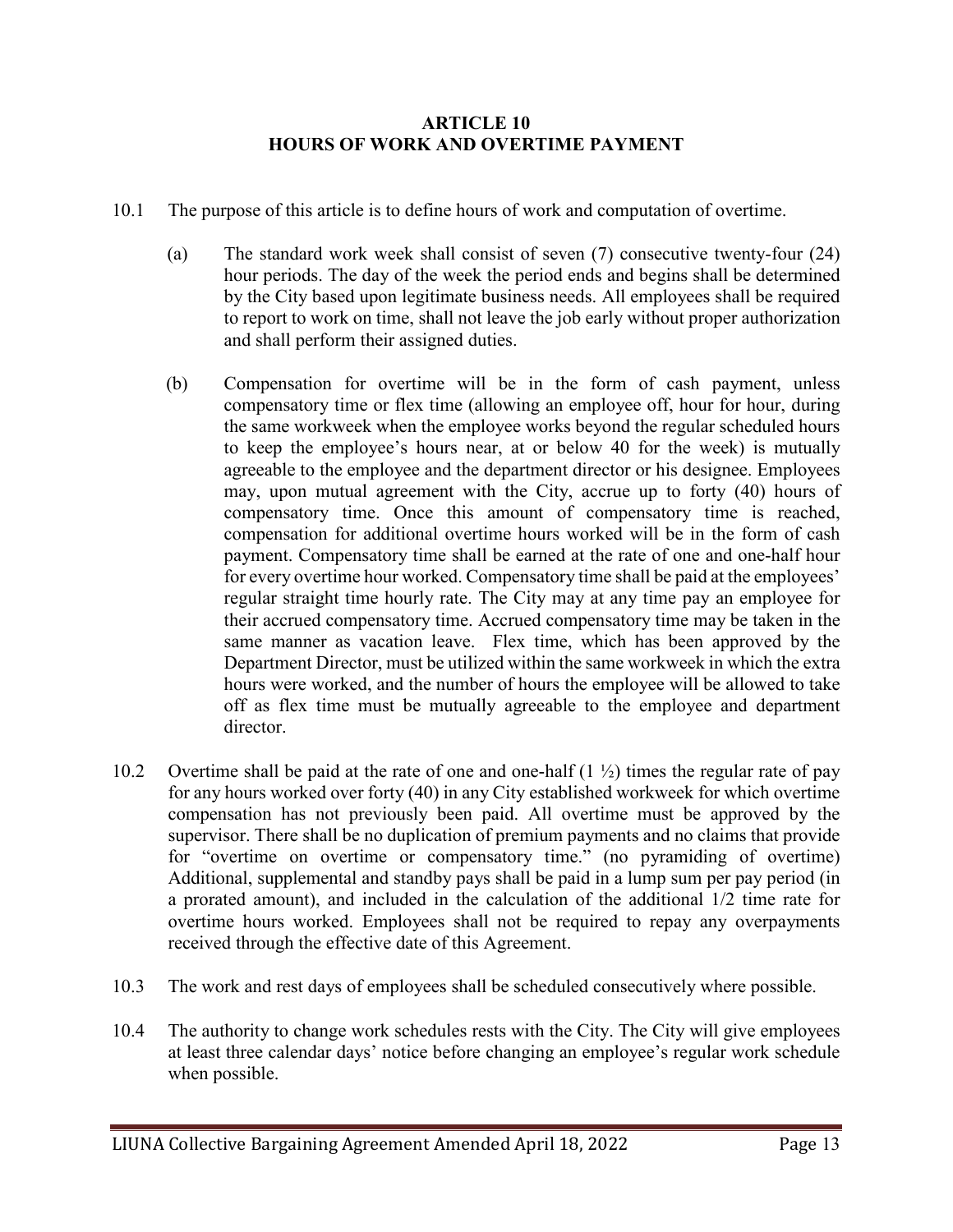# ARTICLE 10
# HOURS OF WORK AND OVERTIME PAYMENT

10.1 The purpose of this article is to define hours of work and computation of overtime.

(a) The standard work week shall consist of seven (7) consecutive twenty-four (24) hour periods. The day of the week the period ends and begins shall be determined by the City based upon legitimate business needs. All employees shall be required to report to work on time, shall not leave the job early without proper authorization and shall perform their assigned duties.

(b) Compensation for overtime will be in the form of cash payment, unless compensatory time or flex time (allowing an employee off, hour for hour, during the same workweek when the employee works beyond the regular scheduled hours to keep the employee's hours near, at or below 40 for the week) is mutually agreeable to the employee and the department director or his designee. Employees may, upon mutual agreement with the City, accrue up to forty (40) hours of compensatory time. Once this amount of compensatory time is reached, compensation for additional overtime hours worked will be in the form of cash payment. Compensatory time shall be earned at the rate of one and one-half hour for every overtime hour worked. Compensatory time shall be paid at the employees' regular straight time hourly rate. The City may at any time pay an employee for their accrued compensatory time. Accrued compensatory time may be taken in the same manner as vacation leave. Flex time, which has been approved by the Department Director, must be utilized within the same workweek in which the extra hours were worked, and the number of hours the employee will be allowed to take off as flex time must be mutually agreeable to the employee and department director.

10.2 Overtime shall be paid at the rate of one and one-half (1 ½) times the regular rate of pay for any hours worked over forty (40) in any City established workweek for which overtime compensation has not previously been paid. All overtime must be approved by the supervisor. There shall be no duplication of premium payments and no claims that provide for "overtime on overtime or compensatory time." (no pyramiding of overtime) Additional, supplemental and standby pays shall be paid in a lump sum per pay period (in a prorated amount), and included in the calculation of the additional 1/2 time rate for overtime hours worked. Employees shall not be required to repay any overpayments received through the effective date of this Agreement.

10.3 The work and rest days of employees shall be scheduled consecutively where possible.

10.4 The authority to change work schedules rests with the City. The City will give employees at least three calendar days' notice before changing an employee's regular work schedule when possible.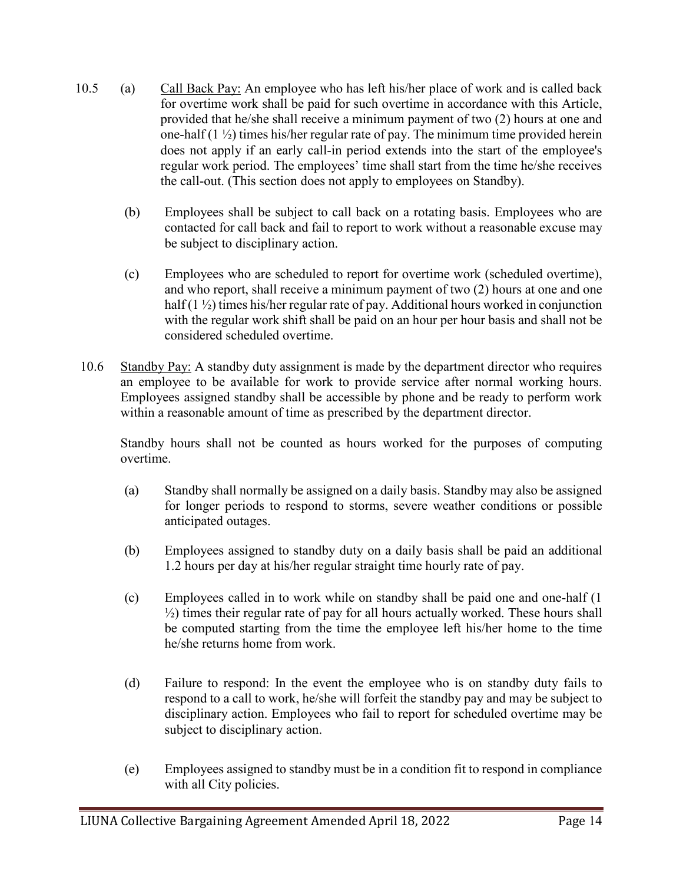10.5 (a) Call Back Pay: An employee who has left his/her place of work and is called back for overtime work shall be paid for such overtime in accordance with this Article, provided that he/she shall receive a minimum payment of two (2) hours at one and one-half (1 ½) times his/her regular rate of pay. The minimum time provided herein does not apply if an early call-in period extends into the start of the employee's regular work period. The employees' time shall start from the time he/she receives the call-out. (This section does not apply to employees on Standby).

(b) Employees shall be subject to call back on a rotating basis. Employees who are contacted for call back and fail to report to work without a reasonable excuse may be subject to disciplinary action.

(c) Employees who are scheduled to report for overtime work (scheduled overtime), and who report, shall receive a minimum payment of two (2) hours at one and one half (1 ½) times his/her regular rate of pay. Additional hours worked in conjunction with the regular work shift shall be paid on an hour per hour basis and shall not be considered scheduled overtime.

10.6 Standby Pay: A standby duty assignment is made by the department director who requires an employee to be available for work to provide service after normal working hours. Employees assigned standby shall be accessible by phone and be ready to perform work within a reasonable amount of time as prescribed by the department director.

Standby hours shall not be counted as hours worked for the purposes of computing overtime.

(a) Standby shall normally be assigned on a daily basis. Standby may also be assigned for longer periods to respond to storms, severe weather conditions or possible anticipated outages.

(b) Employees assigned to standby duty on a daily basis shall be paid an additional 1.2 hours per day at his/her regular straight time hourly rate of pay.

(c) Employees called in to work while on standby shall be paid one and one-half (1 ½) times their regular rate of pay for all hours actually worked. These hours shall be computed starting from the time the employee left his/her home to the time he/she returns home from work.

(d) Failure to respond: In the event the employee who is on standby duty fails to respond to a call to work, he/she will forfeit the standby pay and may be subject to disciplinary action. Employees who fail to report for scheduled overtime may be subject to disciplinary action.

(e) Employees assigned to standby must be in a condition fit to respond in compliance with all City policies.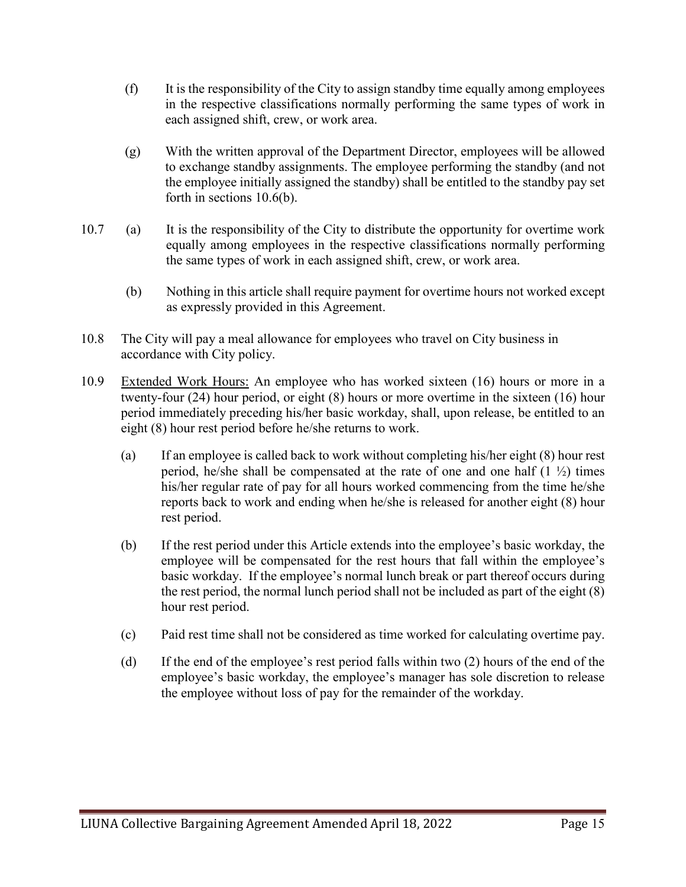(f) It is the responsibility of the City to assign standby time equally among employees in the respective classifications normally performing the same types of work in each assigned shift, crew, or work area.

(g) With the written approval of the Department Director, employees will be allowed to exchange standby assignments. The employee performing the standby (and not the employee initially assigned the standby) shall be entitled to the standby pay set forth in sections 10.6(b).

10.7 (a) It is the responsibility of the City to distribute the opportunity for overtime work equally among employees in the respective classifications normally performing the same types of work in each assigned shift, crew, or work area.

(b) Nothing in this article shall require payment for overtime hours not worked except as expressly provided in this Agreement.

10.8 The City will pay a meal allowance for employees who travel on City business in accordance with City policy.

10.9 Extended Work Hours: An employee who has worked sixteen (16) hours or more in a twenty-four (24) hour period, or eight (8) hours or more overtime in the sixteen (16) hour period immediately preceding his/her basic workday, shall, upon release, be entitled to an eight (8) hour rest period before he/she returns to work.

(a) If an employee is called back to work without completing his/her eight (8) hour rest period, he/she shall be compensated at the rate of one and one half (1 ½) times his/her regular rate of pay for all hours worked commencing from the time he/she reports back to work and ending when he/she is released for another eight (8) hour rest period.

(b) If the rest period under this Article extends into the employee's basic workday, the employee will be compensated for the rest hours that fall within the employee's basic workday. If the employee's normal lunch break or part thereof occurs during the rest period, the normal lunch period shall not be included as part of the eight (8) hour rest period.

(c) Paid rest time shall not be considered as time worked for calculating overtime pay.

(d) If the end of the employee's rest period falls within two (2) hours of the end of the employee's basic workday, the employee's manager has sole discretion to release the employee without loss of pay for the remainder of the workday.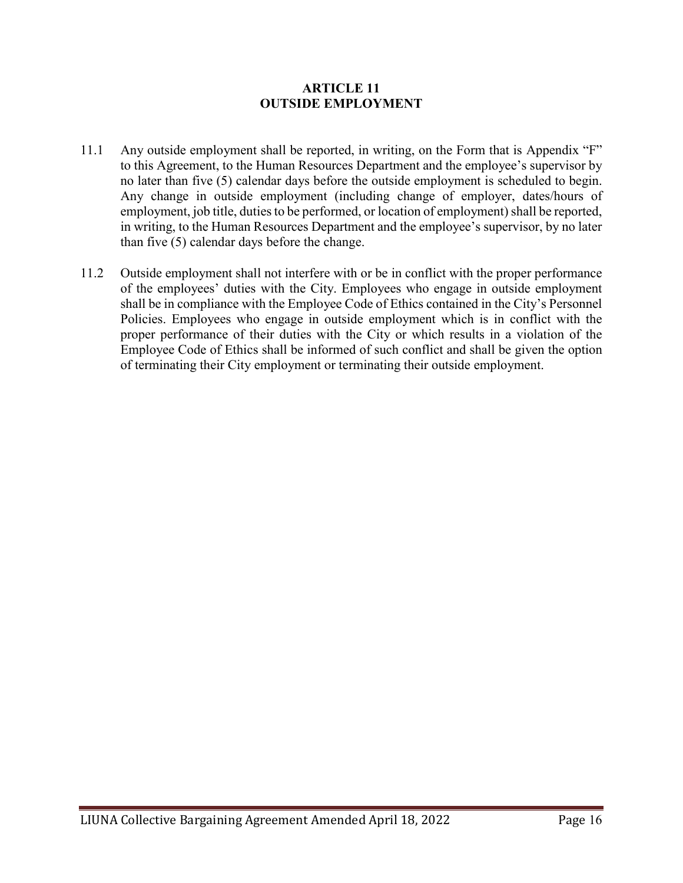# ARTICLE 11
# OUTSIDE EMPLOYMENT

11.1 Any outside employment shall be reported, in writing, on the Form that is Appendix "F" to this Agreement, to the Human Resources Department and the employee's supervisor by no later than five (5) calendar days before the outside employment is scheduled to begin. Any change in outside employment (including change of employer, dates/hours of employment, job title, duties to be performed, or location of employment) shall be reported, in writing, to the Human Resources Department and the employee's supervisor, by no later than five (5) calendar days before the change.

11.2 Outside employment shall not interfere with or be in conflict with the proper performance of the employees' duties with the City. Employees who engage in outside employment shall be in compliance with the Employee Code of Ethics contained in the City's Personnel Policies. Employees who engage in outside employment which is in conflict with the proper performance of their duties with the City or which results in a violation of the Employee Code of Ethics shall be informed of such conflict and shall be given the option of terminating their City employment or terminating their outside employment.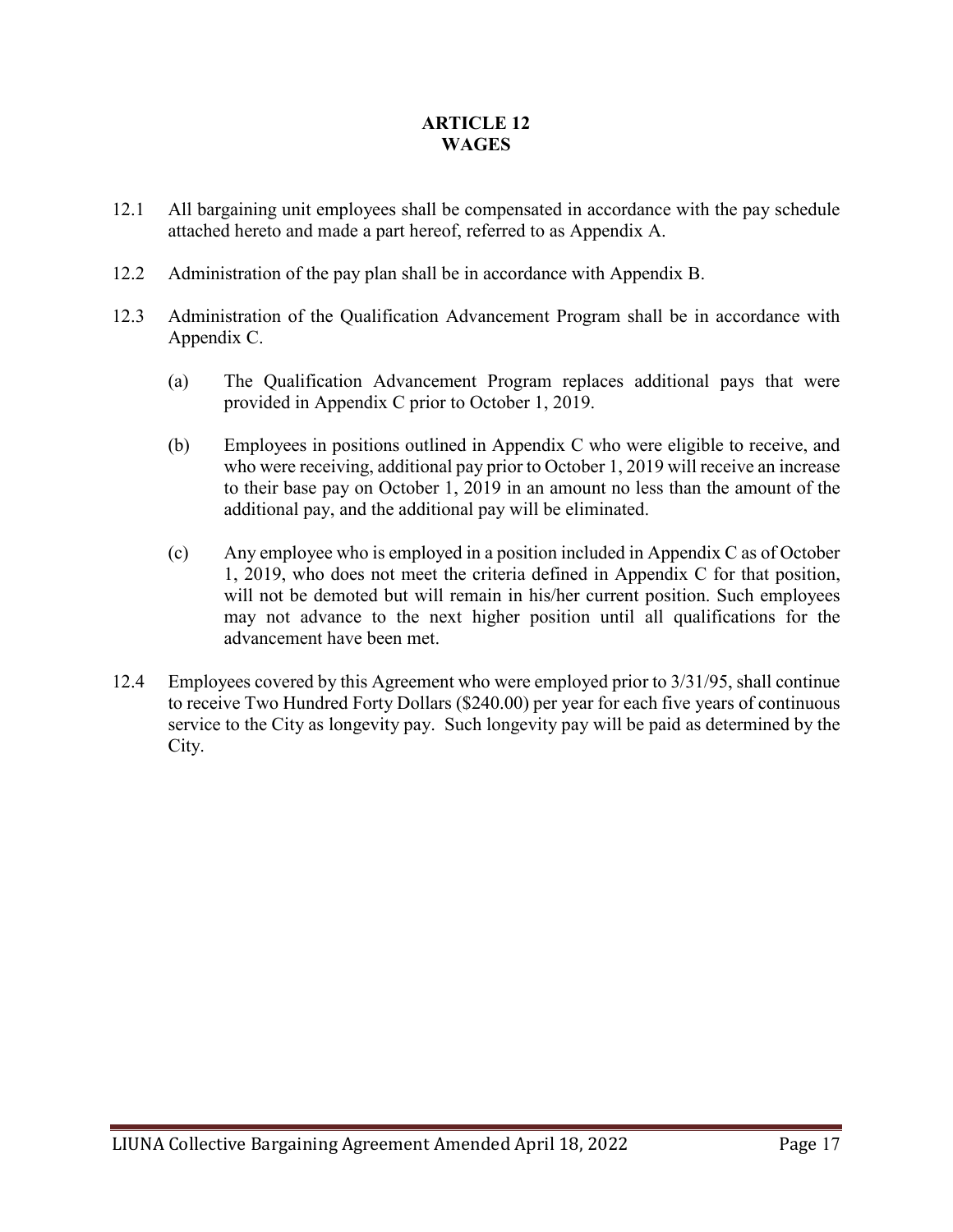# ARTICLE 12
# WAGES

12.1 All bargaining unit employees shall be compensated in accordance with the pay schedule attached hereto and made a part hereof, referred to as Appendix A.

12.2 Administration of the pay plan shall be in accordance with Appendix B.

12.3 Administration of the Qualification Advancement Program shall be in accordance with Appendix C.

(a) The Qualification Advancement Program replaces additional pays that were provided in Appendix C prior to October 1, 2019.

(b) Employees in positions outlined in Appendix C who were eligible to receive, and who were receiving, additional pay prior to October 1, 2019 will receive an increase to their base pay on October 1, 2019 in an amount no less than the amount of the additional pay, and the additional pay will be eliminated.

(c) Any employee who is employed in a position included in Appendix C as of October 1, 2019, who does not meet the criteria defined in Appendix C for that position, will not be demoted but will remain in his/her current position. Such employees may not advance to the next higher position until all qualifications for the advancement have been met.

12.4 Employees covered by this Agreement who were employed prior to 3/31/95, shall continue to receive Two Hundred Forty Dollars ($240.00) per year for each five years of continuous service to the City as longevity pay. Such longevity pay will be paid as determined by the City.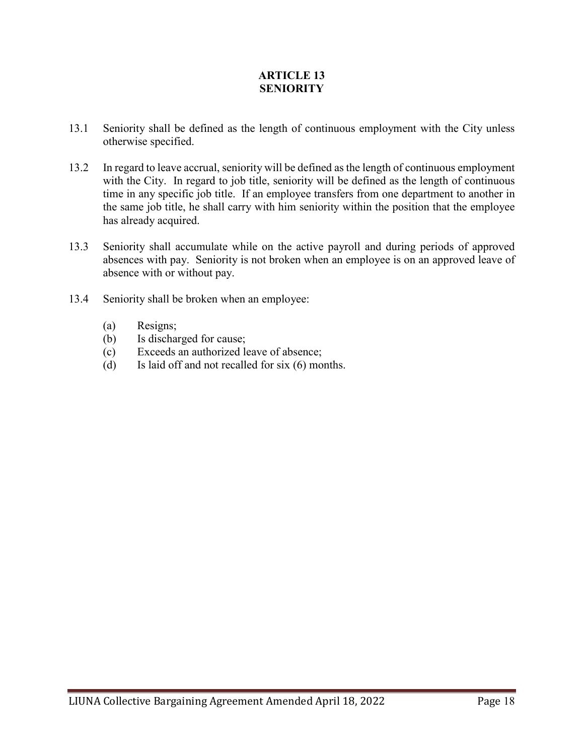# ARTICLE 13
# SENIORITY

13.1 Seniority shall be defined as the length of continuous employment with the City unless otherwise specified.

13.2 In regard to leave accrual, seniority will be defined as the length of continuous employment with the City. In regard to job title, seniority will be defined as the length of continuous time in any specific job title. If an employee transfers from one department to another in the same job title, he shall carry with him seniority within the position that the employee has already acquired.

13.3 Seniority shall accumulate while on the active payroll and during periods of approved absences with pay. Seniority is not broken when an employee is on an approved leave of absence with or without pay.

13.4 Seniority shall be broken when an employee:

(a) Resigns;
(b) Is discharged for cause;
(c) Exceeds an authorized leave of absence;
(d) Is laid off and not recalled for six (6) months.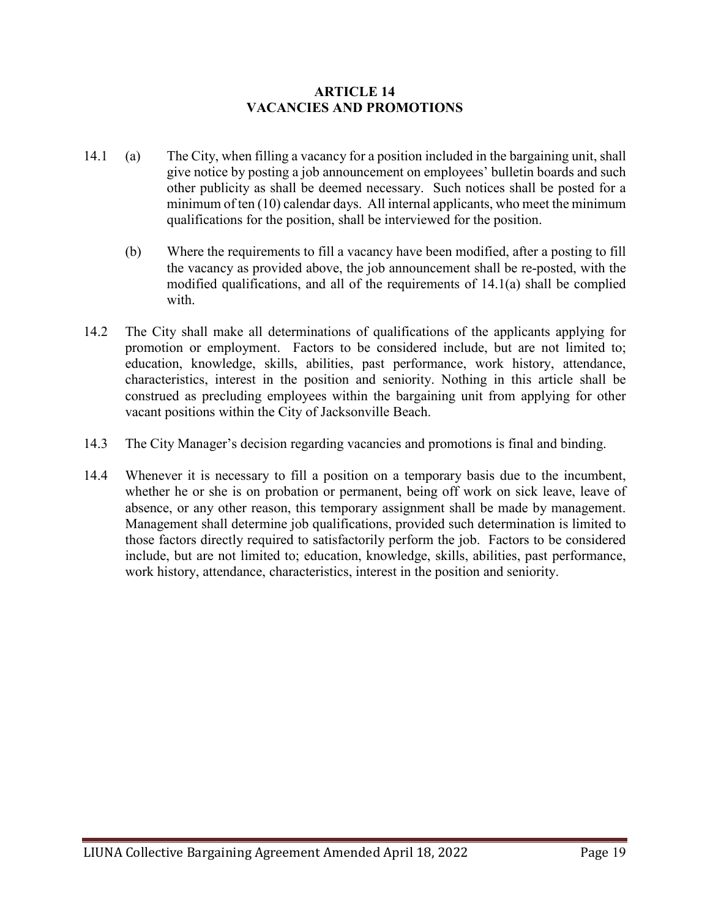# ARTICLE 14
# VACANCIES AND PROMOTIONS

14.1 (a) The City, when filling a vacancy for a position included in the bargaining unit, shall give notice by posting a job announcement on employees' bulletin boards and such other publicity as shall be deemed necessary. Such notices shall be posted for a minimum of ten (10) calendar days. All internal applicants, who meet the minimum qualifications for the position, shall be interviewed for the position.

(b) Where the requirements to fill a vacancy have been modified, after a posting to fill the vacancy as provided above, the job announcement shall be re-posted, with the modified qualifications, and all of the requirements of 14.1(a) shall be complied with.

14.2 The City shall make all determinations of qualifications of the applicants applying for promotion or employment. Factors to be considered include, but are not limited to; education, knowledge, skills, abilities, past performance, work history, attendance, characteristics, interest in the position and seniority. Nothing in this article shall be construed as precluding employees within the bargaining unit from applying for other vacant positions within the City of Jacksonville Beach.

14.3 The City Manager's decision regarding vacancies and promotions is final and binding.

14.4 Whenever it is necessary to fill a position on a temporary basis due to the incumbent, whether he or she is on probation or permanent, being off work on sick leave, leave of absence, or any other reason, this temporary assignment shall be made by management. Management shall determine job qualifications, provided such determination is limited to those factors directly required to satisfactorily perform the job. Factors to be considered include, but are not limited to; education, knowledge, skills, abilities, past performance, work history, attendance, characteristics, interest in the position and seniority.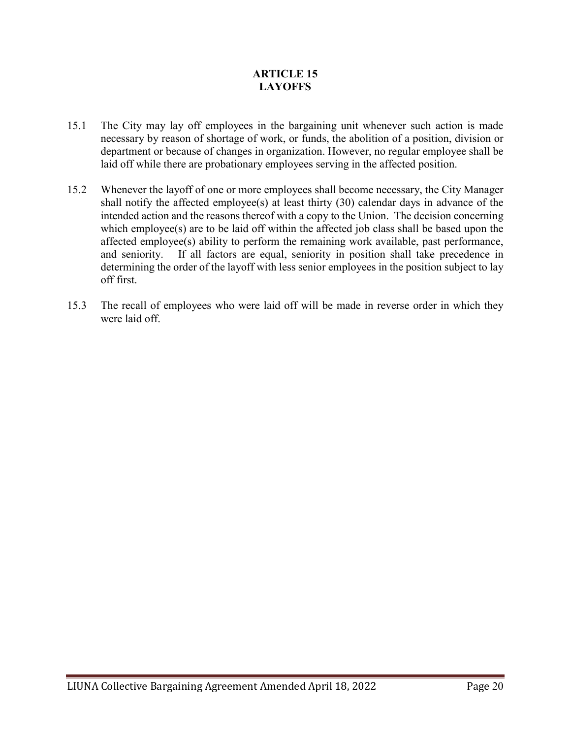# ARTICLE 15
# LAYOFFS

15.1 The City may lay off employees in the bargaining unit whenever such action is made necessary by reason of shortage of work, or funds, the abolition of a position, division or department or because of changes in organization. However, no regular employee shall be laid off while there are probationary employees serving in the affected position.

15.2 Whenever the layoff of one or more employees shall become necessary, the City Manager shall notify the affected employee(s) at least thirty (30) calendar days in advance of the intended action and the reasons thereof with a copy to the Union. The decision concerning which employee(s) are to be laid off within the affected job class shall be based upon the affected employee(s) ability to perform the remaining work available, past performance, and seniority. If all factors are equal, seniority in position shall take precedence in determining the order of the layoff with less senior employees in the position subject to lay off first.

15.3 The recall of employees who were laid off will be made in reverse order in which they were laid off.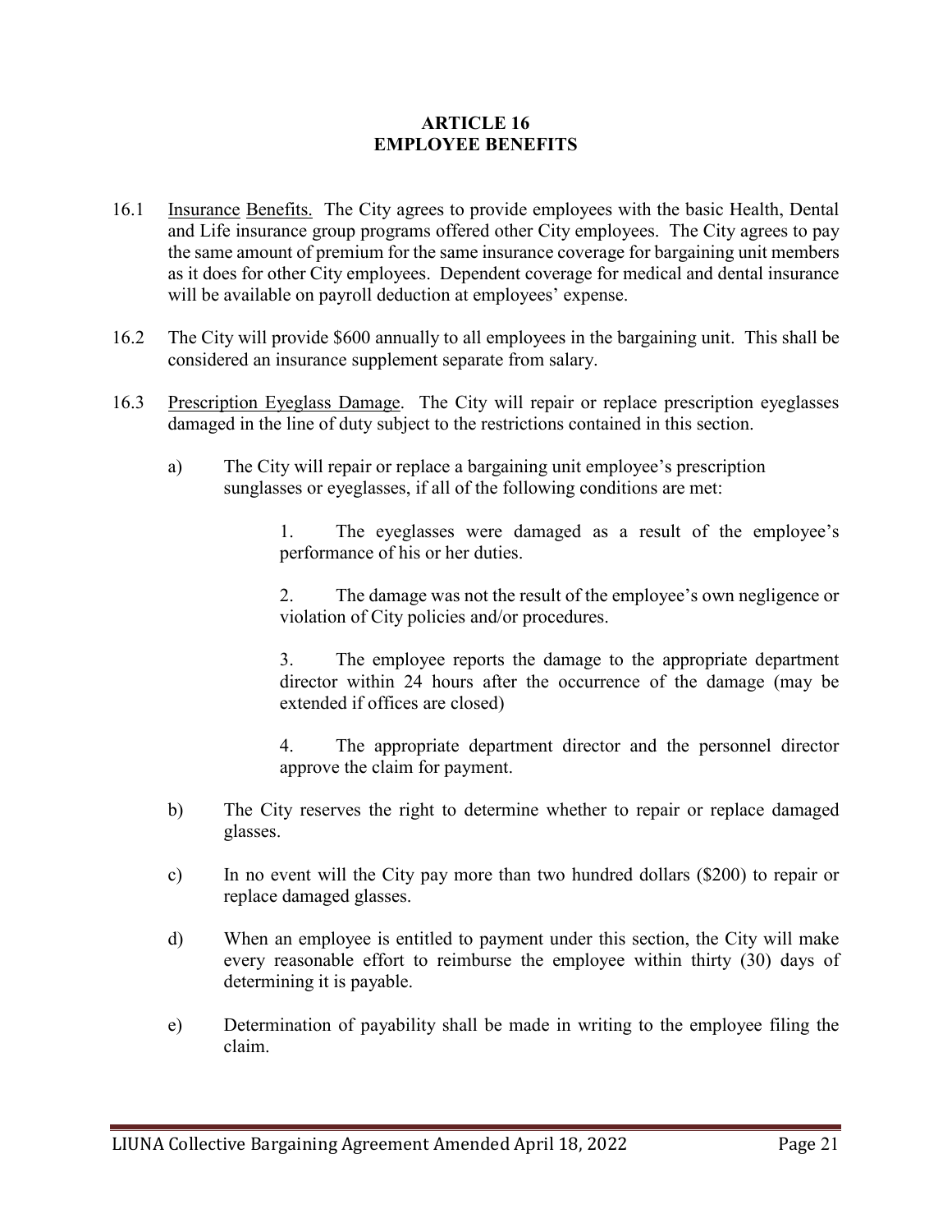# ARTICLE 16
# EMPLOYEE BENEFITS

16.1 Insurance Benefits. The City agrees to provide employees with the basic Health, Dental and Life insurance group programs offered other City employees. The City agrees to pay the same amount of premium for the same insurance coverage for bargaining unit members as it does for other City employees. Dependent coverage for medical and dental insurance will be available on payroll deduction at employees' expense.

16.2 The City will provide $600 annually to all employees in the bargaining unit. This shall be considered an insurance supplement separate from salary.

16.3 Prescription Eyeglass Damage. The City will repair or replace prescription eyeglasses damaged in the line of duty subject to the restrictions contained in this section.

a) The City will repair or replace a bargaining unit employee's prescription sunglasses or eyeglasses, if all of the following conditions are met:

1. The eyeglasses were damaged as a result of the employee's performance of his or her duties.

2. The damage was not the result of the employee's own negligence or violation of City policies and/or procedures.

3. The employee reports the damage to the appropriate department director within 24 hours after the occurrence of the damage (may be extended if offices are closed)

4. The appropriate department director and the personnel director approve the claim for payment.

b) The City reserves the right to determine whether to repair or replace damaged glasses.

c) In no event will the City pay more than two hundred dollars ($200) to repair or replace damaged glasses.

d) When an employee is entitled to payment under this section, the City will make every reasonable effort to reimburse the employee within thirty (30) days of determining it is payable.

e) Determination of payability shall be made in writing to the employee filing the claim.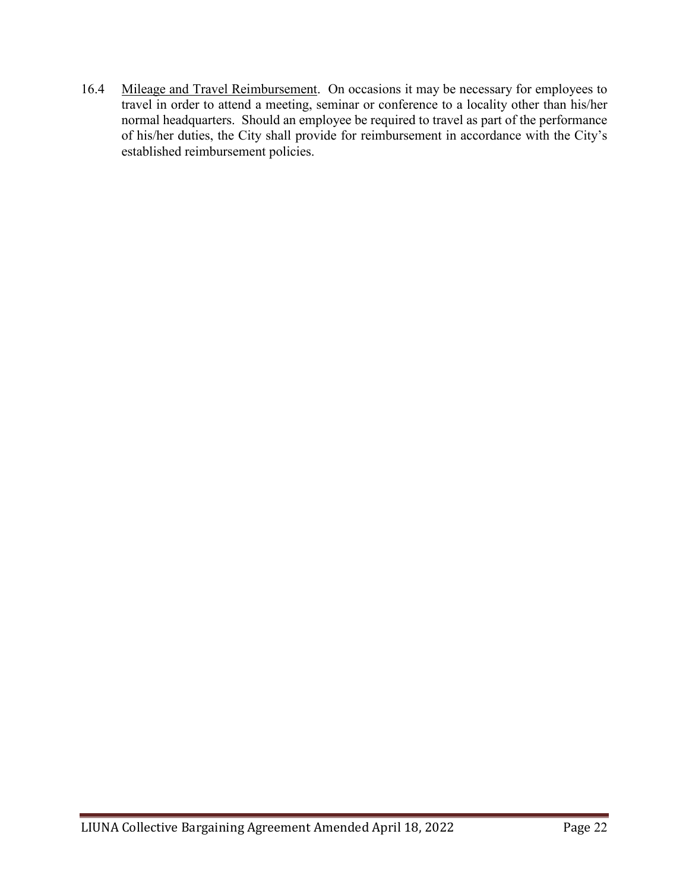16.4 <u>Mileage and Travel Reimbursement</u>. On occasions it may be necessary for employees to travel in order to attend a meeting, seminar or conference to a locality other than his/her normal headquarters. Should an employee be required to travel as part of the performance of his/her duties, the City shall provide for reimbursement in accordance with the City's established reimbursement policies.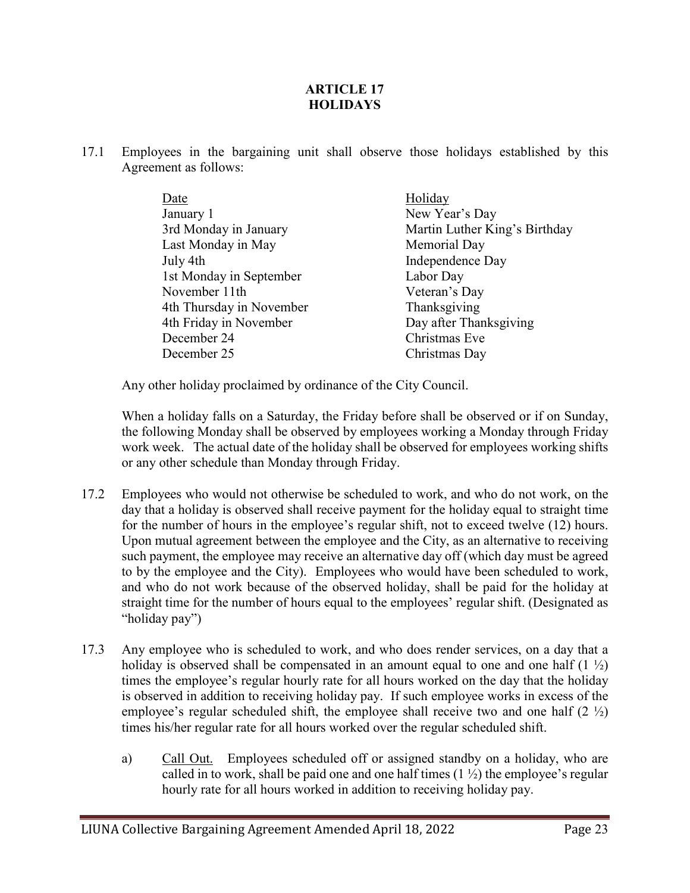# ARTICLE 17
# HOLIDAYS

17.1 Employees in the bargaining unit shall observe those holidays established by this Agreement as follows:

| Date | Holiday |
|---|---|
| January 1 | New Year's Day |
| 3rd Monday in January | Martin Luther King's Birthday |
| Last Monday in May | Memorial Day |
| July 4th | Independence Day |
| 1st Monday in September | Labor Day |
| November 11th | Veteran's Day |
| 4th Thursday in November | Thanksgiving |
| 4th Friday in November | Day after Thanksgiving |
| December 24 | Christmas Eve |
| December 25 | Christmas Day |

Any other holiday proclaimed by ordinance of the City Council.

When a holiday falls on a Saturday, the Friday before shall be observed or if on Sunday, the following Monday shall be observed by employees working a Monday through Friday work week. The actual date of the holiday shall be observed for employees working shifts or any other schedule than Monday through Friday.

17.2 Employees who would not otherwise be scheduled to work, and who do not work, on the day that a holiday is observed shall receive payment for the holiday equal to straight time for the number of hours in the employee's regular shift, not to exceed twelve (12) hours. Upon mutual agreement between the employee and the City, as an alternative to receiving such payment, the employee may receive an alternative day off (which day must be agreed to by the employee and the City). Employees who would have been scheduled to work, and who do not work because of the observed holiday, shall be paid for the holiday at straight time for the number of hours equal to the employees' regular shift. (Designated as "holiday pay")

17.3 Any employee who is scheduled to work, and who does render services, on a day that a holiday is observed shall be compensated in an amount equal to one and one half (1 ½) times the employee's regular hourly rate for all hours worked on the day that the holiday is observed in addition to receiving holiday pay. If such employee works in excess of the employee's regular scheduled shift, the employee shall receive two and one half (2 ½) times his/her regular rate for all hours worked over the regular scheduled shift.

a) Call Out. Employees scheduled off or assigned standby on a holiday, who are called in to work, shall be paid one and one half times (1 ½) the employee's regular hourly rate for all hours worked in addition to receiving holiday pay.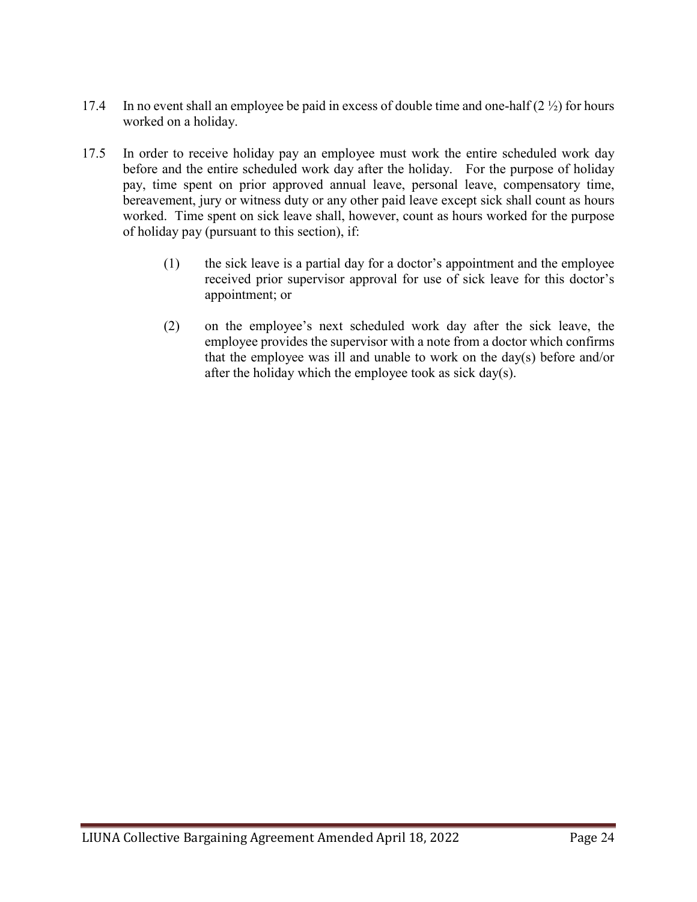17.4 In no event shall an employee be paid in excess of double time and one-half (2 ½) for hours worked on a holiday.

17.5 In order to receive holiday pay an employee must work the entire scheduled work day before and the entire scheduled work day after the holiday. For the purpose of holiday pay, time spent on prior approved annual leave, personal leave, compensatory time, bereavement, jury or witness duty or any other paid leave except sick shall count as hours worked. Time spent on sick leave shall, however, count as hours worked for the purpose of holiday pay (pursuant to this section), if:

(1) the sick leave is a partial day for a doctor's appointment and the employee received prior supervisor approval for use of sick leave for this doctor's appointment; or

(2) on the employee's next scheduled work day after the sick leave, the employee provides the supervisor with a note from a doctor which confirms that the employee was ill and unable to work on the day(s) before and/or after the holiday which the employee took as sick day(s).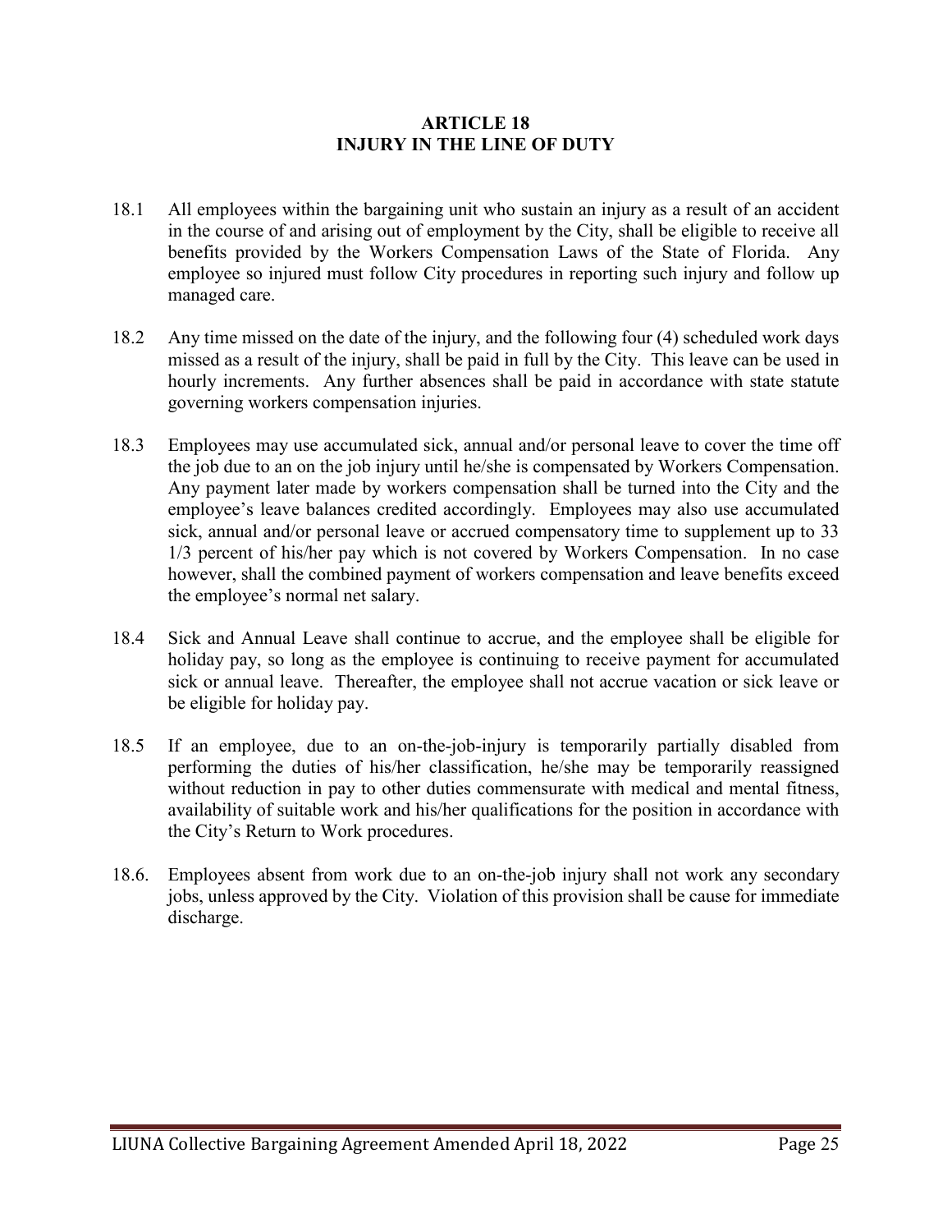# ARTICLE 18
# INJURY IN THE LINE OF DUTY

18.1 All employees within the bargaining unit who sustain an injury as a result of an accident in the course of and arising out of employment by the City, shall be eligible to receive all benefits provided by the Workers Compensation Laws of the State of Florida. Any employee so injured must follow City procedures in reporting such injury and follow up managed care.

18.2 Any time missed on the date of the injury, and the following four (4) scheduled work days missed as a result of the injury, shall be paid in full by the City. This leave can be used in hourly increments. Any further absences shall be paid in accordance with state statute governing workers compensation injuries.

18.3 Employees may use accumulated sick, annual and/or personal leave to cover the time off the job due to an on the job injury until he/she is compensated by Workers Compensation. Any payment later made by workers compensation shall be turned into the City and the employee's leave balances credited accordingly. Employees may also use accumulated sick, annual and/or personal leave or accrued compensatory time to supplement up to 33 1/3 percent of his/her pay which is not covered by Workers Compensation. In no case however, shall the combined payment of workers compensation and leave benefits exceed the employee's normal net salary.

18.4 Sick and Annual Leave shall continue to accrue, and the employee shall be eligible for holiday pay, so long as the employee is continuing to receive payment for accumulated sick or annual leave. Thereafter, the employee shall not accrue vacation or sick leave or be eligible for holiday pay.

18.5 If an employee, due to an on-the-job-injury is temporarily partially disabled from performing the duties of his/her classification, he/she may be temporarily reassigned without reduction in pay to other duties commensurate with medical and mental fitness, availability of suitable work and his/her qualifications for the position in accordance with the City's Return to Work procedures.

18.6. Employees absent from work due to an on-the-job injury shall not work any secondary jobs, unless approved by the City. Violation of this provision shall be cause for immediate discharge.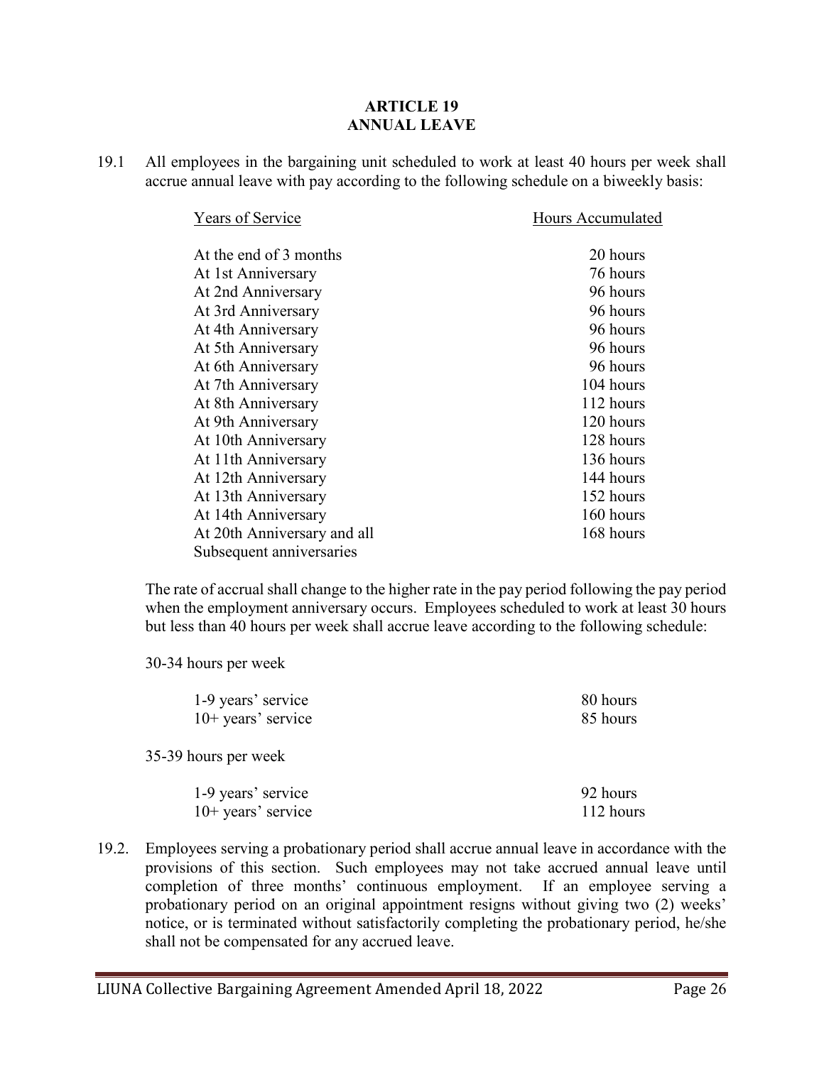# ARTICLE 19
# ANNUAL LEAVE

19.1 All employees in the bargaining unit scheduled to work at least 40 hours per week shall accrue annual leave with pay according to the following schedule on a biweekly basis:

| Years of Service | Hours Accumulated |
|---|---|
| At the end of 3 months | 20 hours |
| At 1st Anniversary | 76 hours |
| At 2nd Anniversary | 96 hours |
| At 3rd Anniversary | 96 hours |
| At 4th Anniversary | 96 hours |
| At 5th Anniversary | 96 hours |
| At 6th Anniversary | 96 hours |
| At 7th Anniversary | 104 hours |
| At 8th Anniversary | 112 hours |
| At 9th Anniversary | 120 hours |
| At 10th Anniversary | 128 hours |
| At 11th Anniversary | 136 hours |
| At 12th Anniversary | 144 hours |
| At 13th Anniversary | 152 hours |
| At 14th Anniversary | 160 hours |
| At 20th Anniversary and all Subsequent anniversaries | 168 hours |

The rate of accrual shall change to the higher rate in the pay period following the pay period when the employment anniversary occurs. Employees scheduled to work at least 30 hours but less than 40 hours per week shall accrue leave according to the following schedule:

30-34 hours per week

| | |
|---|---|
| 1-9 years' service | 80 hours |
| 10+ years' service | 85 hours |

35-39 hours per week

| | |
|---|---|
| 1-9 years' service | 92 hours |
| 10+ years' service | 112 hours |

19.2. Employees serving a probationary period shall accrue annual leave in accordance with the provisions of this section. Such employees may not take accrued annual leave until completion of three months' continuous employment. If an employee serving a probationary period on an original appointment resigns without giving two (2) weeks' notice, or is terminated without satisfactorily completing the probationary period, he/she shall not be compensated for any accrued leave.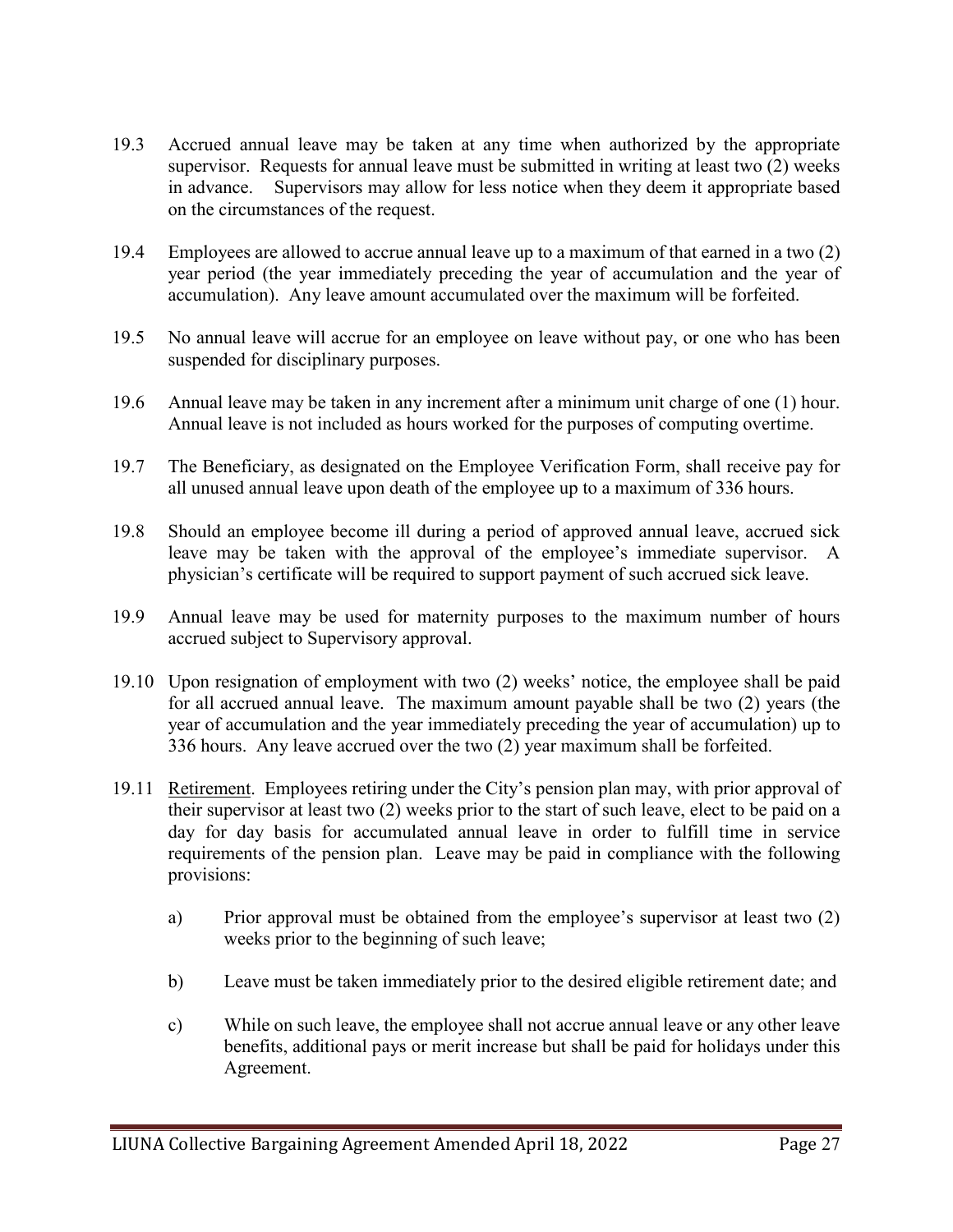19.3 Accrued annual leave may be taken at any time when authorized by the appropriate supervisor. Requests for annual leave must be submitted in writing at least two (2) weeks in advance. Supervisors may allow for less notice when they deem it appropriate based on the circumstances of the request.

19.4 Employees are allowed to accrue annual leave up to a maximum of that earned in a two (2) year period (the year immediately preceding the year of accumulation and the year of accumulation). Any leave amount accumulated over the maximum will be forfeited.

19.5 No annual leave will accrue for an employee on leave without pay, or one who has been suspended for disciplinary purposes.

19.6 Annual leave may be taken in any increment after a minimum unit charge of one (1) hour. Annual leave is not included as hours worked for the purposes of computing overtime.

19.7 The Beneficiary, as designated on the Employee Verification Form, shall receive pay for all unused annual leave upon death of the employee up to a maximum of 336 hours.

19.8 Should an employee become ill during a period of approved annual leave, accrued sick leave may be taken with the approval of the employee's immediate supervisor. A physician's certificate will be required to support payment of such accrued sick leave.

19.9 Annual leave may be used for maternity purposes to the maximum number of hours accrued subject to Supervisory approval.

19.10 Upon resignation of employment with two (2) weeks' notice, the employee shall be paid for all accrued annual leave. The maximum amount payable shall be two (2) years (the year of accumulation and the year immediately preceding the year of accumulation) up to 336 hours. Any leave accrued over the two (2) year maximum shall be forfeited.

19.11 Retirement. Employees retiring under the City's pension plan may, with prior approval of their supervisor at least two (2) weeks prior to the start of such leave, elect to be paid on a day for day basis for accumulated annual leave in order to fulfill time in service requirements of the pension plan. Leave may be paid in compliance with the following provisions:

a) Prior approval must be obtained from the employee's supervisor at least two (2) weeks prior to the beginning of such leave;

b) Leave must be taken immediately prior to the desired eligible retirement date; and

c) While on such leave, the employee shall not accrue annual leave or any other leave benefits, additional pays or merit increase but shall be paid for holidays under this Agreement.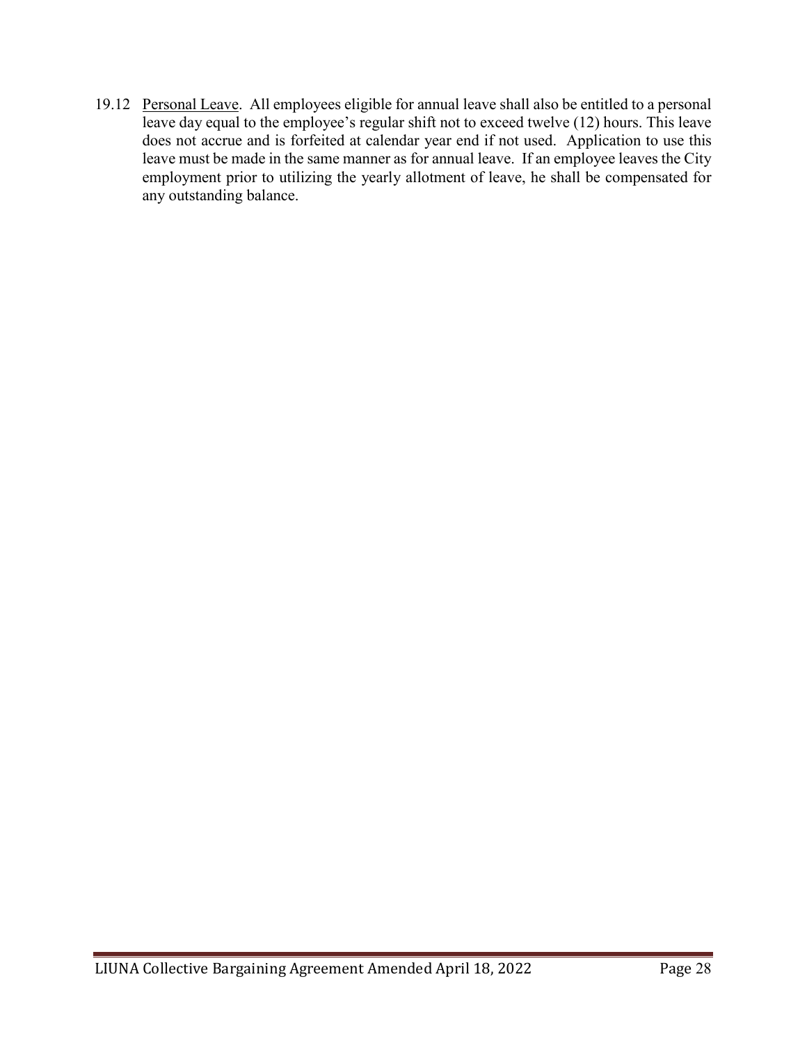19.12 Personal Leave. All employees eligible for annual leave shall also be entitled to a personal leave day equal to the employee's regular shift not to exceed twelve (12) hours. This leave does not accrue and is forfeited at calendar year end if not used. Application to use this leave must be made in the same manner as for annual leave. If an employee leaves the City employment prior to utilizing the yearly allotment of leave, he shall be compensated for any outstanding balance.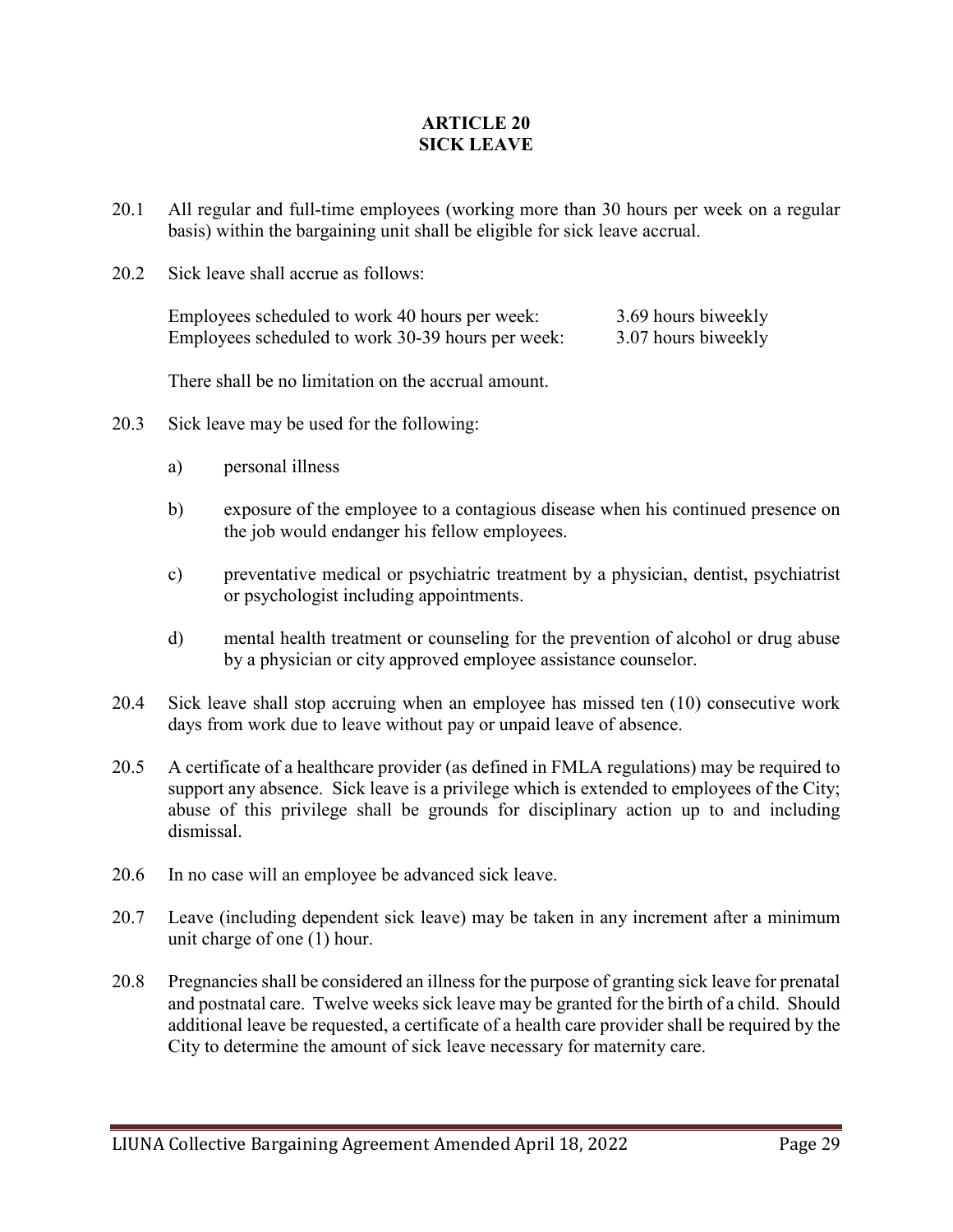# ARTICLE 20
# SICK LEAVE

20.1 All regular and full-time employees (working more than 30 hours per week on a regular basis) within the bargaining unit shall be eligible for sick leave accrual.

20.2 Sick leave shall accrue as follows:

| | |
|---|---|
| Employees scheduled to work 40 hours per week: | 3.69 hours biweekly |
| Employees scheduled to work 30-39 hours per week: | 3.07 hours biweekly |

There shall be no limitation on the accrual amount.

20.3 Sick leave may be used for the following:

a) personal illness

b) exposure of the employee to a contagious disease when his continued presence on the job would endanger his fellow employees.

c) preventative medical or psychiatric treatment by a physician, dentist, psychiatrist or psychologist including appointments.

d) mental health treatment or counseling for the prevention of alcohol or drug abuse by a physician or city approved employee assistance counselor.

20.4 Sick leave shall stop accruing when an employee has missed ten (10) consecutive work days from work due to leave without pay or unpaid leave of absence.

20.5 A certificate of a healthcare provider (as defined in FMLA regulations) may be required to support any absence. Sick leave is a privilege which is extended to employees of the City; abuse of this privilege shall be grounds for disciplinary action up to and including dismissal.

20.6 In no case will an employee be advanced sick leave.

20.7 Leave (including dependent sick leave) may be taken in any increment after a minimum unit charge of one (1) hour.

20.8 Pregnancies shall be considered an illness for the purpose of granting sick leave for prenatal and postnatal care. Twelve weeks sick leave may be granted for the birth of a child. Should additional leave be requested, a certificate of a health care provider shall be required by the City to determine the amount of sick leave necessary for maternity care.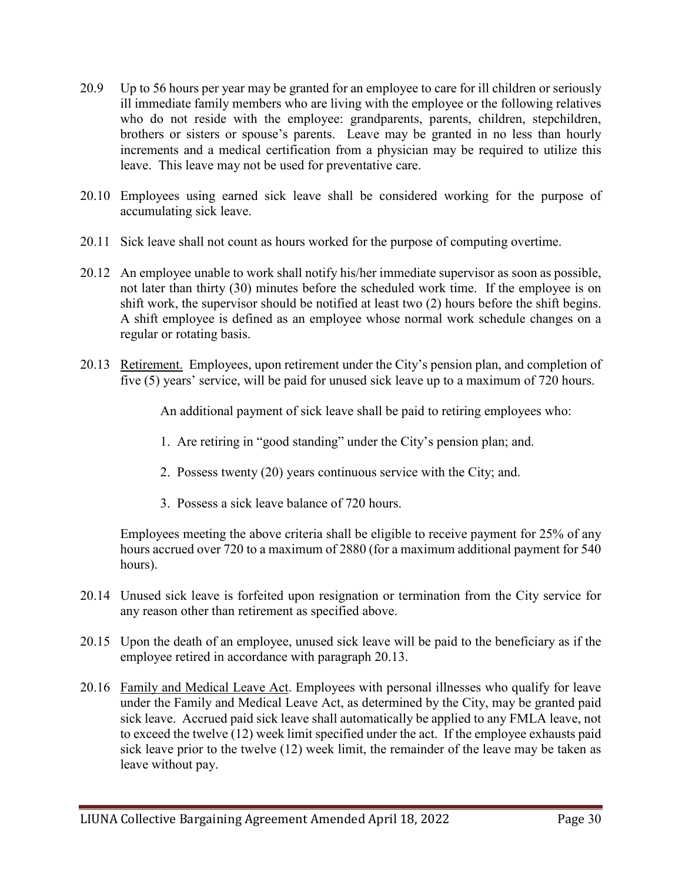20.9 Up to 56 hours per year may be granted for an employee to care for ill children or seriously ill immediate family members who are living with the employee or the following relatives who do not reside with the employee: grandparents, parents, children, stepchildren, brothers or sisters or spouse's parents. Leave may be granted in no less than hourly increments and a medical certification from a physician may be required to utilize this leave. This leave may not be used for preventative care.

20.10 Employees using earned sick leave shall be considered working for the purpose of accumulating sick leave.

20.11 Sick leave shall not count as hours worked for the purpose of computing overtime.

20.12 An employee unable to work shall notify his/her immediate supervisor as soon as possible, not later than thirty (30) minutes before the scheduled work time. If the employee is on shift work, the supervisor should be notified at least two (2) hours before the shift begins. A shift employee is defined as an employee whose normal work schedule changes on a regular or rotating basis.

20.13 Retirement. Employees, upon retirement under the City's pension plan, and completion of five (5) years' service, will be paid for unused sick leave up to a maximum of 720 hours.

An additional payment of sick leave shall be paid to retiring employees who:

1. Are retiring in "good standing" under the City's pension plan; and.
2. Possess twenty (20) years continuous service with the City; and.
3. Possess a sick leave balance of 720 hours.

Employees meeting the above criteria shall be eligible to receive payment for 25% of any hours accrued over 720 to a maximum of 2880 (for a maximum additional payment for 540 hours).

20.14 Unused sick leave is forfeited upon resignation or termination from the City service for any reason other than retirement as specified above.

20.15 Upon the death of an employee, unused sick leave will be paid to the beneficiary as if the employee retired in accordance with paragraph 20.13.

20.16 Family and Medical Leave Act. Employees with personal illnesses who qualify for leave under the Family and Medical Leave Act, as determined by the City, may be granted paid sick leave. Accrued paid sick leave shall automatically be applied to any FMLA leave, not to exceed the twelve (12) week limit specified under the act. If the employee exhausts paid sick leave prior to the twelve (12) week limit, the remainder of the leave may be taken as leave without pay.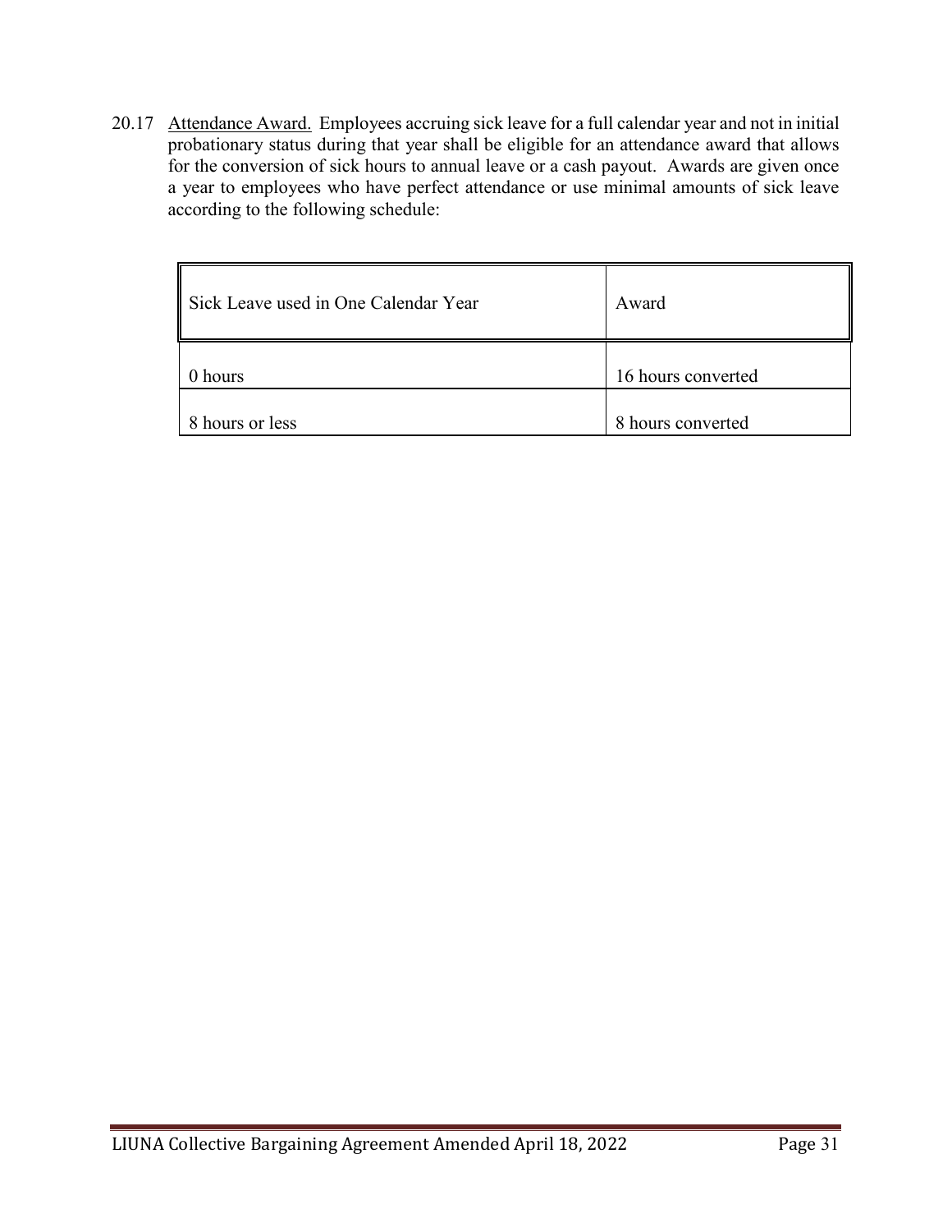20.17 Attendance Award. Employees accruing sick leave for a full calendar year and not in initial probationary status during that year shall be eligible for an attendance award that allows for the conversion of sick hours to annual leave or a cash payout. Awards are given once a year to employees who have perfect attendance or use minimal amounts of sick leave according to the following schedule:

| Sick Leave used in One Calendar Year | Award |
|---|---|
| 0 hours | 16 hours converted |
| 8 hours or less | 8 hours converted |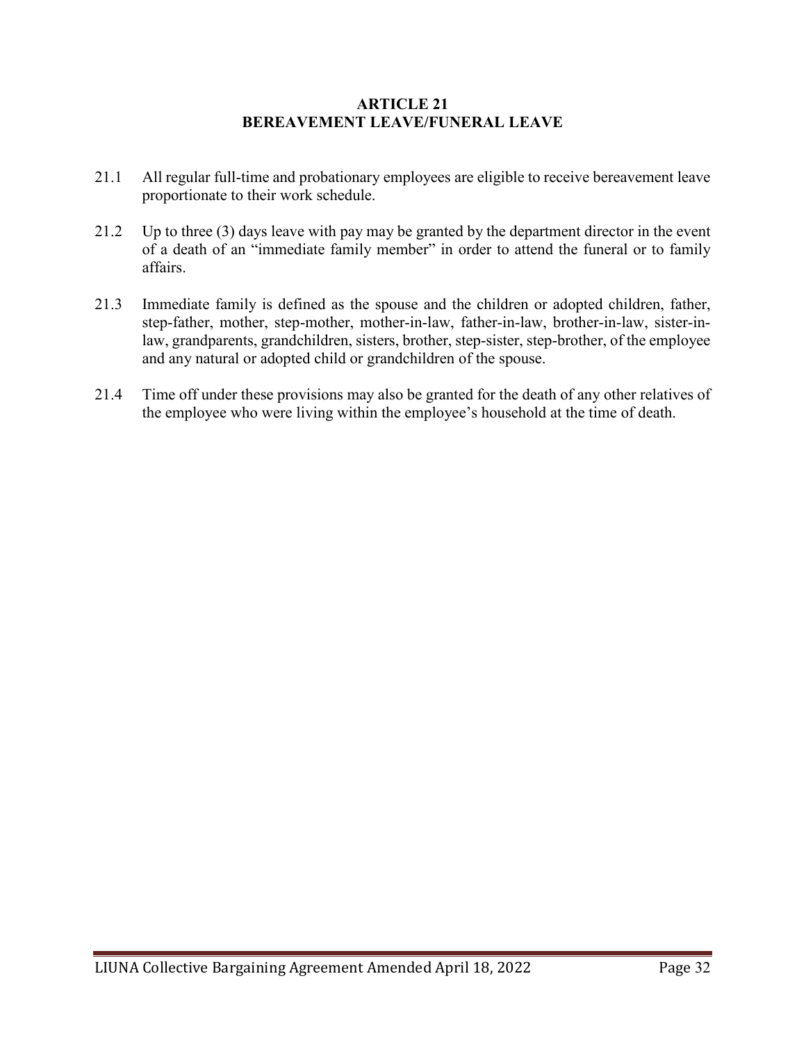# ARTICLE 21
# BEREAVEMENT LEAVE/FUNERAL LEAVE

21.1 All regular full-time and probationary employees are eligible to receive bereavement leave proportionate to their work schedule.

21.2 Up to three (3) days leave with pay may be granted by the department director in the event of a death of an "immediate family member" in order to attend the funeral or to family affairs.

21.3 Immediate family is defined as the spouse and the children or adopted children, father, step-father, mother, step-mother, mother-in-law, father-in-law, brother-in-law, sister-in-law, grandparents, grandchildren, sisters, brother, step-sister, step-brother, of the employee and any natural or adopted child or grandchildren of the spouse.

21.4 Time off under these provisions may also be granted for the death of any other relatives of the employee who were living within the employee's household at the time of death.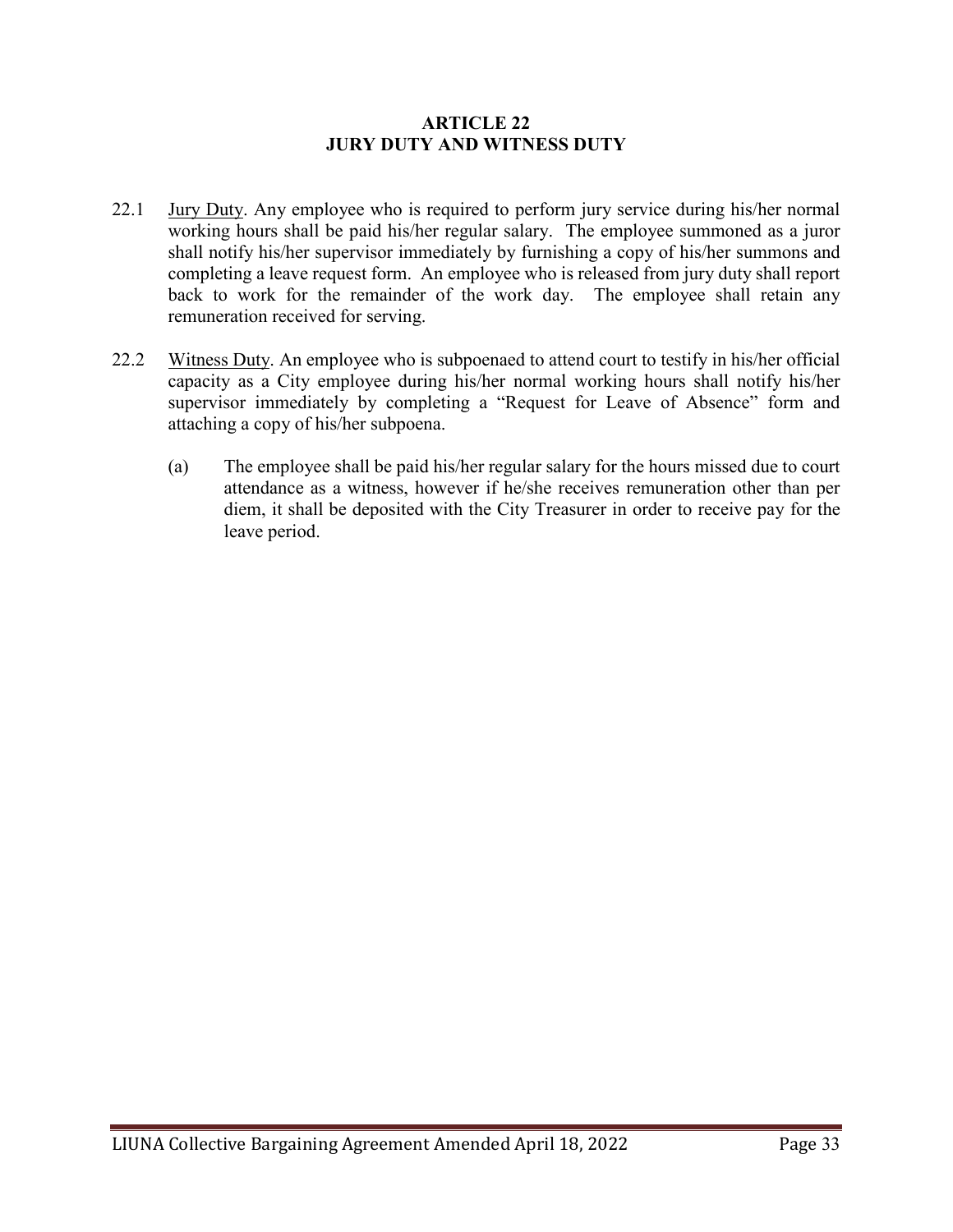## ARTICLE 22
## JURY DUTY AND WITNESS DUTY

22.1 Jury Duty. Any employee who is required to perform jury service during his/her normal working hours shall be paid his/her regular salary. The employee summoned as a juror shall notify his/her supervisor immediately by furnishing a copy of his/her summons and completing a leave request form. An employee who is released from jury duty shall report back to work for the remainder of the work day. The employee shall retain any remuneration received for serving.

22.2 Witness Duty. An employee who is subpoenaed to attend court to testify in his/her official capacity as a City employee during his/her normal working hours shall notify his/her supervisor immediately by completing a "Request for Leave of Absence" form and attaching a copy of his/her subpoena.

(a) The employee shall be paid his/her regular salary for the hours missed due to court attendance as a witness, however if he/she receives remuneration other than per diem, it shall be deposited with the City Treasurer in order to receive pay for the leave period.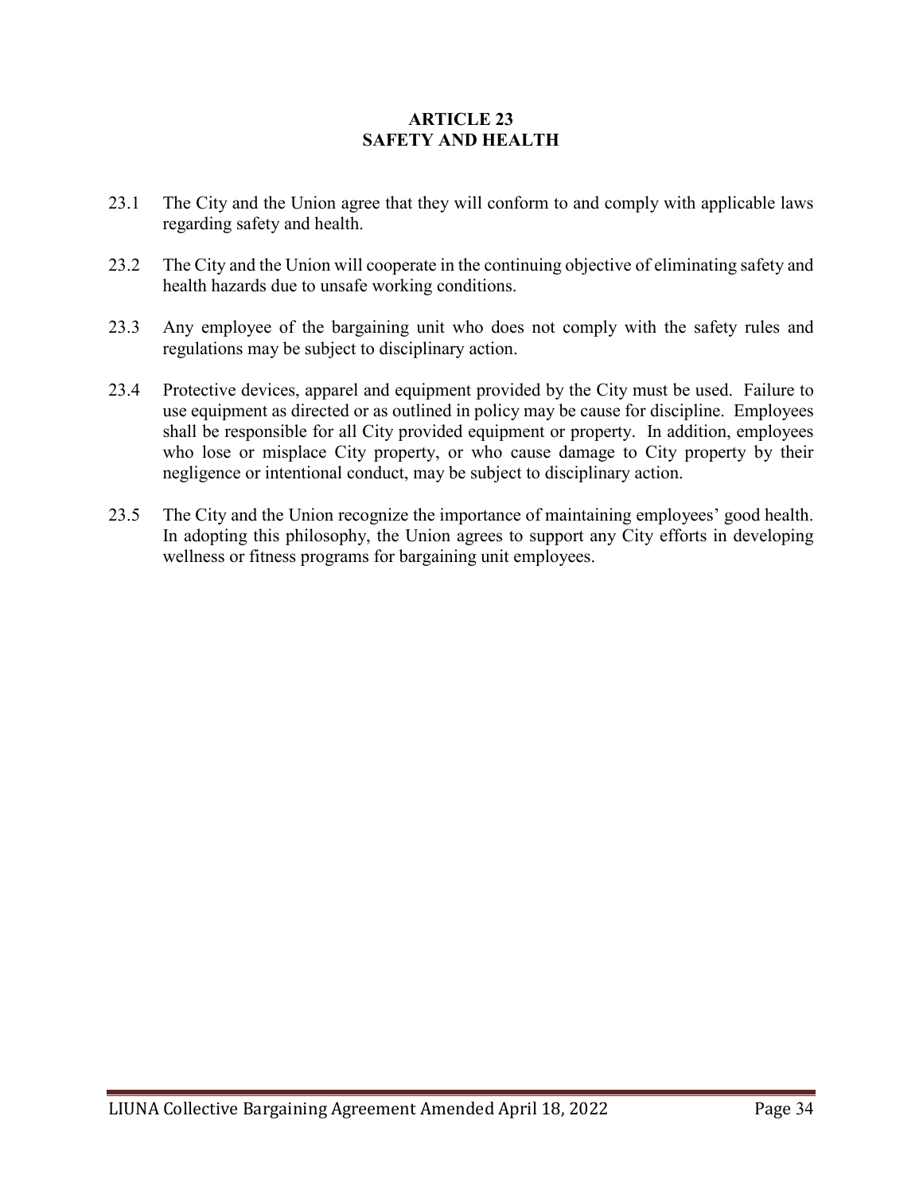## ARTICLE 23
## SAFETY AND HEALTH

23.1 The City and the Union agree that they will conform to and comply with applicable laws regarding safety and health.

23.2 The City and the Union will cooperate in the continuing objective of eliminating safety and health hazards due to unsafe working conditions.

23.3 Any employee of the bargaining unit who does not comply with the safety rules and regulations may be subject to disciplinary action.

23.4 Protective devices, apparel and equipment provided by the City must be used. Failure to use equipment as directed or as outlined in policy may be cause for discipline. Employees shall be responsible for all City provided equipment or property. In addition, employees who lose or misplace City property, or who cause damage to City property by their negligence or intentional conduct, may be subject to disciplinary action.

23.5 The City and the Union recognize the importance of maintaining employees' good health. In adopting this philosophy, the Union agrees to support any City efforts in developing wellness or fitness programs for bargaining unit employees.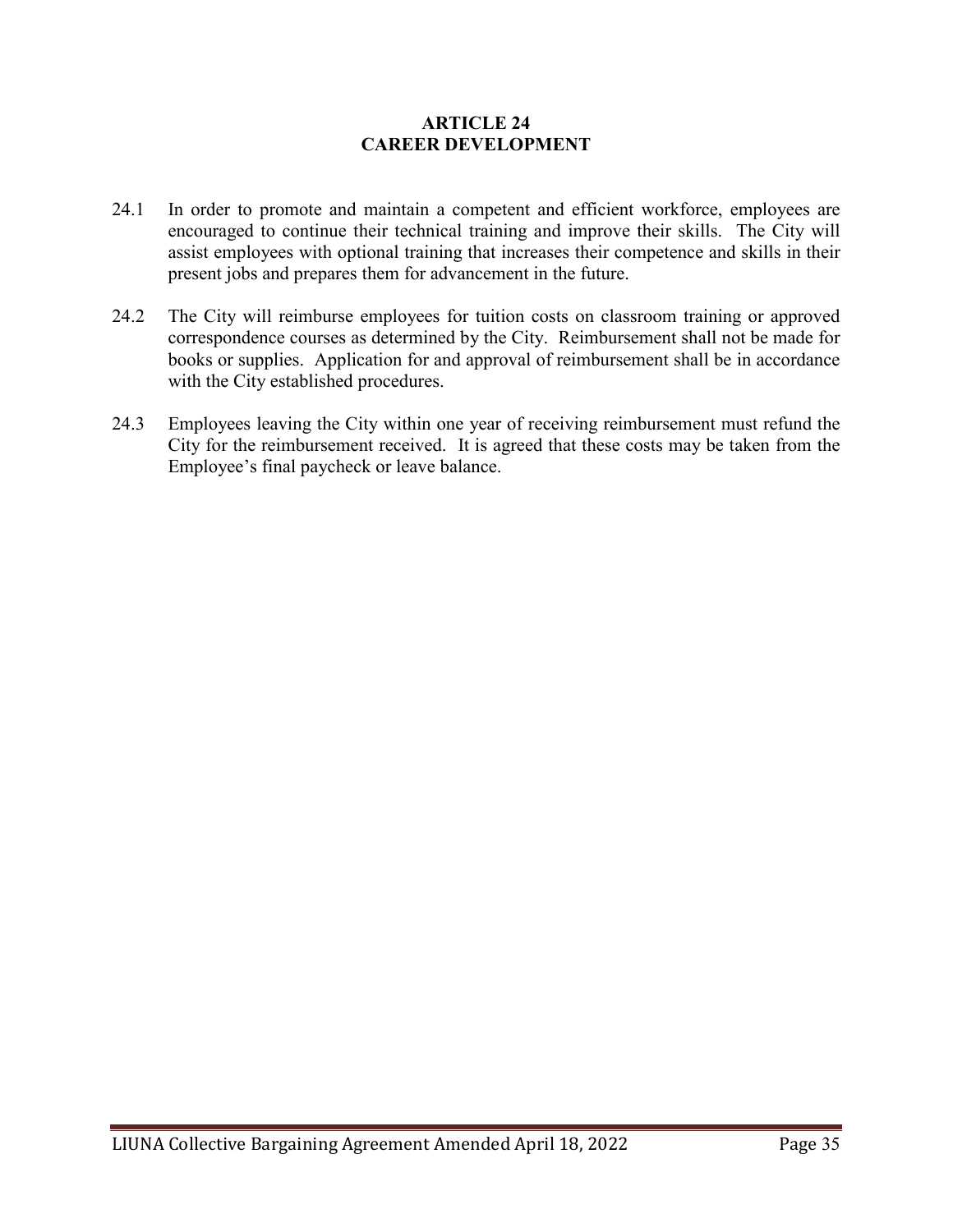# ARTICLE 24
# CAREER DEVELOPMENT

24.1 In order to promote and maintain a competent and efficient workforce, employees are encouraged to continue their technical training and improve their skills. The City will assist employees with optional training that increases their competence and skills in their present jobs and prepares them for advancement in the future.

24.2 The City will reimburse employees for tuition costs on classroom training or approved correspondence courses as determined by the City. Reimbursement shall not be made for books or supplies. Application for and approval of reimbursement shall be in accordance with the City established procedures.

24.3 Employees leaving the City within one year of receiving reimbursement must refund the City for the reimbursement received. It is agreed that these costs may be taken from the Employee's final paycheck or leave balance.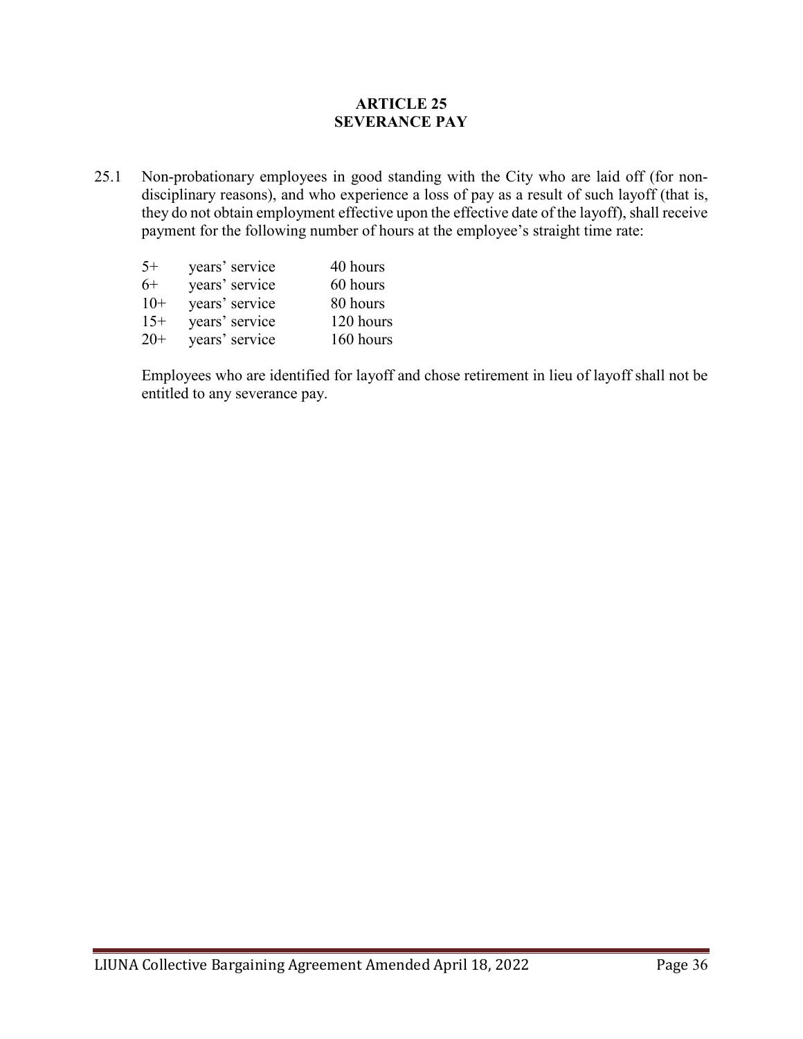## ARTICLE 25
## SEVERANCE PAY

25.1 Non-probationary employees in good standing with the City who are laid off (for non-disciplinary reasons), and who experience a loss of pay as a result of such layoff (that is, they do not obtain employment effective upon the effective date of the layoff), shall receive payment for the following number of hours at the employee's straight time rate:

| | | |
|---|---|---|
| 5+ | years' service | 40 hours |
| 6+ | years' service | 60 hours |
| 10+ | years' service | 80 hours |
| 15+ | years' service | 120 hours |
| 20+ | years' service | 160 hours |

Employees who are identified for layoff and chose retirement in lieu of layoff shall not be entitled to any severance pay.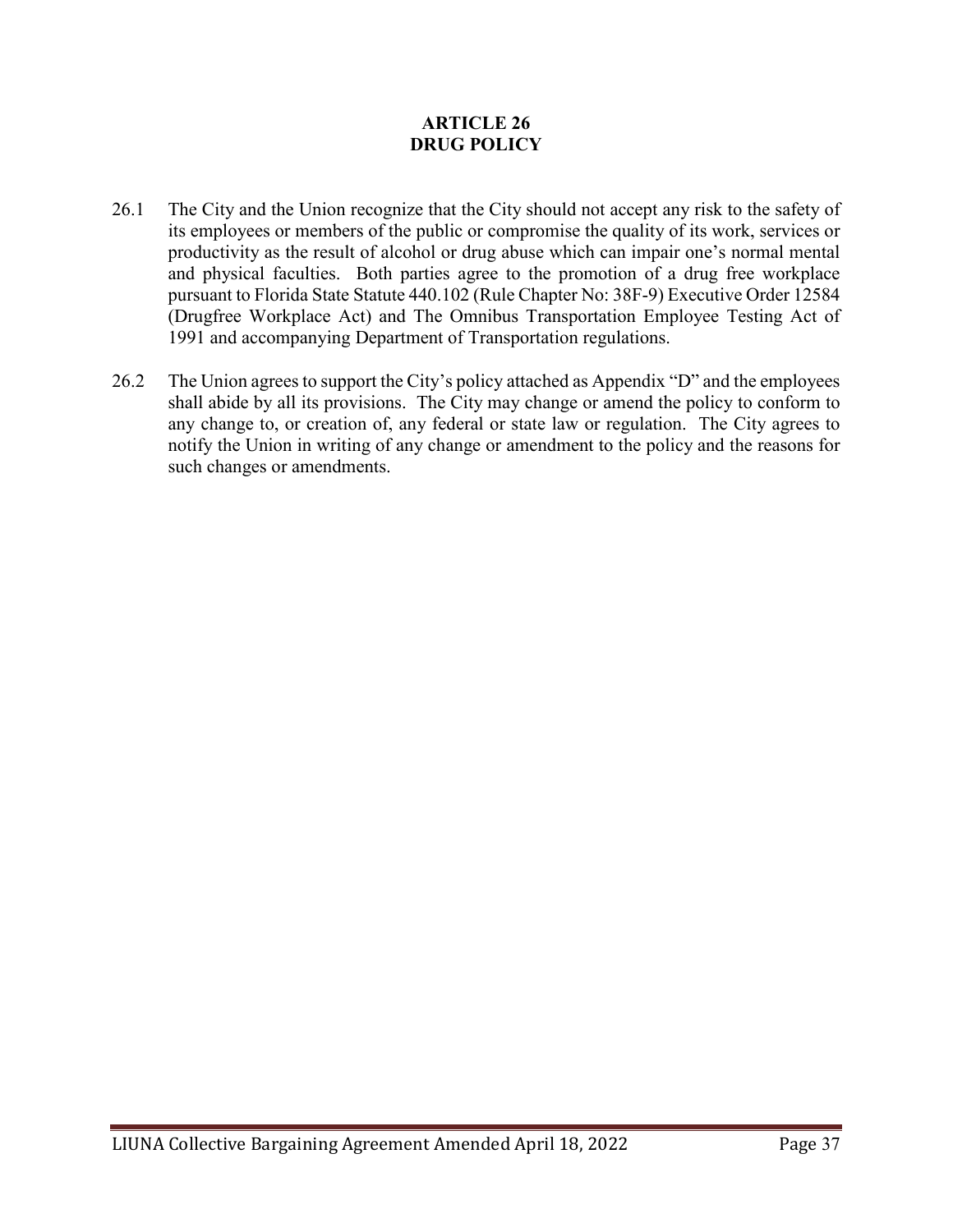# ARTICLE 26
# DRUG POLICY

26.1 The City and the Union recognize that the City should not accept any risk to the safety of its employees or members of the public or compromise the quality of its work, services or productivity as the result of alcohol or drug abuse which can impair one's normal mental and physical faculties. Both parties agree to the promotion of a drug free workplace pursuant to Florida State Statute 440.102 (Rule Chapter No: 38F-9) Executive Order 12584 (Drugfree Workplace Act) and The Omnibus Transportation Employee Testing Act of 1991 and accompanying Department of Transportation regulations.

26.2 The Union agrees to support the City's policy attached as Appendix "D" and the employees shall abide by all its provisions. The City may change or amend the policy to conform to any change to, or creation of, any federal or state law or regulation. The City agrees to notify the Union in writing of any change or amendment to the policy and the reasons for such changes or amendments.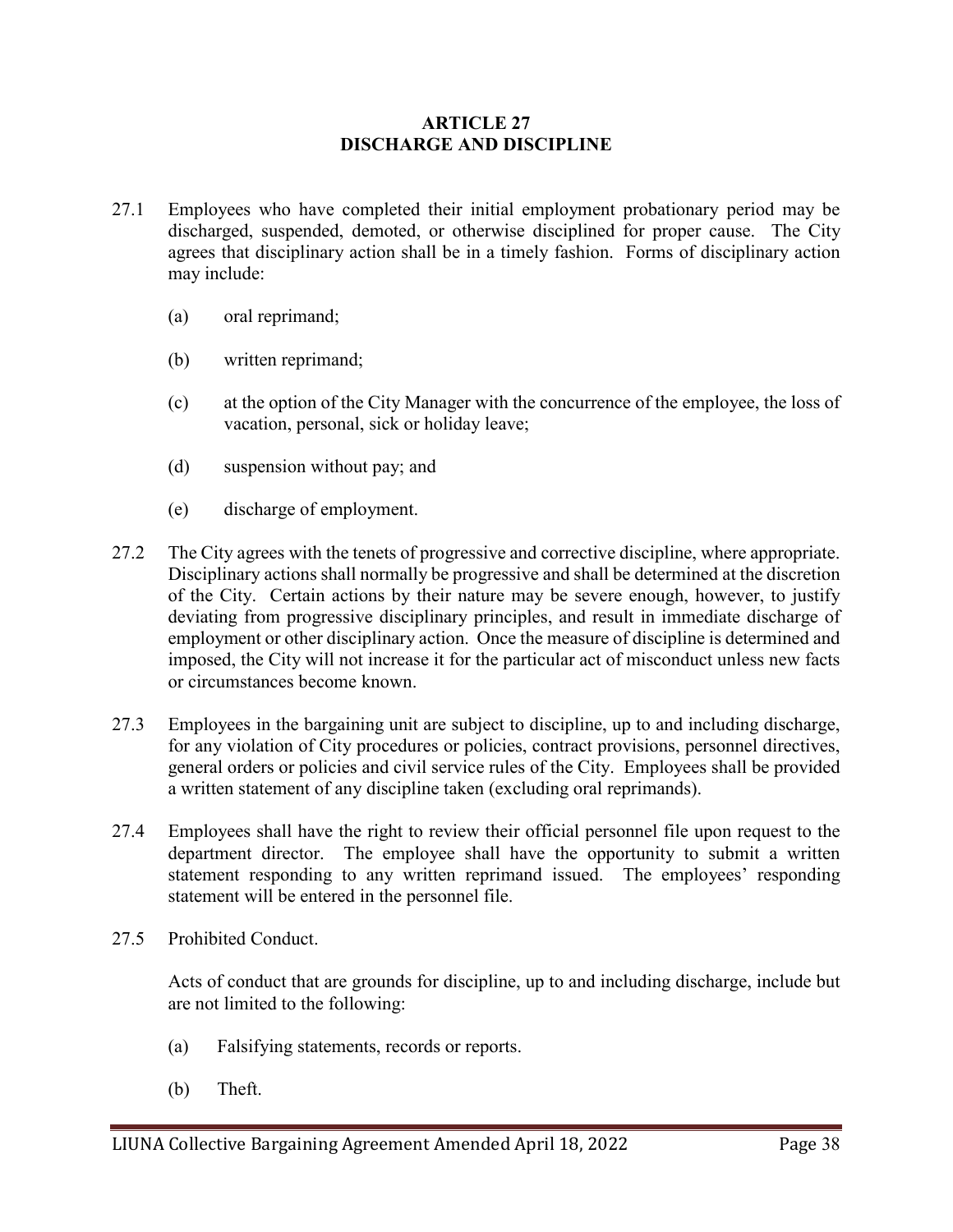# ARTICLE 27
# DISCHARGE AND DISCIPLINE

27.1 Employees who have completed their initial employment probationary period may be discharged, suspended, demoted, or otherwise disciplined for proper cause. The City agrees that disciplinary action shall be in a timely fashion. Forms of disciplinary action may include:

   (a) oral reprimand;

   (b) written reprimand;

   (c) at the option of the City Manager with the concurrence of the employee, the loss of vacation, personal, sick or holiday leave;

   (d) suspension without pay; and

   (e) discharge of employment.

27.2 The City agrees with the tenets of progressive and corrective discipline, where appropriate. Disciplinary actions shall normally be progressive and shall be determined at the discretion of the City. Certain actions by their nature may be severe enough, however, to justify deviating from progressive disciplinary principles, and result in immediate discharge of employment or other disciplinary action. Once the measure of discipline is determined and imposed, the City will not increase it for the particular act of misconduct unless new facts or circumstances become known.

27.3 Employees in the bargaining unit are subject to discipline, up to and including discharge, for any violation of City procedures or policies, contract provisions, personnel directives, general orders or policies and civil service rules of the City. Employees shall be provided a written statement of any discipline taken (excluding oral reprimands).

27.4 Employees shall have the right to review their official personnel file upon request to the department director. The employee shall have the opportunity to submit a written statement responding to any written reprimand issued. The employees' responding statement will be entered in the personnel file.

27.5 Prohibited Conduct.

   Acts of conduct that are grounds for discipline, up to and including discharge, include but are not limited to the following:

   (a) Falsifying statements, records or reports.

   (b) Theft.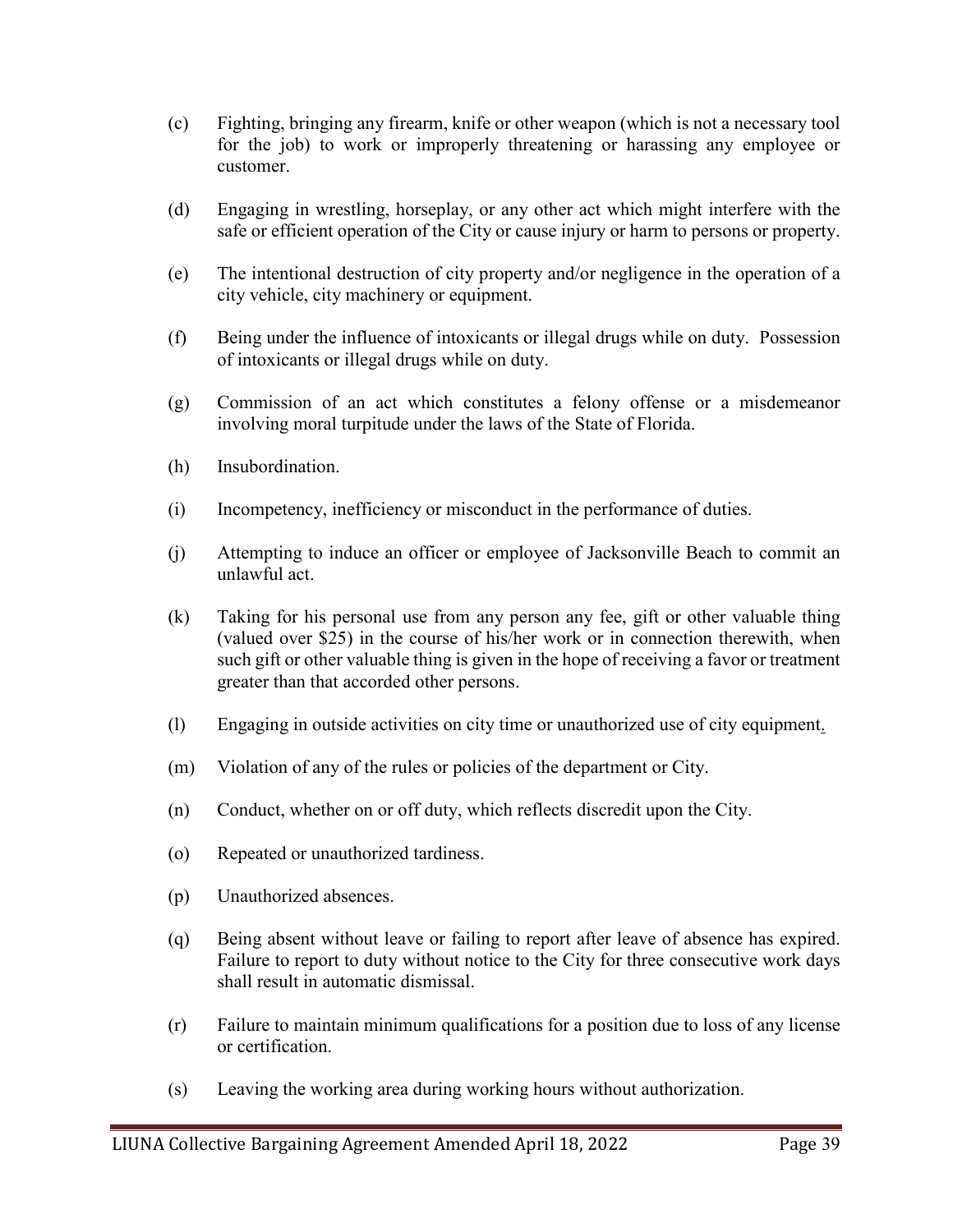(c) Fighting, bringing any firearm, knife or other weapon (which is not a necessary tool for the job) to work or improperly threatening or harassing any employee or customer.

(d) Engaging in wrestling, horseplay, or any other act which might interfere with the safe or efficient operation of the City or cause injury or harm to persons or property.

(e) The intentional destruction of city property and/or negligence in the operation of a city vehicle, city machinery or equipment.

(f) Being under the influence of intoxicants or illegal drugs while on duty. Possession of intoxicants or illegal drugs while on duty.

(g) Commission of an act which constitutes a felony offense or a misdemeanor involving moral turpitude under the laws of the State of Florida.

(h) Insubordination.

(i) Incompetency, inefficiency or misconduct in the performance of duties.

(j) Attempting to induce an officer or employee of Jacksonville Beach to commit an unlawful act.

(k) Taking for his personal use from any person any fee, gift or other valuable thing (valued over $25) in the course of his/her work or in connection therewith, when such gift or other valuable thing is given in the hope of receiving a favor or treatment greater than that accorded other persons.

(l) Engaging in outside activities on city time or unauthorized use of city equipment.

(m) Violation of any of the rules or policies of the department or City.

(n) Conduct, whether on or off duty, which reflects discredit upon the City.

(o) Repeated or unauthorized tardiness.

(p) Unauthorized absences.

(q) Being absent without leave or failing to report after leave of absence has expired. Failure to report to duty without notice to the City for three consecutive work days shall result in automatic dismissal.

(r) Failure to maintain minimum qualifications for a position due to loss of any license or certification.

(s) Leaving the working area during working hours without authorization.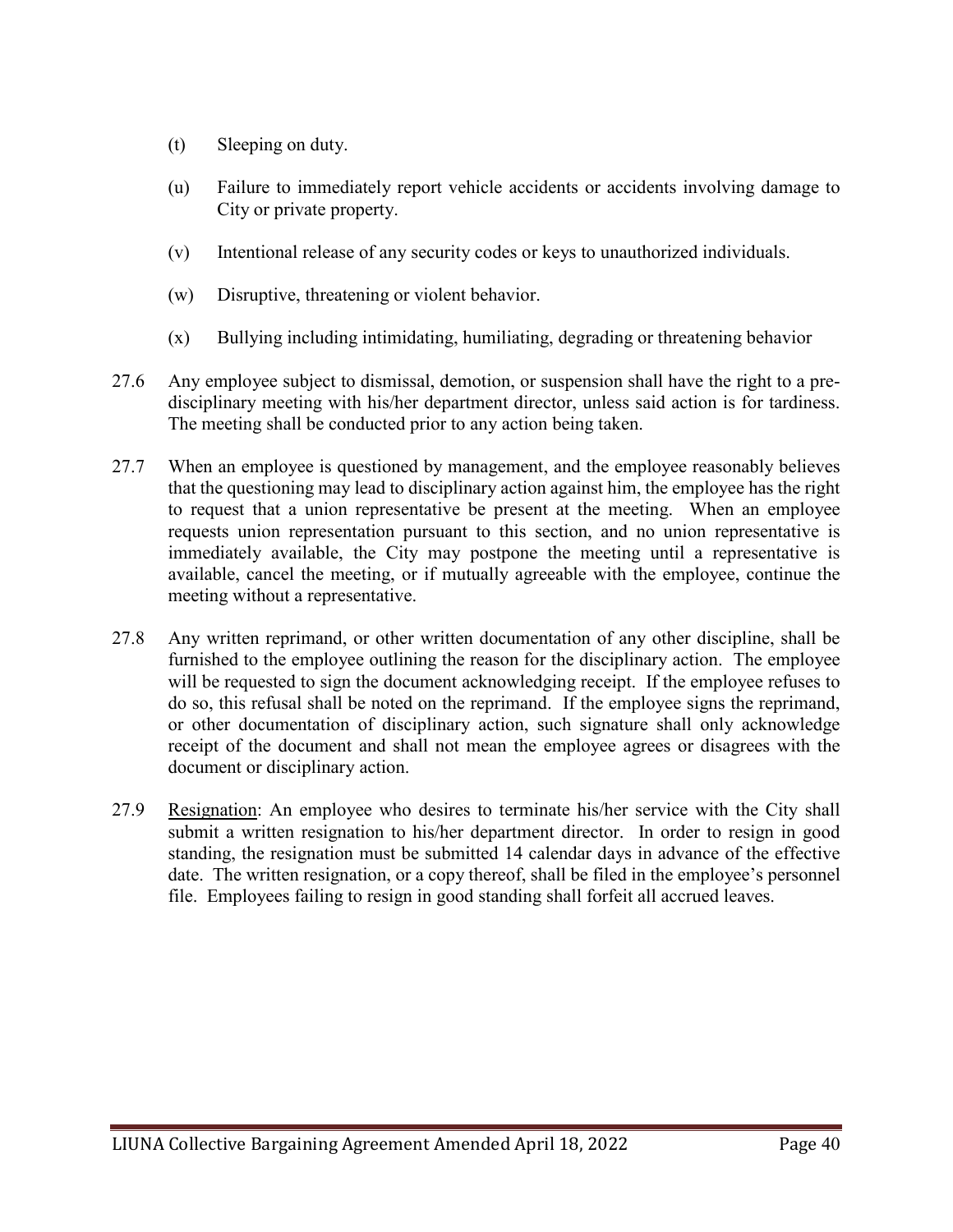(t) Sleeping on duty.

(u) Failure to immediately report vehicle accidents or accidents involving damage to City or private property.

(v) Intentional release of any security codes or keys to unauthorized individuals.

(w) Disruptive, threatening or violent behavior.

(x) Bullying including intimidating, humiliating, degrading or threatening behavior

27.6 Any employee subject to dismissal, demotion, or suspension shall have the right to a pre-disciplinary meeting with his/her department director, unless said action is for tardiness. The meeting shall be conducted prior to any action being taken.

27.7 When an employee is questioned by management, and the employee reasonably believes that the questioning may lead to disciplinary action against him, the employee has the right to request that a union representative be present at the meeting. When an employee requests union representation pursuant to this section, and no union representative is immediately available, the City may postpone the meeting until a representative is available, cancel the meeting, or if mutually agreeable with the employee, continue the meeting without a representative.

27.8 Any written reprimand, or other written documentation of any other discipline, shall be furnished to the employee outlining the reason for the disciplinary action. The employee will be requested to sign the document acknowledging receipt. If the employee refuses to do so, this refusal shall be noted on the reprimand. If the employee signs the reprimand, or other documentation of disciplinary action, such signature shall only acknowledge receipt of the document and shall not mean the employee agrees or disagrees with the document or disciplinary action.

27.9 Resignation: An employee who desires to terminate his/her service with the City shall submit a written resignation to his/her department director. In order to resign in good standing, the resignation must be submitted 14 calendar days in advance of the effective date. The written resignation, or a copy thereof, shall be filed in the employee's personnel file. Employees failing to resign in good standing shall forfeit all accrued leaves.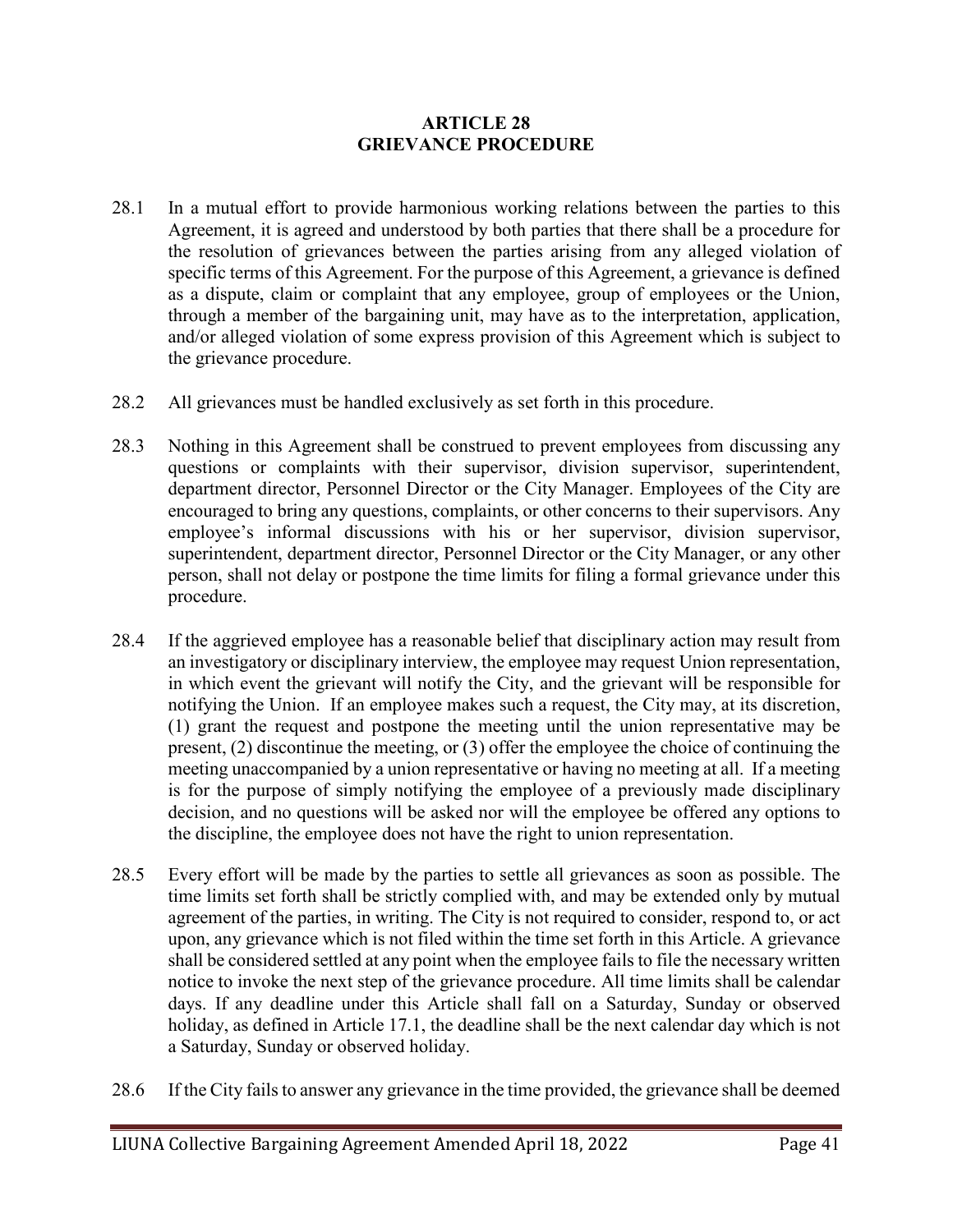# ARTICLE 28
# GRIEVANCE PROCEDURE

28.1 In a mutual effort to provide harmonious working relations between the parties to this Agreement, it is agreed and understood by both parties that there shall be a procedure for the resolution of grievances between the parties arising from any alleged violation of specific terms of this Agreement. For the purpose of this Agreement, a grievance is defined as a dispute, claim or complaint that any employee, group of employees or the Union, through a member of the bargaining unit, may have as to the interpretation, application, and/or alleged violation of some express provision of this Agreement which is subject to the grievance procedure.

28.2 All grievances must be handled exclusively as set forth in this procedure.

28.3 Nothing in this Agreement shall be construed to prevent employees from discussing any questions or complaints with their supervisor, division supervisor, superintendent, department director, Personnel Director or the City Manager. Employees of the City are encouraged to bring any questions, complaints, or other concerns to their supervisors. Any employee's informal discussions with his or her supervisor, division supervisor, superintendent, department director, Personnel Director or the City Manager, or any other person, shall not delay or postpone the time limits for filing a formal grievance under this procedure.

28.4 If the aggrieved employee has a reasonable belief that disciplinary action may result from an investigatory or disciplinary interview, the employee may request Union representation, in which event the grievant will notify the City, and the grievant will be responsible for notifying the Union. If an employee makes such a request, the City may, at its discretion, (1) grant the request and postpone the meeting until the union representative may be present, (2) discontinue the meeting, or (3) offer the employee the choice of continuing the meeting unaccompanied by a union representative or having no meeting at all. If a meeting is for the purpose of simply notifying the employee of a previously made disciplinary decision, and no questions will be asked nor will the employee be offered any options to the discipline, the employee does not have the right to union representation.

28.5 Every effort will be made by the parties to settle all grievances as soon as possible. The time limits set forth shall be strictly complied with, and may be extended only by mutual agreement of the parties, in writing. The City is not required to consider, respond to, or act upon, any grievance which is not filed within the time set forth in this Article. A grievance shall be considered settled at any point when the employee fails to file the necessary written notice to invoke the next step of the grievance procedure. All time limits shall be calendar days. If any deadline under this Article shall fall on a Saturday, Sunday or observed holiday, as defined in Article 17.1, the deadline shall be the next calendar day which is not a Saturday, Sunday or observed holiday.

28.6 If the City fails to answer any grievance in the time provided, the grievance shall be deemed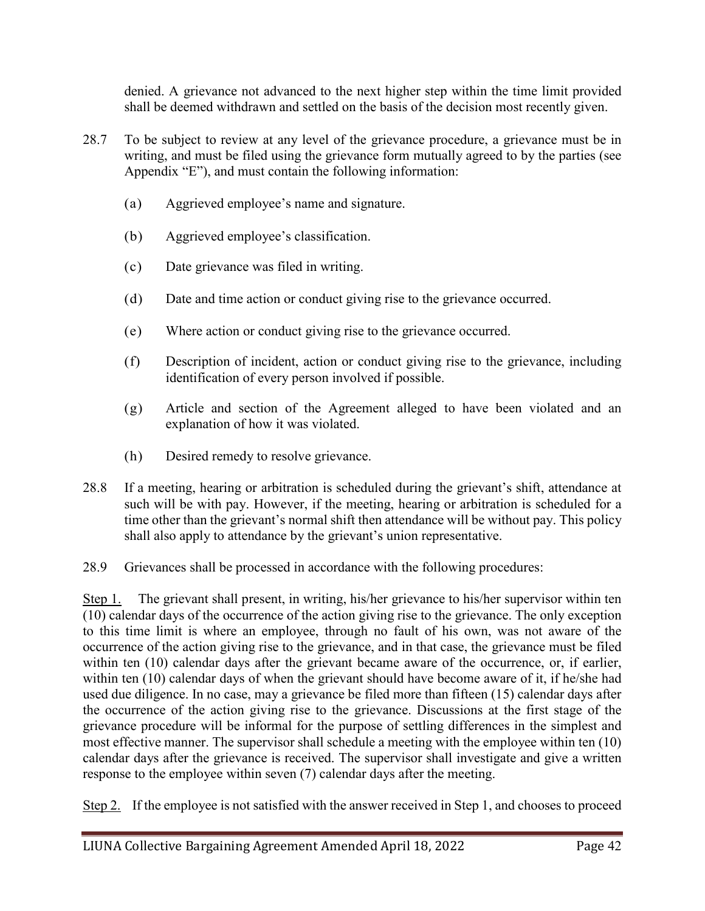denied. A grievance not advanced to the next higher step within the time limit provided shall be deemed withdrawn and settled on the basis of the decision most recently given.

28.7 To be subject to review at any level of the grievance procedure, a grievance must be in writing, and must be filed using the grievance form mutually agreed to by the parties (see Appendix "E"), and must contain the following information:

(a) Aggrieved employee's name and signature.

(b) Aggrieved employee's classification.

(c) Date grievance was filed in writing.

(d) Date and time action or conduct giving rise to the grievance occurred.

(e) Where action or conduct giving rise to the grievance occurred.

(f) Description of incident, action or conduct giving rise to the grievance, including identification of every person involved if possible.

(g) Article and section of the Agreement alleged to have been violated and an explanation of how it was violated.

(h) Desired remedy to resolve grievance.

28.8 If a meeting, hearing or arbitration is scheduled during the grievant's shift, attendance at such will be with pay. However, if the meeting, hearing or arbitration is scheduled for a time other than the grievant's normal shift then attendance will be without pay. This policy shall also apply to attendance by the grievant's union representative.

28.9 Grievances shall be processed in accordance with the following procedures:

Step 1. The grievant shall present, in writing, his/her grievance to his/her supervisor within ten (10) calendar days of the occurrence of the action giving rise to the grievance. The only exception to this time limit is where an employee, through no fault of his own, was not aware of the occurrence of the action giving rise to the grievance, and in that case, the grievance must be filed within ten (10) calendar days after the grievant became aware of the occurrence, or, if earlier, within ten (10) calendar days of when the grievant should have become aware of it, if he/she had used due diligence. In no case, may a grievance be filed more than fifteen (15) calendar days after the occurrence of the action giving rise to the grievance. Discussions at the first stage of the grievance procedure will be informal for the purpose of settling differences in the simplest and most effective manner. The supervisor shall schedule a meeting with the employee within ten (10) calendar days after the grievance is received. The supervisor shall investigate and give a written response to the employee within seven (7) calendar days after the meeting.

Step 2. If the employee is not satisfied with the answer received in Step 1, and chooses to proceed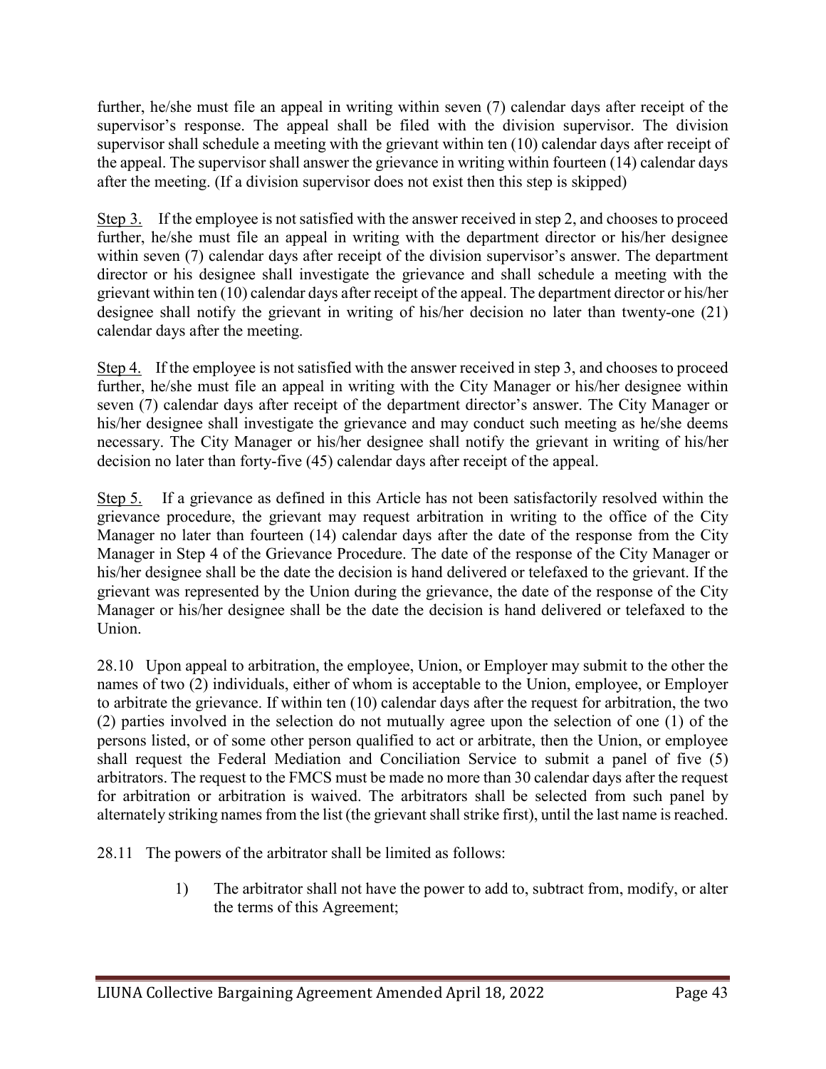further, he/she must file an appeal in writing within seven (7) calendar days after receipt of the supervisor's response. The appeal shall be filed with the division supervisor. The division supervisor shall schedule a meeting with the grievant within ten (10) calendar days after receipt of the appeal. The supervisor shall answer the grievance in writing within fourteen (14) calendar days after the meeting. (If a division supervisor does not exist then this step is skipped)

<u>Step 3.</u> If the employee is not satisfied with the answer received in step 2, and chooses to proceed further, he/she must file an appeal in writing with the department director or his/her designee within seven (7) calendar days after receipt of the division supervisor's answer. The department director or his designee shall investigate the grievance and shall schedule a meeting with the grievant within ten (10) calendar days after receipt of the appeal. The department director or his/her designee shall notify the grievant in writing of his/her decision no later than twenty-one (21) calendar days after the meeting.

<u>Step 4.</u> If the employee is not satisfied with the answer received in step 3, and chooses to proceed further, he/she must file an appeal in writing with the City Manager or his/her designee within seven (7) calendar days after receipt of the department director's answer. The City Manager or his/her designee shall investigate the grievance and may conduct such meeting as he/she deems necessary. The City Manager or his/her designee shall notify the grievant in writing of his/her decision no later than forty-five (45) calendar days after receipt of the appeal.

<u>Step 5.</u> If a grievance as defined in this Article has not been satisfactorily resolved within the grievance procedure, the grievant may request arbitration in writing to the office of the City Manager no later than fourteen (14) calendar days after the date of the response from the City Manager in Step 4 of the Grievance Procedure. The date of the response of the City Manager or his/her designee shall be the date the decision is hand delivered or telefaxed to the grievant. If the grievant was represented by the Union during the grievance, the date of the response of the City Manager or his/her designee shall be the date the decision is hand delivered or telefaxed to the Union.

28.10 Upon appeal to arbitration, the employee, Union, or Employer may submit to the other the names of two (2) individuals, either of whom is acceptable to the Union, employee, or Employer to arbitrate the grievance. If within ten (10) calendar days after the request for arbitration, the two (2) parties involved in the selection do not mutually agree upon the selection of one (1) of the persons listed, or of some other person qualified to act or arbitrate, then the Union, or employee shall request the Federal Mediation and Conciliation Service to submit a panel of five (5) arbitrators. The request to the FMCS must be made no more than 30 calendar days after the request for arbitration or arbitration is waived. The arbitrators shall be selected from such panel by alternately striking names from the list (the grievant shall strike first), until the last name is reached.

28.11 The powers of the arbitrator shall be limited as follows:

1) The arbitrator shall not have the power to add to, subtract from, modify, or alter the terms of this Agreement;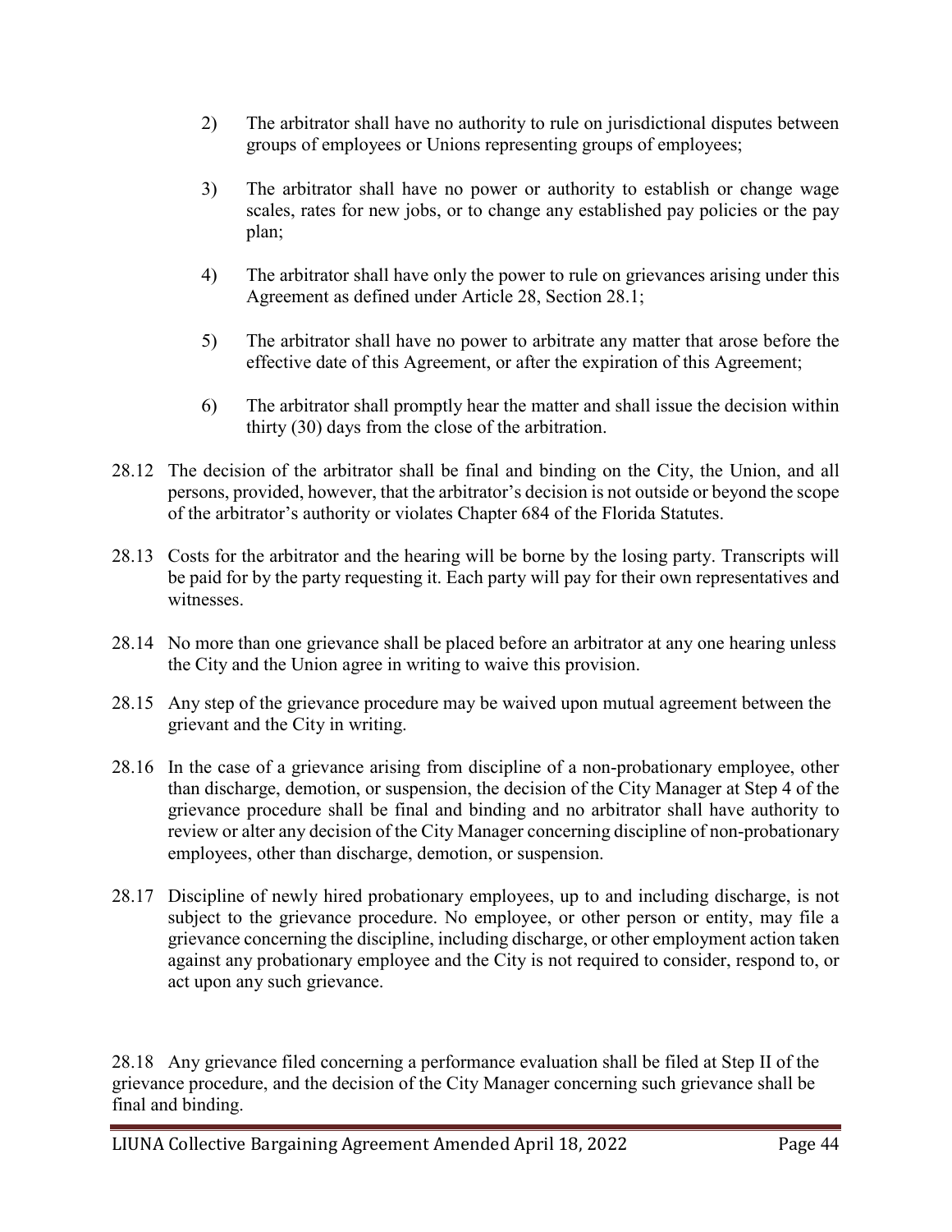2) The arbitrator shall have no authority to rule on jurisdictional disputes between groups of employees or Unions representing groups of employees;

3) The arbitrator shall have no power or authority to establish or change wage scales, rates for new jobs, or to change any established pay policies or the pay plan;

4) The arbitrator shall have only the power to rule on grievances arising under this Agreement as defined under Article 28, Section 28.1;

5) The arbitrator shall have no power to arbitrate any matter that arose before the effective date of this Agreement, or after the expiration of this Agreement;

6) The arbitrator shall promptly hear the matter and shall issue the decision within thirty (30) days from the close of the arbitration.

28.12 The decision of the arbitrator shall be final and binding on the City, the Union, and all persons, provided, however, that the arbitrator's decision is not outside or beyond the scope of the arbitrator's authority or violates Chapter 684 of the Florida Statutes.

28.13 Costs for the arbitrator and the hearing will be borne by the losing party. Transcripts will be paid for by the party requesting it. Each party will pay for their own representatives and witnesses.

28.14 No more than one grievance shall be placed before an arbitrator at any one hearing unless the City and the Union agree in writing to waive this provision.

28.15 Any step of the grievance procedure may be waived upon mutual agreement between the grievant and the City in writing.

28.16 In the case of a grievance arising from discipline of a non-probationary employee, other than discharge, demotion, or suspension, the decision of the City Manager at Step 4 of the grievance procedure shall be final and binding and no arbitrator shall have authority to review or alter any decision of the City Manager concerning discipline of non-probationary employees, other than discharge, demotion, or suspension.

28.17 Discipline of newly hired probationary employees, up to and including discharge, is not subject to the grievance procedure. No employee, or other person or entity, may file a grievance concerning the discipline, including discharge, or other employment action taken against any probationary employee and the City is not required to consider, respond to, or act upon any such grievance.

28.18 Any grievance filed concerning a performance evaluation shall be filed at Step II of the grievance procedure, and the decision of the City Manager concerning such grievance shall be final and binding.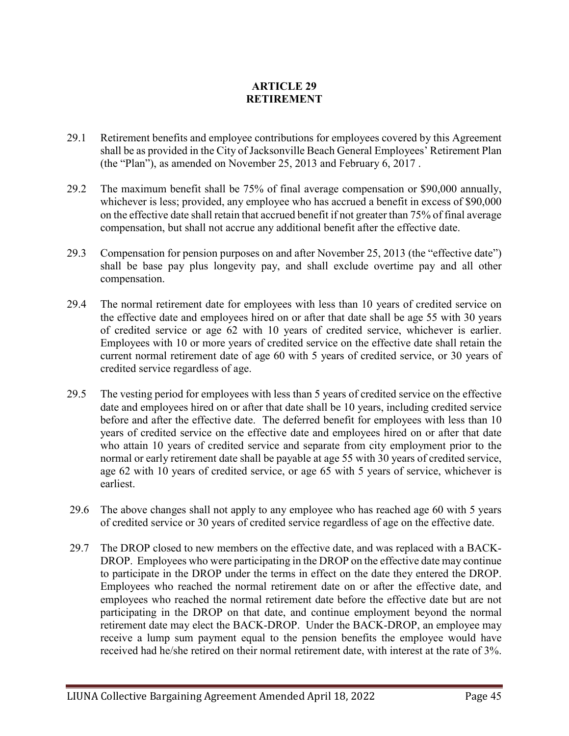# ARTICLE 29
# RETIREMENT

29.1 Retirement benefits and employee contributions for employees covered by this Agreement shall be as provided in the City of Jacksonville Beach General Employees' Retirement Plan (the "Plan"), as amended on November 25, 2013 and February 6, 2017 .

29.2 The maximum benefit shall be 75% of final average compensation or $90,000 annually, whichever is less; provided, any employee who has accrued a benefit in excess of $90,000 on the effective date shall retain that accrued benefit if not greater than 75% of final average compensation, but shall not accrue any additional benefit after the effective date.

29.3 Compensation for pension purposes on and after November 25, 2013 (the "effective date") shall be base pay plus longevity pay, and shall exclude overtime pay and all other compensation.

29.4 The normal retirement date for employees with less than 10 years of credited service on the effective date and employees hired on or after that date shall be age 55 with 30 years of credited service or age 62 with 10 years of credited service, whichever is earlier. Employees with 10 or more years of credited service on the effective date shall retain the current normal retirement date of age 60 with 5 years of credited service, or 30 years of credited service regardless of age.

29.5 The vesting period for employees with less than 5 years of credited service on the effective date and employees hired on or after that date shall be 10 years, including credited service before and after the effective date. The deferred benefit for employees with less than 10 years of credited service on the effective date and employees hired on or after that date who attain 10 years of credited service and separate from city employment prior to the normal or early retirement date shall be payable at age 55 with 30 years of credited service, age 62 with 10 years of credited service, or age 65 with 5 years of service, whichever is earliest.

29.6 The above changes shall not apply to any employee who has reached age 60 with 5 years of credited service or 30 years of credited service regardless of age on the effective date.

29.7 The DROP closed to new members on the effective date, and was replaced with a BACK-DROP. Employees who were participating in the DROP on the effective date may continue to participate in the DROP under the terms in effect on the date they entered the DROP. Employees who reached the normal retirement date on or after the effective date, and employees who reached the normal retirement date before the effective date but are not participating in the DROP on that date, and continue employment beyond the normal retirement date may elect the BACK-DROP. Under the BACK-DROP, an employee may receive a lump sum payment equal to the pension benefits the employee would have received had he/she retired on their normal retirement date, with interest at the rate of 3%.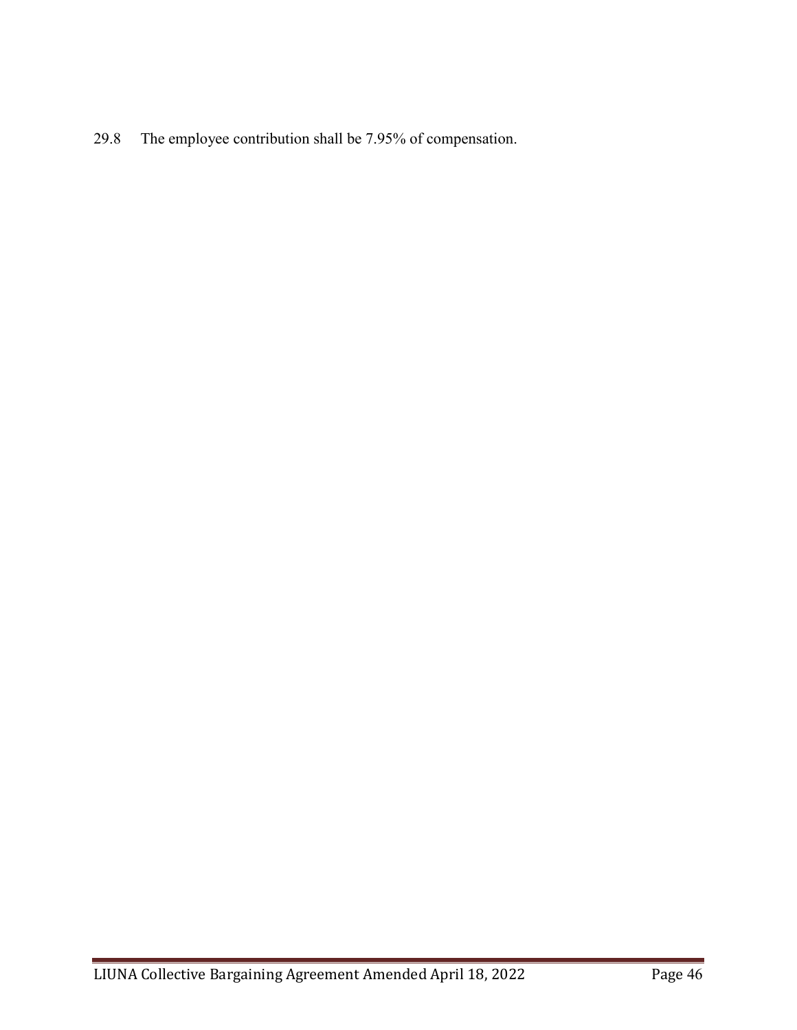29.8 The employee contribution shall be 7.95% of compensation.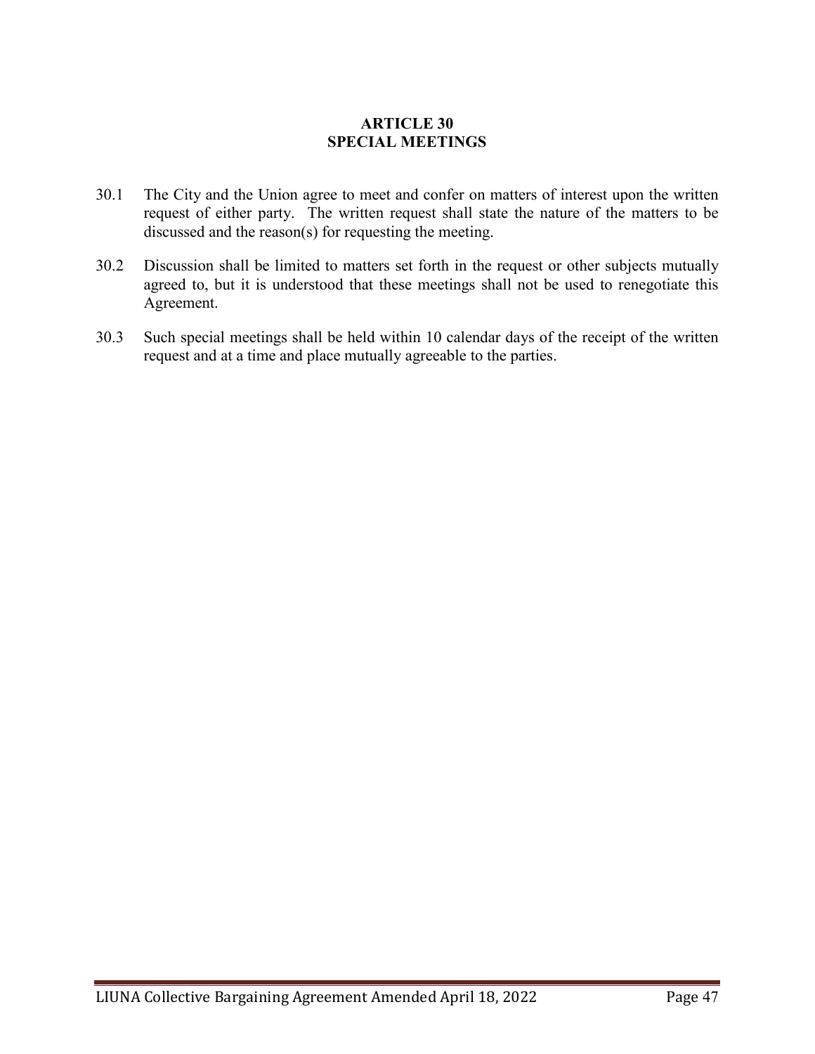## ARTICLE 30
## SPECIAL MEETINGS

30.1 The City and the Union agree to meet and confer on matters of interest upon the written request of either party. The written request shall state the nature of the matters to be discussed and the reason(s) for requesting the meeting.

30.2 Discussion shall be limited to matters set forth in the request or other subjects mutually agreed to, but it is understood that these meetings shall not be used to renegotiate this Agreement.

30.3 Such special meetings shall be held within 10 calendar days of the receipt of the written request and at a time and place mutually agreeable to the parties.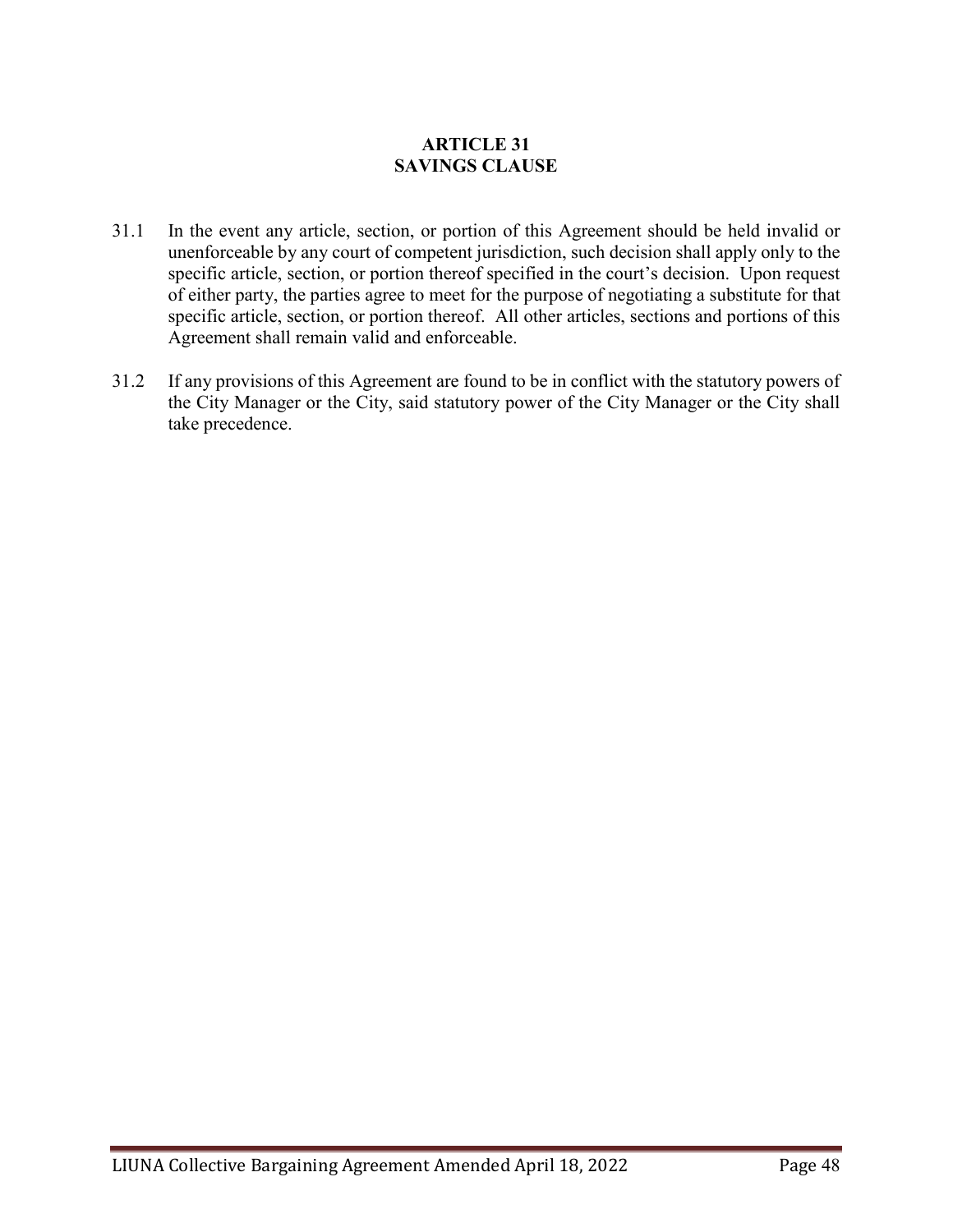# ARTICLE 31
# SAVINGS CLAUSE

31.1 In the event any article, section, or portion of this Agreement should be held invalid or unenforceable by any court of competent jurisdiction, such decision shall apply only to the specific article, section, or portion thereof specified in the court's decision. Upon request of either party, the parties agree to meet for the purpose of negotiating a substitute for that specific article, section, or portion thereof. All other articles, sections and portions of this Agreement shall remain valid and enforceable.

31.2 If any provisions of this Agreement are found to be in conflict with the statutory powers of the City Manager or the City, said statutory power of the City Manager or the City shall take precedence.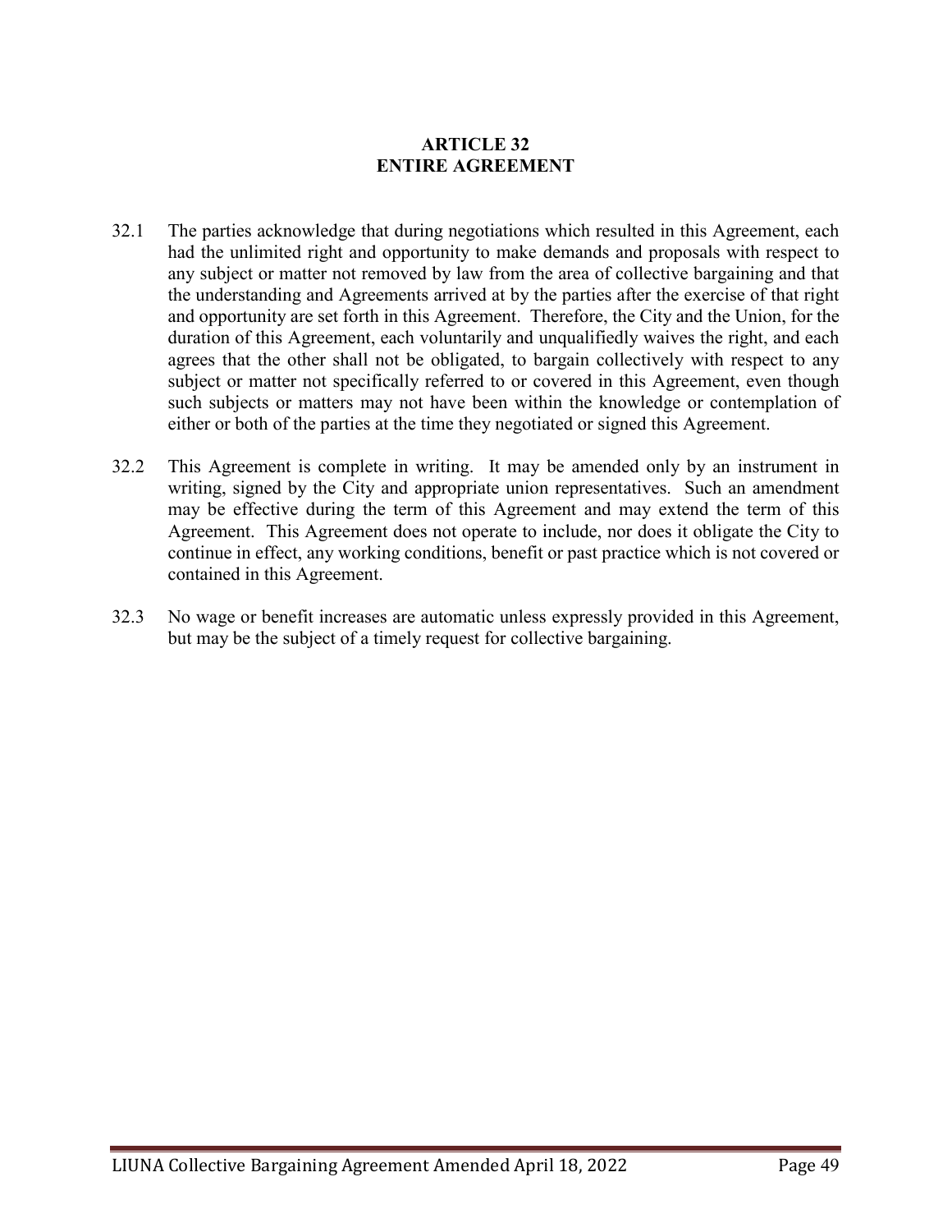# ARTICLE 32
# ENTIRE AGREEMENT

32.1 The parties acknowledge that during negotiations which resulted in this Agreement, each had the unlimited right and opportunity to make demands and proposals with respect to any subject or matter not removed by law from the area of collective bargaining and that the understanding and Agreements arrived at by the parties after the exercise of that right and opportunity are set forth in this Agreement. Therefore, the City and the Union, for the duration of this Agreement, each voluntarily and unqualifiedly waives the right, and each agrees that the other shall not be obligated, to bargain collectively with respect to any subject or matter not specifically referred to or covered in this Agreement, even though such subjects or matters may not have been within the knowledge or contemplation of either or both of the parties at the time they negotiated or signed this Agreement.

32.2 This Agreement is complete in writing. It may be amended only by an instrument in writing, signed by the City and appropriate union representatives. Such an amendment may be effective during the term of this Agreement and may extend the term of this Agreement. This Agreement does not operate to include, nor does it obligate the City to continue in effect, any working conditions, benefit or past practice which is not covered or contained in this Agreement.

32.3 No wage or benefit increases are automatic unless expressly provided in this Agreement, but may be the subject of a timely request for collective bargaining.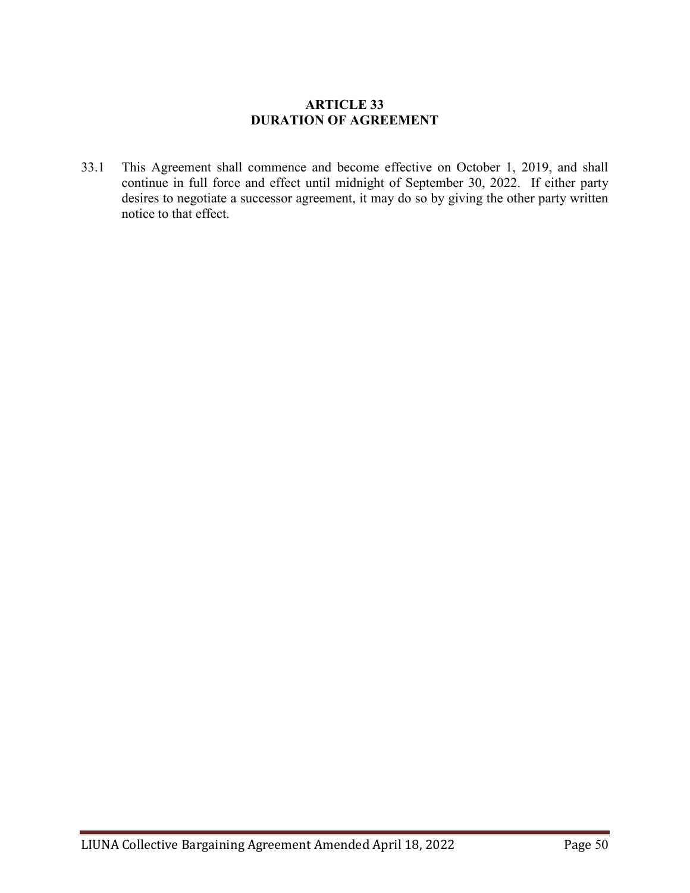## ARTICLE 33
## DURATION OF AGREEMENT

33.1 This Agreement shall commence and become effective on October 1, 2019, and shall continue in full force and effect until midnight of September 30, 2022. If either party desires to negotiate a successor agreement, it may do so by giving the other party written notice to that effect.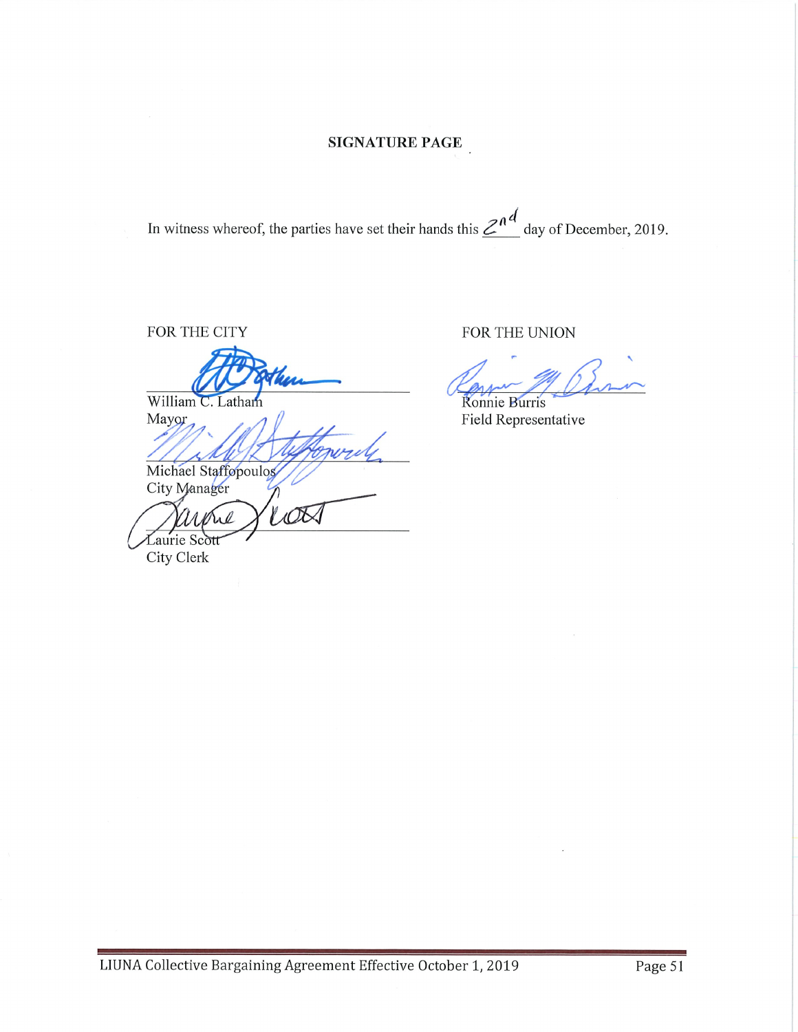## SIGNATURE PAGE

In witness whereof, the parties have set their hands this 2nd day of December, 2019.

FOR THE CITY

William C. Latham
Mayor

Michael Staffopoulos
City Manager

Laurie Scott
City Clerk

FOR THE UNION

Ronnie Burris
Field Representative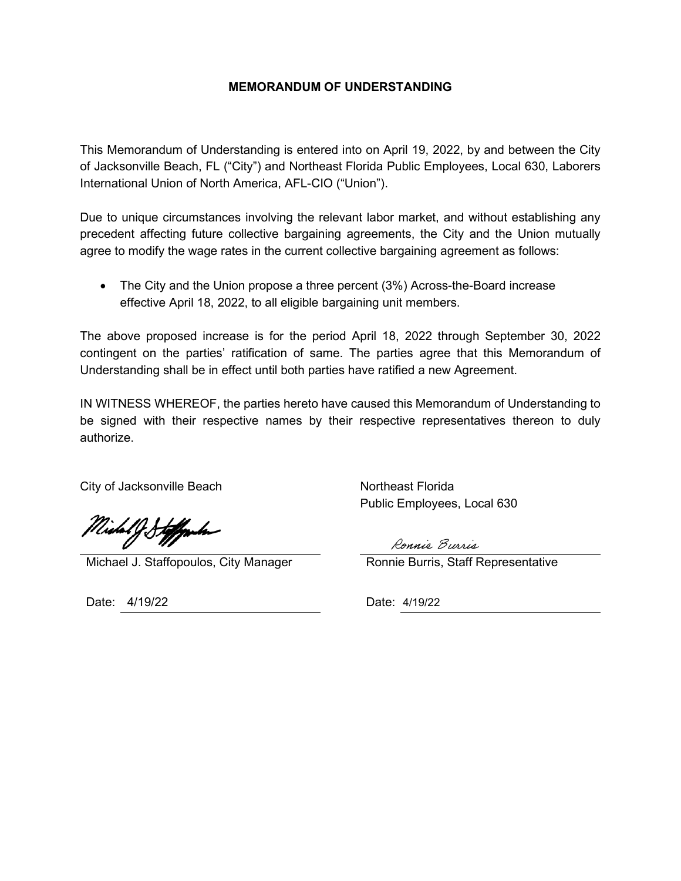**MEMORANDUM OF UNDERSTANDING**

This Memorandum of Understanding is entered into on April 19, 2022, by and between the City of Jacksonville Beach, FL ("City") and Northeast Florida Public Employees, Local 630, Laborers International Union of North America, AFL-CIO ("Union").

Due to unique circumstances involving the relevant labor market, and without establishing any precedent affecting future collective bargaining agreements, the City and the Union mutually agree to modify the wage rates in the current collective bargaining agreement as follows:

- The City and the Union propose a three percent (3%) Across-the-Board increase effective April 18, 2022, to all eligible bargaining unit members.

The above proposed increase is for the period April 18, 2022 through September 30, 2022 contingent on the parties' ratification of same. The parties agree that this Memorandum of Understanding shall be in effect until both parties have ratified a new Agreement.

IN WITNESS WHEREOF, the parties hereto have caused this Memorandum of Understanding to be signed with their respective names by their respective representatives thereon to duly authorize.

City of Jacksonville Beach

Michael J. Staffopoulos, City Manager

Date: 4/19/22

Northeast Florida Public Employees, Local 630

Ronnie Burris

Ronnie Burris, Staff Representative

Date: 4/19/22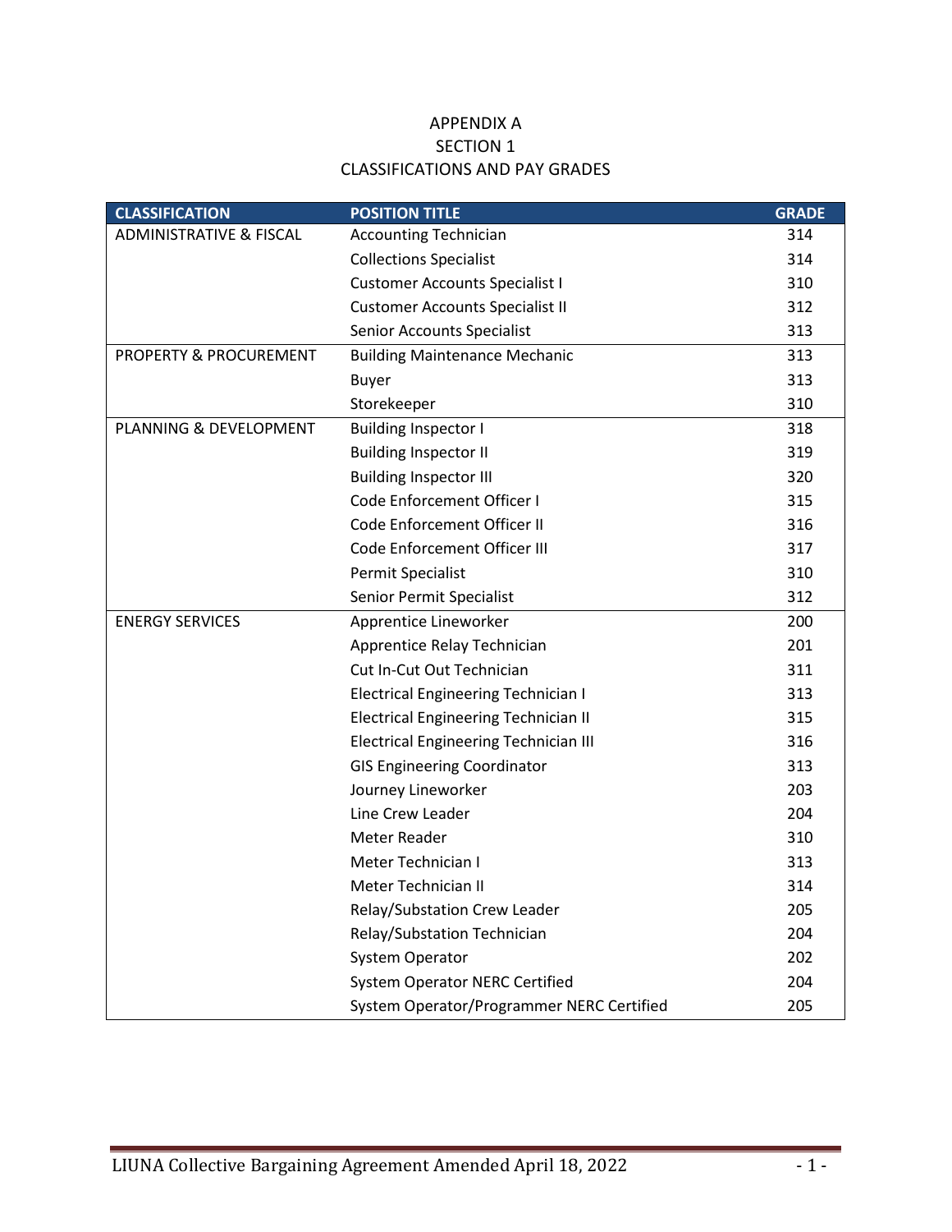APPENDIX A
SECTION 1
CLASSIFICATIONS AND PAY GRADES

| CLASSIFICATION | POSITION TITLE | GRADE |
|---|---|---|
| ADMINISTRATIVE & FISCAL | Accounting Technician | 314 |
| | Collections Specialist | 314 |
| | Customer Accounts Specialist I | 310 |
| | Customer Accounts Specialist II | 312 |
| | Senior Accounts Specialist | 313 |
| PROPERTY & PROCUREMENT | Building Maintenance Mechanic | 313 |
| | Buyer | 313 |
| | Storekeeper | 310 |
| PLANNING & DEVELOPMENT | Building Inspector I | 318 |
| | Building Inspector II | 319 |
| | Building Inspector III | 320 |
| | Code Enforcement Officer I | 315 |
| | Code Enforcement Officer II | 316 |
| | Code Enforcement Officer III | 317 |
| | Permit Specialist | 310 |
| | Senior Permit Specialist | 312 |
| ENERGY SERVICES | Apprentice Lineworker | 200 |
| | Apprentice Relay Technician | 201 |
| | Cut In-Cut Out Technician | 311 |
| | Electrical Engineering Technician I | 313 |
| | Electrical Engineering Technician II | 315 |
| | Electrical Engineering Technician III | 316 |
| | GIS Engineering Coordinator | 313 |
| | Journey Lineworker | 203 |
| | Line Crew Leader | 204 |
| | Meter Reader | 310 |
| | Meter Technician I | 313 |
| | Meter Technician II | 314 |
| | Relay/Substation Crew Leader | 205 |
| | Relay/Substation Technician | 204 |
| | System Operator | 202 |
| | System Operator NERC Certified | 204 |
| | System Operator/Programmer NERC Certified | 205 |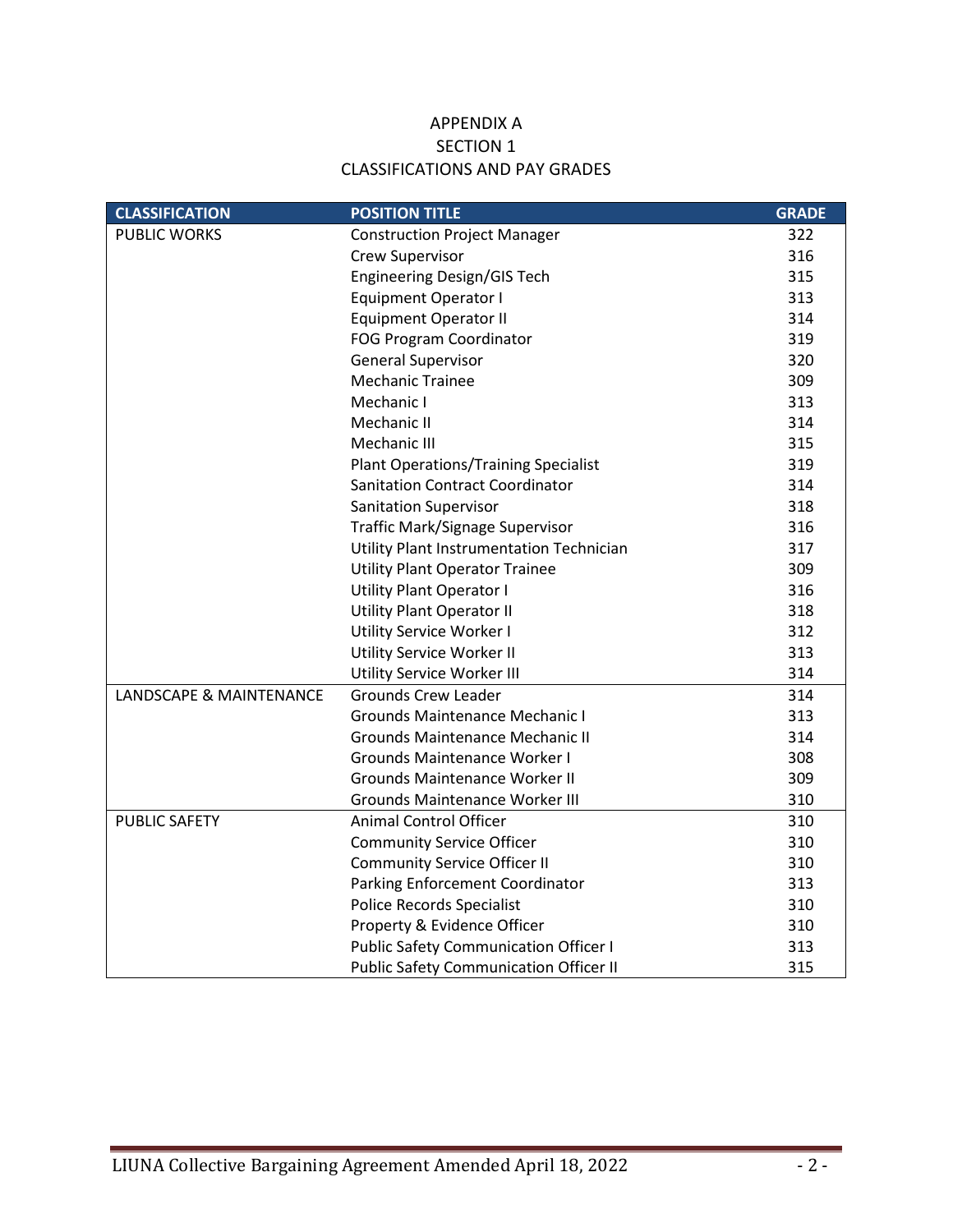# APPENDIX A
## SECTION 1
## CLASSIFICATIONS AND PAY GRADES

| CLASSIFICATION | POSITION TITLE | GRADE |
|---|---|---|
| PUBLIC WORKS | Construction Project Manager | 322 |
| | Crew Supervisor | 316 |
| | Engineering Design/GIS Tech | 315 |
| | Equipment Operator I | 313 |
| | Equipment Operator II | 314 |
| | FOG Program Coordinator | 319 |
| | General Supervisor | 320 |
| | Mechanic Trainee | 309 |
| | Mechanic I | 313 |
| | Mechanic II | 314 |
| | Mechanic III | 315 |
| | Plant Operations/Training Specialist | 319 |
| | Sanitation Contract Coordinator | 314 |
| | Sanitation Supervisor | 318 |
| | Traffic Mark/Signage Supervisor | 316 |
| | Utility Plant Instrumentation Technician | 317 |
| | Utility Plant Operator Trainee | 309 |
| | Utility Plant Operator I | 316 |
| | Utility Plant Operator II | 318 |
| | Utility Service Worker I | 312 |
| | Utility Service Worker II | 313 |
| | Utility Service Worker III | 314 |
| LANDSCAPE & MAINTENANCE | Grounds Crew Leader | 314 |
| | Grounds Maintenance Mechanic I | 313 |
| | Grounds Maintenance Mechanic II | 314 |
| | Grounds Maintenance Worker I | 308 |
| | Grounds Maintenance Worker II | 309 |
| | Grounds Maintenance Worker III | 310 |
| PUBLIC SAFETY | Animal Control Officer | 310 |
| | Community Service Officer | 310 |
| | Community Service Officer II | 310 |
| | Parking Enforcement Coordinator | 313 |
| | Police Records Specialist | 310 |
| | Property & Evidence Officer | 310 |
| | Public Safety Communication Officer I | 313 |
| | Public Safety Communication Officer II | 315 |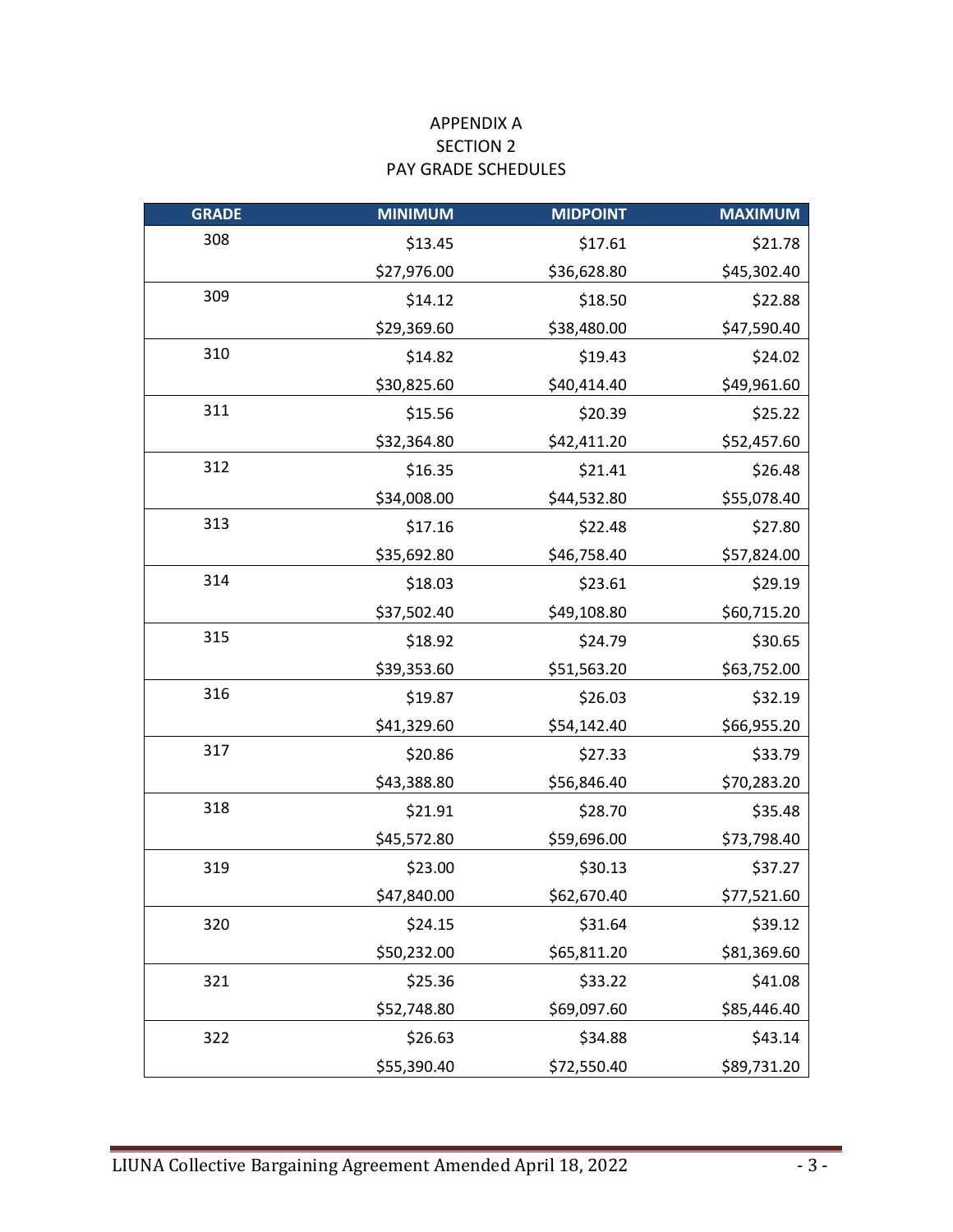APPENDIX A
SECTION 2
PAY GRADE SCHEDULES

| GRADE | MINIMUM | MIDPOINT | MAXIMUM |
|---|---|---|---|
| 308 | $13.45 | $17.61 | $21.78 |
| | $27,976.00 | $36,628.80 | $45,302.40 |
| 309 | $14.12 | $18.50 | $22.88 |
| | $29,369.60 | $38,480.00 | $47,590.40 |
| 310 | $14.82 | $19.43 | $24.02 |
| | $30,825.60 | $40,414.40 | $49,961.60 |
| 311 | $15.56 | $20.39 | $25.22 |
| | $32,364.80 | $42,411.20 | $52,457.60 |
| 312 | $16.35 | $21.41 | $26.48 |
| | $34,008.00 | $44,532.80 | $55,078.40 |
| 313 | $17.16 | $22.48 | $27.80 |
| | $35,692.80 | $46,758.40 | $57,824.00 |
| 314 | $18.03 | $23.61 | $29.19 |
| | $37,502.40 | $49,108.80 | $60,715.20 |
| 315 | $18.92 | $24.79 | $30.65 |
| | $39,353.60 | $51,563.20 | $63,752.00 |
| 316 | $19.87 | $26.03 | $32.19 |
| | $41,329.60 | $54,142.40 | $66,955.20 |
| 317 | $20.86 | $27.33 | $33.79 |
| | $43,388.80 | $56,846.40 | $70,283.20 |
| 318 | $21.91 | $28.70 | $35.48 |
| | $45,572.80 | $59,696.00 | $73,798.40 |
| 319 | $23.00 | $30.13 | $37.27 |
| | $47,840.00 | $62,670.40 | $77,521.60 |
| 320 | $24.15 | $31.64 | $39.12 |
| | $50,232.00 | $65,811.20 | $81,369.60 |
| 321 | $25.36 | $33.22 | $41.08 |
| | $52,748.80 | $69,097.60 | $85,446.40 |
| 322 | $26.63 | $34.88 | $43.14 |
| | $55,390.40 | $72,550.40 | $89,731.20 |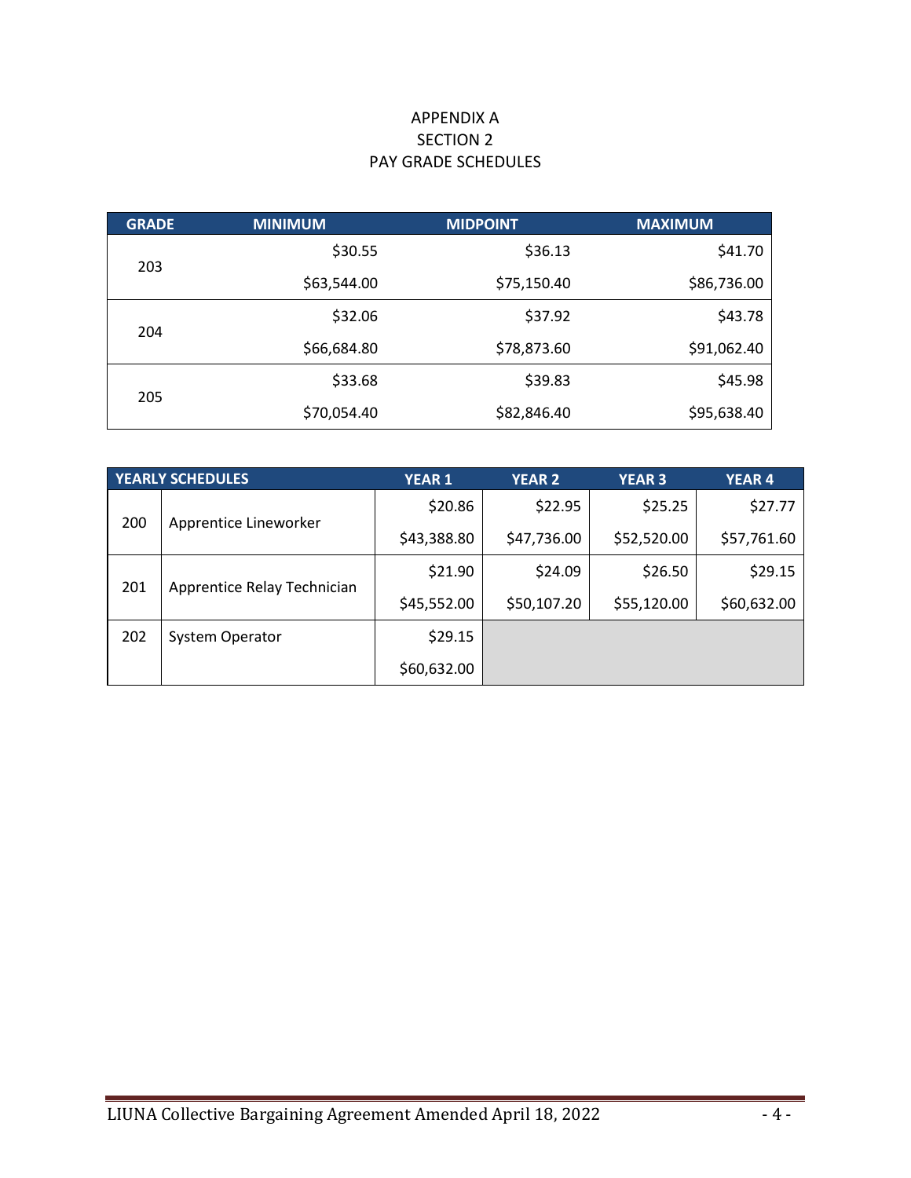APPENDIX A
SECTION 2
PAY GRADE SCHEDULES

| GRADE | MINIMUM | MIDPOINT | MAXIMUM |
|---|---|---|---|
| 203 | $30.55 | $36.13 | $41.70 |
| | $63,544.00 | $75,150.40 | $86,736.00 |
| 204 | $32.06 | $37.92 | $43.78 |
| | $66,684.80 | $78,873.60 | $91,062.40 |
| 205 | $33.68 | $39.83 | $45.98 |
| | $70,054.40 | $82,846.40 | $95,638.40 |

| YEARLY SCHEDULES | | YEAR 1 | YEAR 2 | YEAR 3 | YEAR 4 |
|---|---|---|---|---|---|
| 200 | Apprentice Lineworker | $20.86 | $22.95 | $25.25 | $27.77 |
| | | $43,388.80 | $47,736.00 | $52,520.00 | $57,761.60 |
| 201 | Apprentice Relay Technician | $21.90 | $24.09 | $26.50 | $29.15 |
| | | $45,552.00 | $50,107.20 | $55,120.00 | $60,632.00 |
| 202 | System Operator | $29.15 | | | |
| | | $60,632.00 | | | |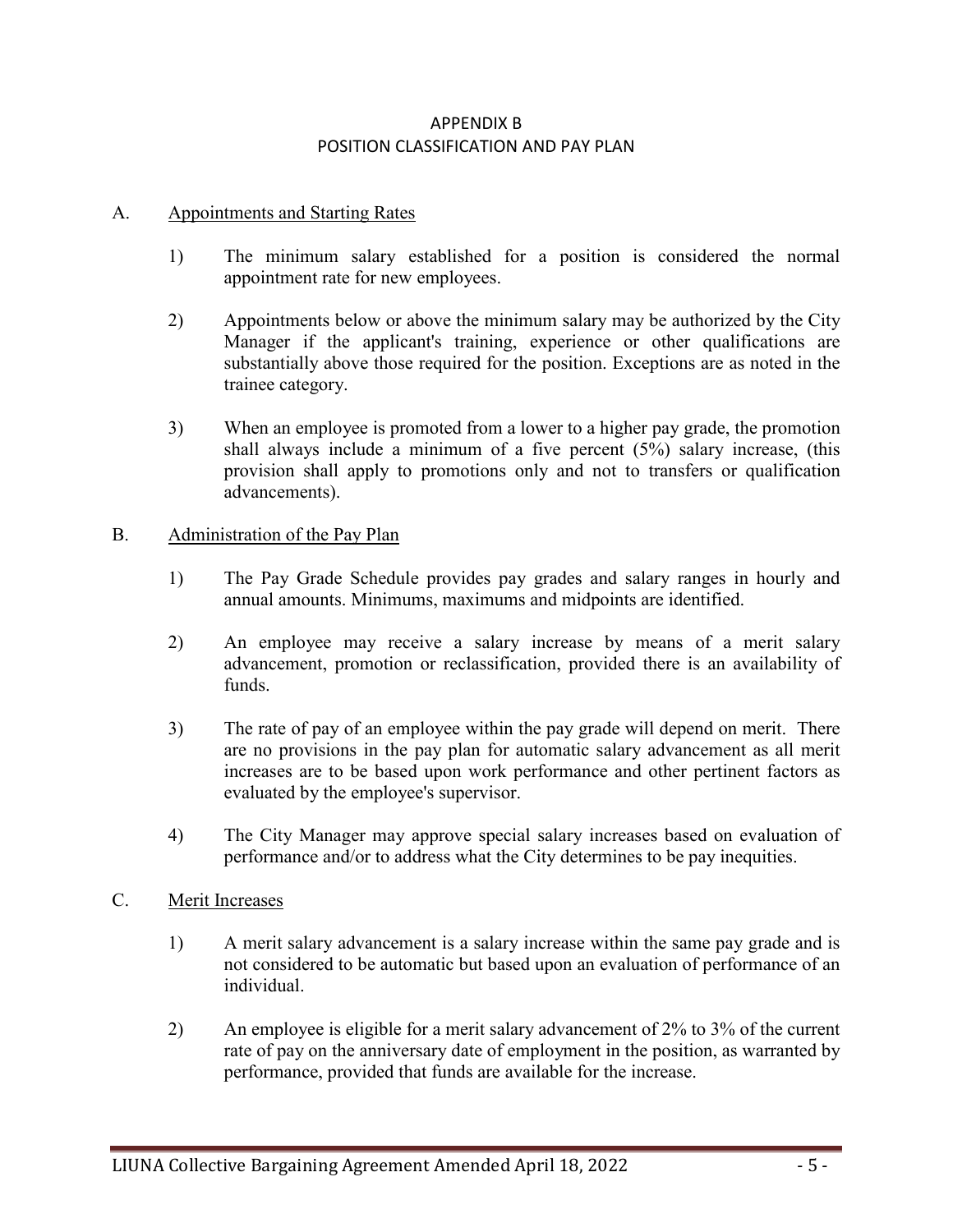# APPENDIX B
# POSITION CLASSIFICATION AND PAY PLAN

A. Appointments and Starting Rates

1) The minimum salary established for a position is considered the normal appointment rate for new employees.

2) Appointments below or above the minimum salary may be authorized by the City Manager if the applicant's training, experience or other qualifications are substantially above those required for the position. Exceptions are as noted in the trainee category.

3) When an employee is promoted from a lower to a higher pay grade, the promotion shall always include a minimum of a five percent (5%) salary increase, (this provision shall apply to promotions only and not to transfers or qualification advancements).

B. Administration of the Pay Plan

1) The Pay Grade Schedule provides pay grades and salary ranges in hourly and annual amounts. Minimums, maximums and midpoints are identified.

2) An employee may receive a salary increase by means of a merit salary advancement, promotion or reclassification, provided there is an availability of funds.

3) The rate of pay of an employee within the pay grade will depend on merit. There are no provisions in the pay plan for automatic salary advancement as all merit increases are to be based upon work performance and other pertinent factors as evaluated by the employee's supervisor.

4) The City Manager may approve special salary increases based on evaluation of performance and/or to address what the City determines to be pay inequities.

C. Merit Increases

1) A merit salary advancement is a salary increase within the same pay grade and is not considered to be automatic but based upon an evaluation of performance of an individual.

2) An employee is eligible for a merit salary advancement of 2% to 3% of the current rate of pay on the anniversary date of employment in the position, as warranted by performance, provided that funds are available for the increase.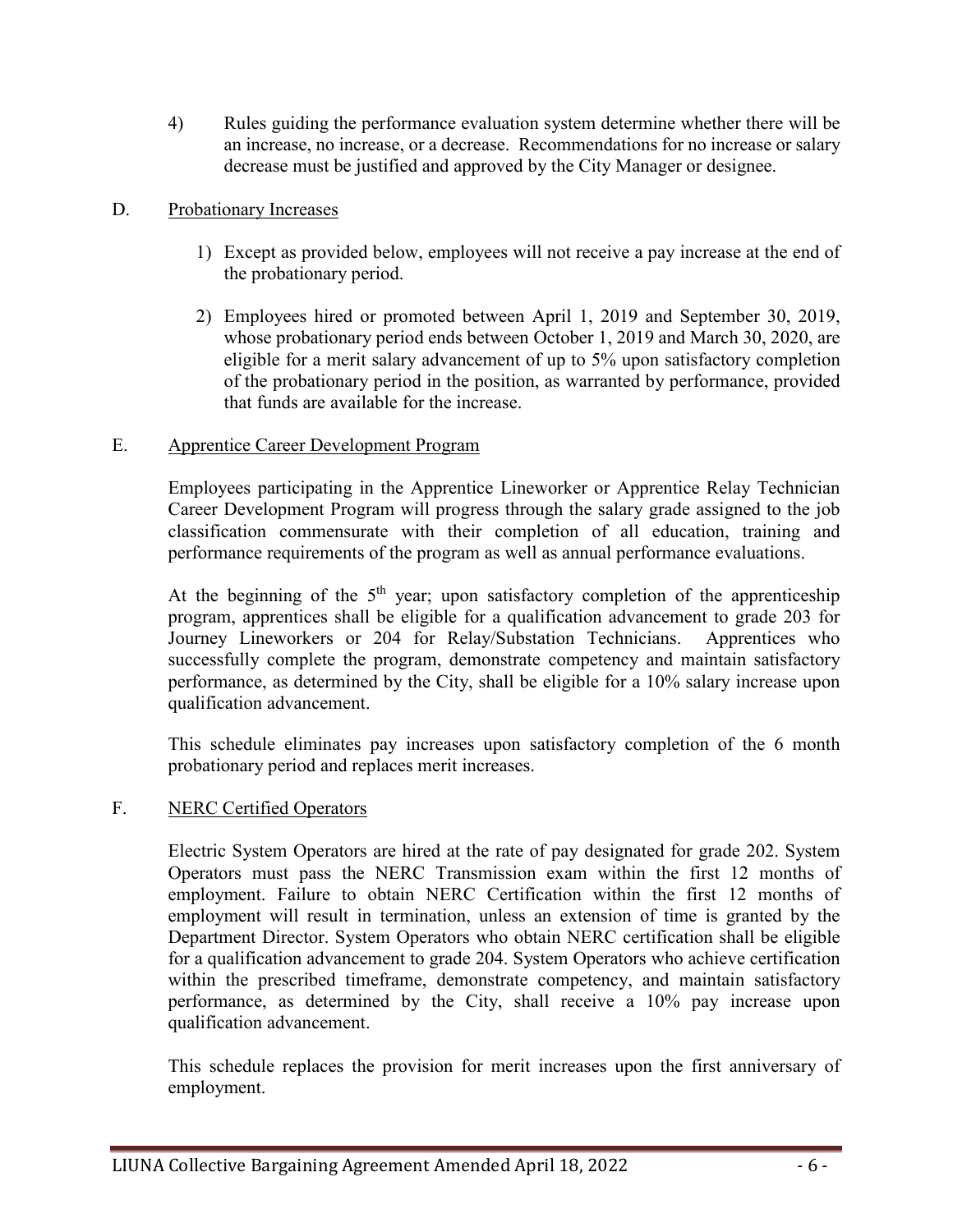4) Rules guiding the performance evaluation system determine whether there will be an increase, no increase, or a decrease. Recommendations for no increase or salary decrease must be justified and approved by the City Manager or designee.

D. Probationary Increases

1) Except as provided below, employees will not receive a pay increase at the end of the probationary period.

2) Employees hired or promoted between April 1, 2019 and September 30, 2019, whose probationary period ends between October 1, 2019 and March 30, 2020, are eligible for a merit salary advancement of up to 5% upon satisfactory completion of the probationary period in the position, as warranted by performance, provided that funds are available for the increase.

E. Apprentice Career Development Program

Employees participating in the Apprentice Lineworker or Apprentice Relay Technician Career Development Program will progress through the salary grade assigned to the job classification commensurate with their completion of all education, training and performance requirements of the program as well as annual performance evaluations.

At the beginning of the 5th year; upon satisfactory completion of the apprenticeship program, apprentices shall be eligible for a qualification advancement to grade 203 for Journey Lineworkers or 204 for Relay/Substation Technicians. Apprentices who successfully complete the program, demonstrate competency and maintain satisfactory performance, as determined by the City, shall be eligible for a 10% salary increase upon qualification advancement.

This schedule eliminates pay increases upon satisfactory completion of the 6 month probationary period and replaces merit increases.

F. NERC Certified Operators

Electric System Operators are hired at the rate of pay designated for grade 202. System Operators must pass the NERC Transmission exam within the first 12 months of employment. Failure to obtain NERC Certification within the first 12 months of employment will result in termination, unless an extension of time is granted by the Department Director. System Operators who obtain NERC certification shall be eligible for a qualification advancement to grade 204. System Operators who achieve certification within the prescribed timeframe, demonstrate competency, and maintain satisfactory performance, as determined by the City, shall receive a 10% pay increase upon qualification advancement.

This schedule replaces the provision for merit increases upon the first anniversary of employment.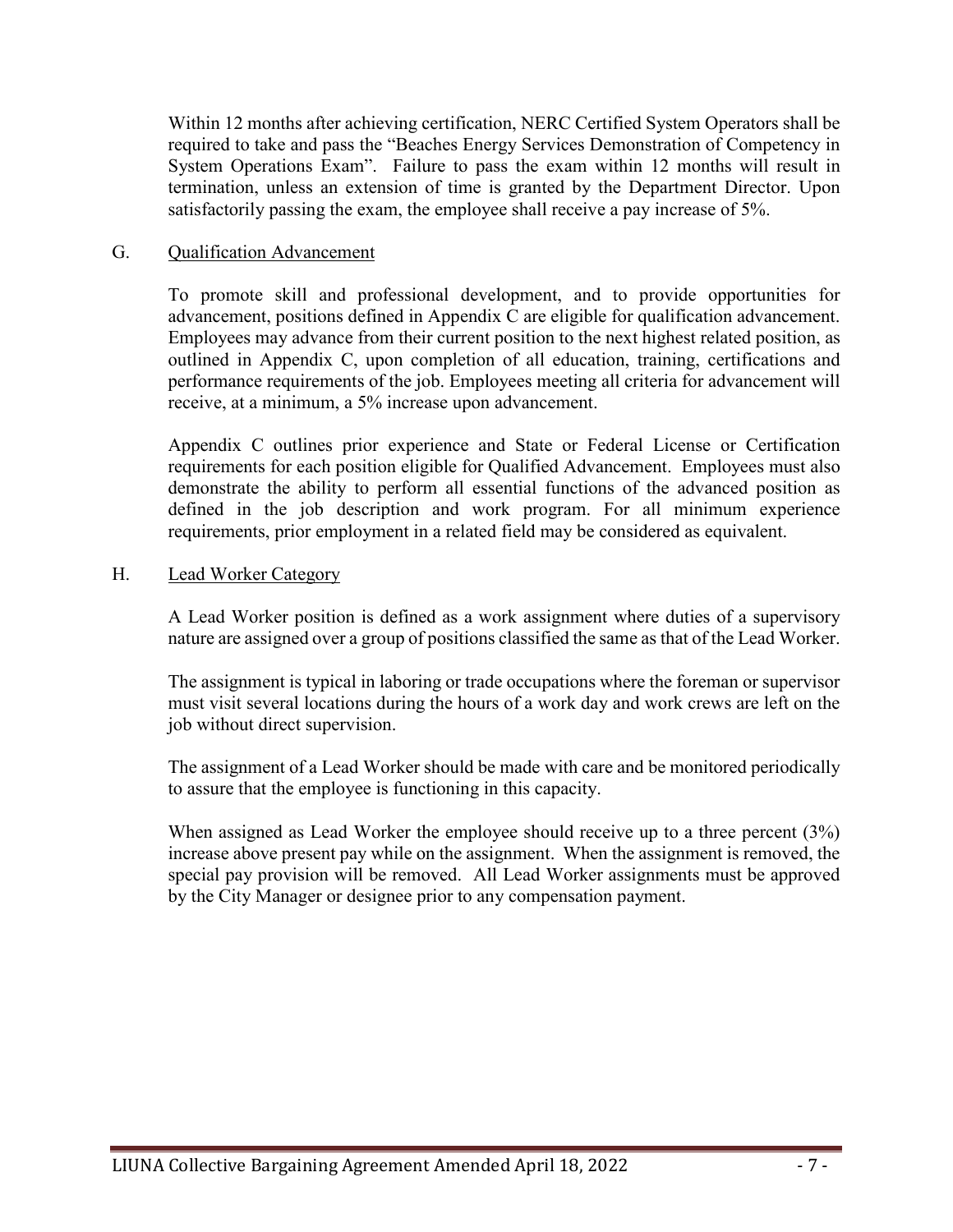Within 12 months after achieving certification, NERC Certified System Operators shall be required to take and pass the "Beaches Energy Services Demonstration of Competency in System Operations Exam". Failure to pass the exam within 12 months will result in termination, unless an extension of time is granted by the Department Director. Upon satisfactorily passing the exam, the employee shall receive a pay increase of 5%.

G. Qualification Advancement

To promote skill and professional development, and to provide opportunities for advancement, positions defined in Appendix C are eligible for qualification advancement. Employees may advance from their current position to the next highest related position, as outlined in Appendix C, upon completion of all education, training, certifications and performance requirements of the job. Employees meeting all criteria for advancement will receive, at a minimum, a 5% increase upon advancement.

Appendix C outlines prior experience and State or Federal License or Certification requirements for each position eligible for Qualified Advancement. Employees must also demonstrate the ability to perform all essential functions of the advanced position as defined in the job description and work program. For all minimum experience requirements, prior employment in a related field may be considered as equivalent.

H. Lead Worker Category

A Lead Worker position is defined as a work assignment where duties of a supervisory nature are assigned over a group of positions classified the same as that of the Lead Worker.

The assignment is typical in laboring or trade occupations where the foreman or supervisor must visit several locations during the hours of a work day and work crews are left on the job without direct supervision.

The assignment of a Lead Worker should be made with care and be monitored periodically to assure that the employee is functioning in this capacity.

When assigned as Lead Worker the employee should receive up to a three percent (3%) increase above present pay while on the assignment. When the assignment is removed, the special pay provision will be removed. All Lead Worker assignments must be approved by the City Manager or designee prior to any compensation payment.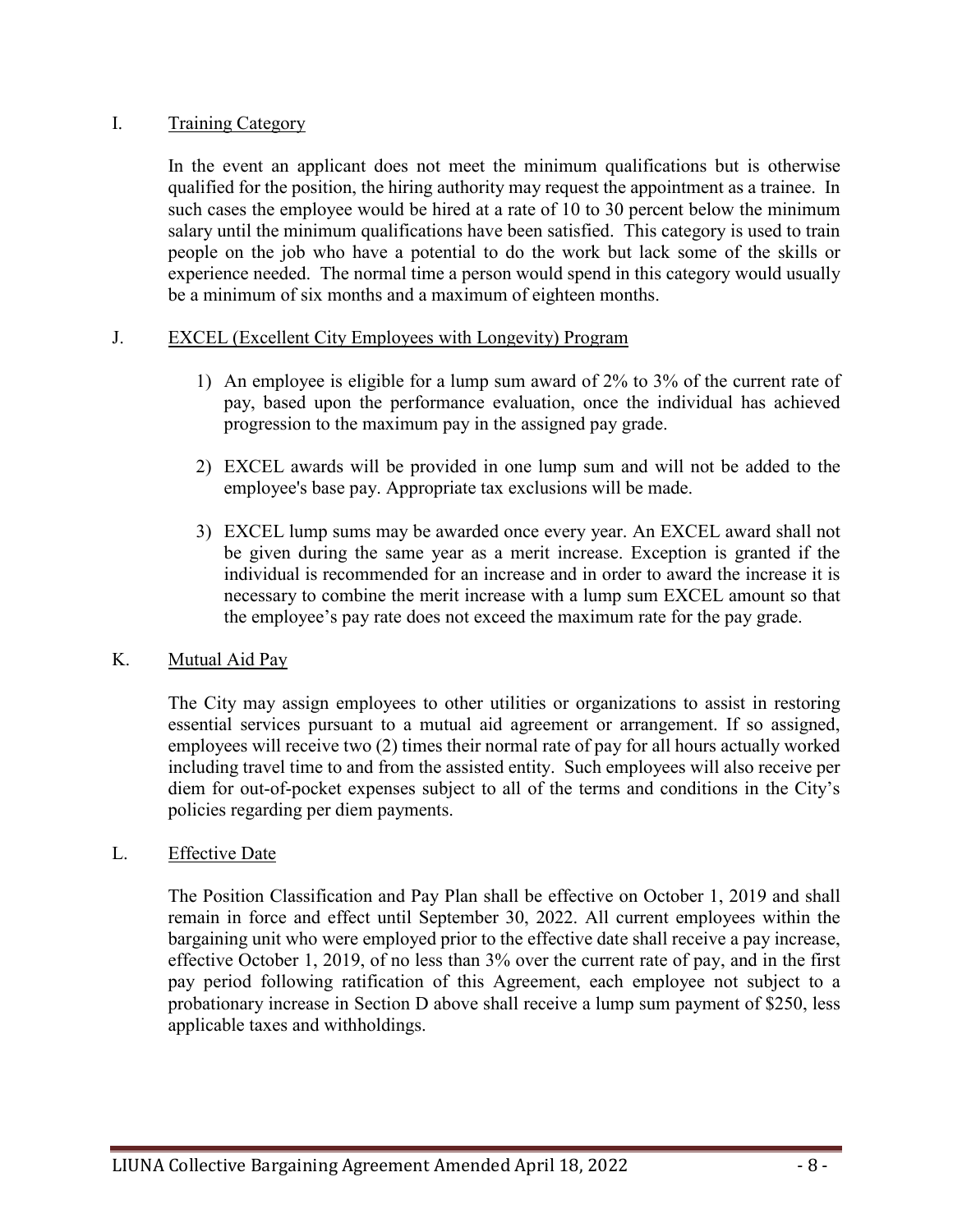## I. Training Category

In the event an applicant does not meet the minimum qualifications but is otherwise qualified for the position, the hiring authority may request the appointment as a trainee. In such cases the employee would be hired at a rate of 10 to 30 percent below the minimum salary until the minimum qualifications have been satisfied. This category is used to train people on the job who have a potential to do the work but lack some of the skills or experience needed. The normal time a person would spend in this category would usually be a minimum of six months and a maximum of eighteen months.

## J. EXCEL (Excellent City Employees with Longevity) Program

1) An employee is eligible for a lump sum award of 2% to 3% of the current rate of pay, based upon the performance evaluation, once the individual has achieved progression to the maximum pay in the assigned pay grade.

2) EXCEL awards will be provided in one lump sum and will not be added to the employee's base pay. Appropriate tax exclusions will be made.

3) EXCEL lump sums may be awarded once every year. An EXCEL award shall not be given during the same year as a merit increase. Exception is granted if the individual is recommended for an increase and in order to award the increase it is necessary to combine the merit increase with a lump sum EXCEL amount so that the employee's pay rate does not exceed the maximum rate for the pay grade.

## K. Mutual Aid Pay

The City may assign employees to other utilities or organizations to assist in restoring essential services pursuant to a mutual aid agreement or arrangement. If so assigned, employees will receive two (2) times their normal rate of pay for all hours actually worked including travel time to and from the assisted entity. Such employees will also receive per diem for out-of-pocket expenses subject to all of the terms and conditions in the City's policies regarding per diem payments.

## L. Effective Date

The Position Classification and Pay Plan shall be effective on October 1, 2019 and shall remain in force and effect until September 30, 2022. All current employees within the bargaining unit who were employed prior to the effective date shall receive a pay increase, effective October 1, 2019, of no less than 3% over the current rate of pay, and in the first pay period following ratification of this Agreement, each employee not subject to a probationary increase in Section D above shall receive a lump sum payment of $250, less applicable taxes and withholdings.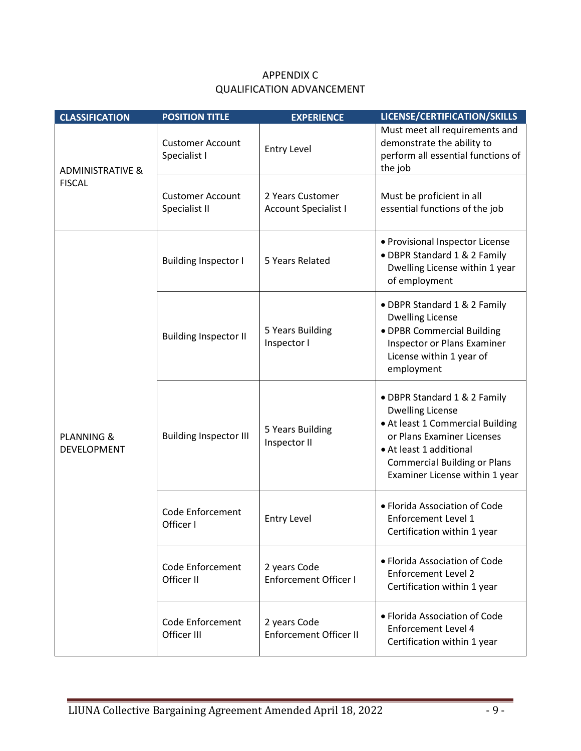APPENDIX C
QUALIFICATION ADVANCEMENT

| CLASSIFICATION | POSITION TITLE | EXPERIENCE | LICENSE/CERTIFICATION/SKILLS |
|---|---|---|---|
| ADMINISTRATIVE & FISCAL | Customer Account Specialist I | Entry Level | Must meet all requirements and demonstrate the ability to perform all essential functions of the job |
| | Customer Account Specialist II | 2 Years Customer Account Specialist I | Must be proficient in all essential functions of the job |
| PLANNING & DEVELOPMENT | Building Inspector I | 5 Years Related | • Provisional Inspector License<br>• DBPR Standard 1 & 2 Family Dwelling License within 1 year of employment |
| | Building Inspector II | 5 Years Building Inspector I | • DBPR Standard 1 & 2 Family Dwelling License<br>• DPBR Commercial Building Inspector or Plans Examiner License within 1 year of employment |
| | Building Inspector III | 5 Years Building Inspector II | • DBPR Standard 1 & 2 Family Dwelling License<br>• At least 1 Commercial Building or Plans Examiner Licenses<br>• At least 1 additional Commercial Building or Plans Examiner License within 1 year |
| | Code Enforcement Officer I | Entry Level | • Florida Association of Code Enforcement Level 1 Certification within 1 year |
| | Code Enforcement Officer II | 2 years Code Enforcement Officer I | • Florida Association of Code Enforcement Level 2 Certification within 1 year |
| | Code Enforcement Officer III | 2 years Code Enforcement Officer II | • Florida Association of Code Enforcement Level 4 Certification within 1 year |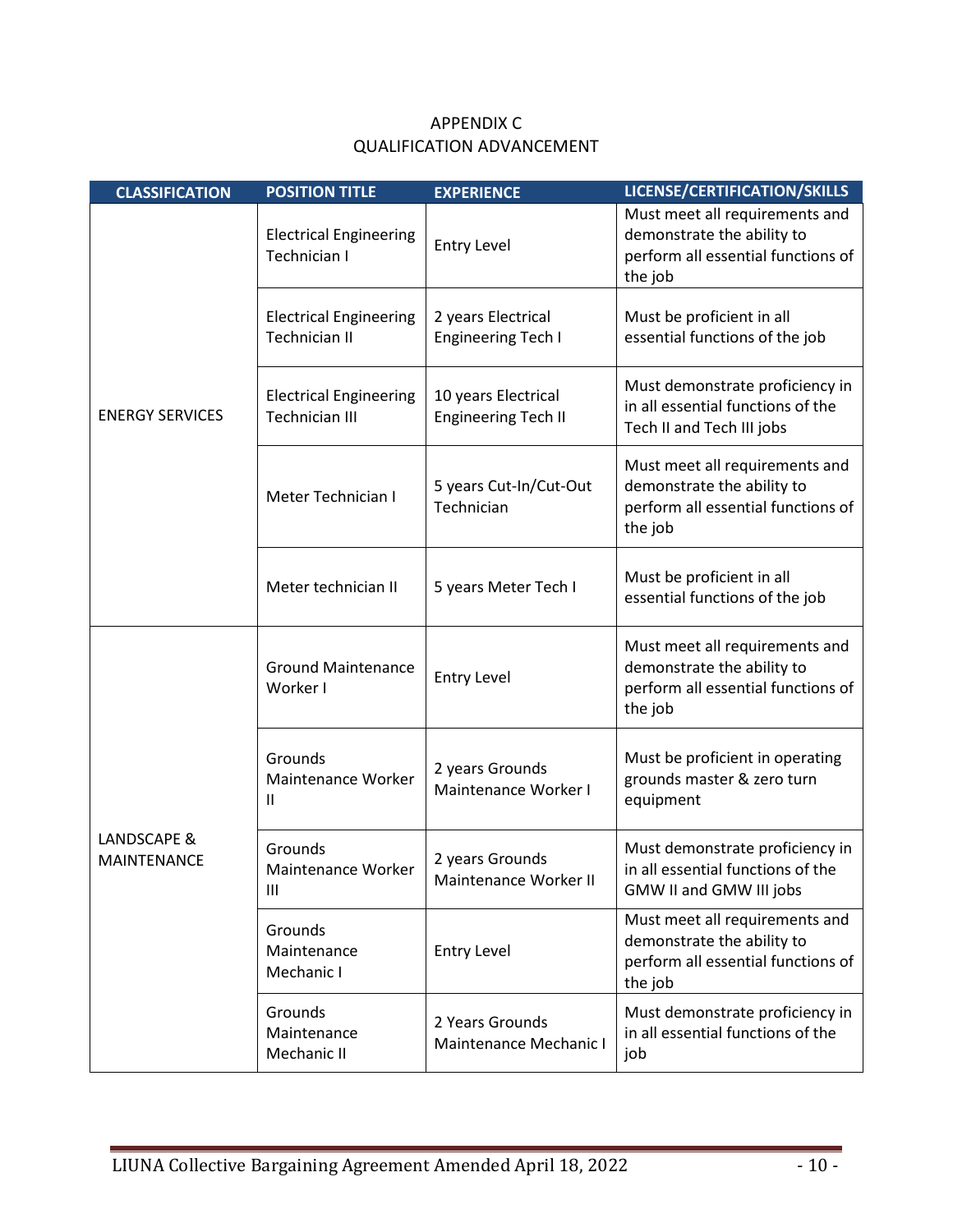# APPENDIX C
## QUALIFICATION ADVANCEMENT

| CLASSIFICATION | POSITION TITLE | EXPERIENCE | LICENSE/CERTIFICATION/SKILLS |
|---|---|---|---|
| ENERGY SERVICES | Electrical Engineering Technician I | Entry Level | Must meet all requirements and demonstrate the ability to perform all essential functions of the job |
| | Electrical Engineering Technician II | 2 years Electrical Engineering Tech I | Must be proficient in all essential functions of the job |
| | Electrical Engineering Technician III | 10 years Electrical Engineering Tech II | Must demonstrate proficiency in in all essential functions of the Tech II and Tech III jobs |
| | Meter Technician I | 5 years Cut-In/Cut-Out Technician | Must meet all requirements and demonstrate the ability to perform all essential functions of the job |
| | Meter technician II | 5 years Meter Tech I | Must be proficient in all essential functions of the job |
| LANDSCAPE & MAINTENANCE | Ground Maintenance Worker I | Entry Level | Must meet all requirements and demonstrate the ability to perform all essential functions of the job |
| | Grounds Maintenance Worker II | 2 years Grounds Maintenance Worker I | Must be proficient in operating grounds master & zero turn equipment |
| | Grounds Maintenance Worker III | 2 years Grounds Maintenance Worker II | Must demonstrate proficiency in in all essential functions of the GMW II and GMW III jobs |
| | Grounds Maintenance Mechanic I | Entry Level | Must meet all requirements and demonstrate the ability to perform all essential functions of the job |
| | Grounds Maintenance Mechanic II | 2 Years Grounds Maintenance Mechanic I | Must demonstrate proficiency in in all essential functions of the job |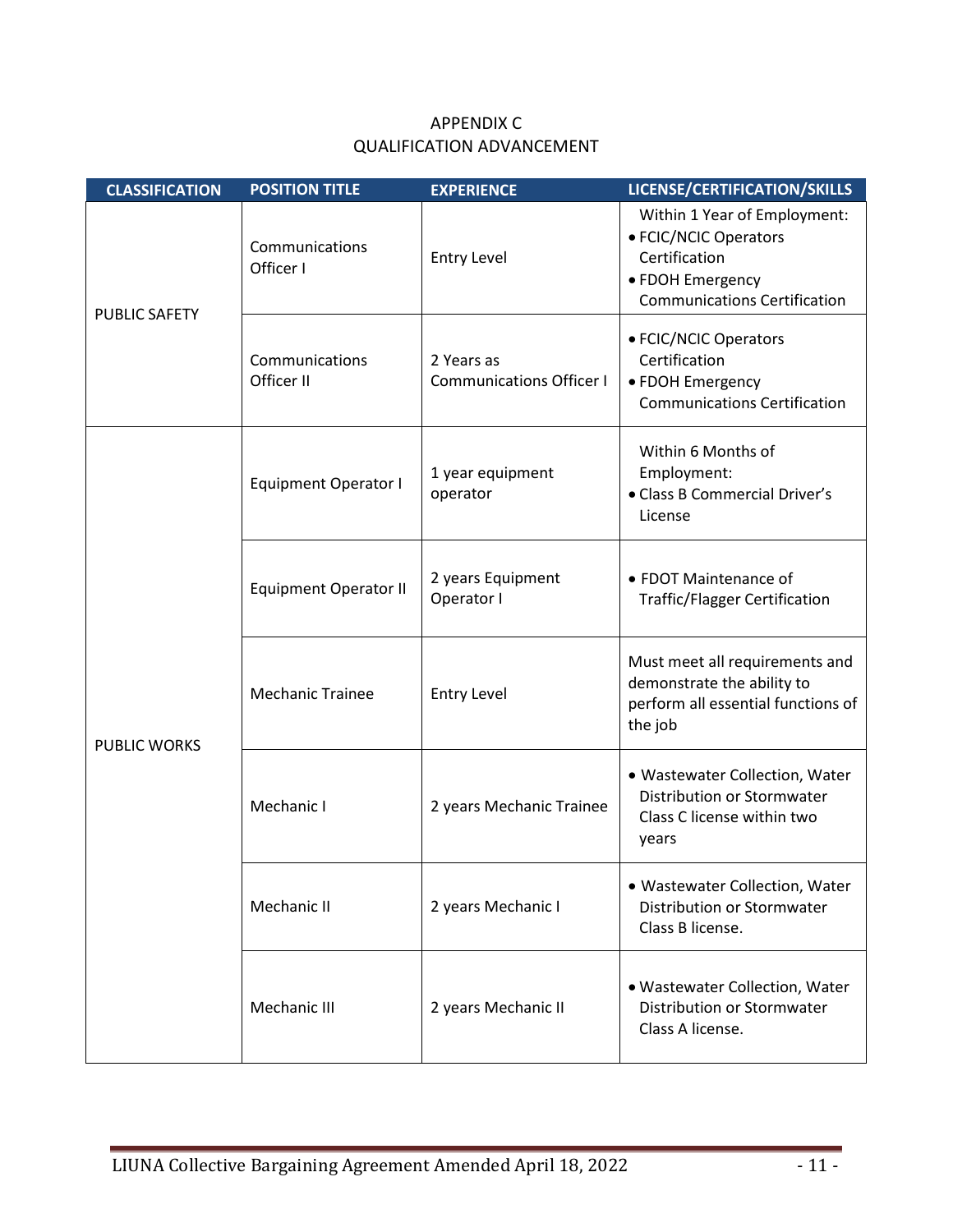# APPENDIX C
## QUALIFICATION ADVANCEMENT

| CLASSIFICATION | POSITION TITLE | EXPERIENCE | LICENSE/CERTIFICATION/SKILLS |
|---|---|---|---|
| PUBLIC SAFETY | Communications Officer I | Entry Level | Within 1 Year of Employment:<br>• FCIC/NCIC Operators Certification<br>• FDOH Emergency Communications Certification |
| | Communications Officer II | 2 Years as Communications Officer I | • FCIC/NCIC Operators Certification<br>• FDOH Emergency Communications Certification |
| PUBLIC WORKS | Equipment Operator I | 1 year equipment operator | Within 6 Months of Employment:<br>• Class B Commercial Driver's License |
| | Equipment Operator II | 2 years Equipment Operator I | • FDOT Maintenance of Traffic/Flagger Certification |
| | Mechanic Trainee | Entry Level | Must meet all requirements and demonstrate the ability to perform all essential functions of the job |
| | Mechanic I | 2 years Mechanic Trainee | • Wastewater Collection, Water Distribution or Stormwater Class C license within two years |
| | Mechanic II | 2 years Mechanic I | • Wastewater Collection, Water Distribution or Stormwater Class B license. |
| | Mechanic III | 2 years Mechanic II | • Wastewater Collection, Water Distribution or Stormwater Class A license. |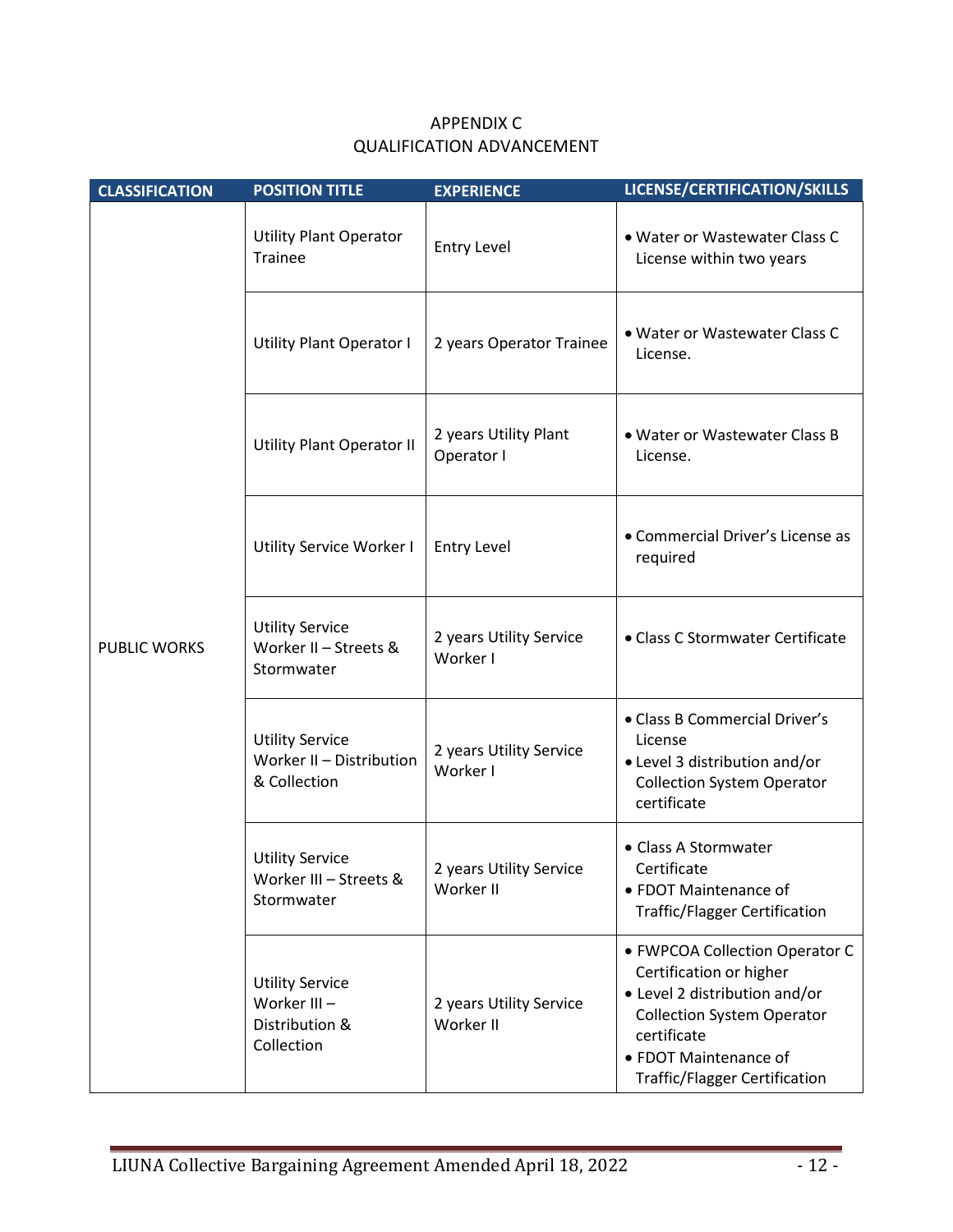APPENDIX C
QUALIFICATION ADVANCEMENT

| CLASSIFICATION | POSITION TITLE | EXPERIENCE | LICENSE/CERTIFICATION/SKILLS |
|---|---|---|---|
| PUBLIC WORKS | Utility Plant Operator Trainee | Entry Level | • Water or Wastewater Class C License within two years |
| | Utility Plant Operator I | 2 years Operator Trainee | • Water or Wastewater Class C License. |
| | Utility Plant Operator II | 2 years Utility Plant Operator I | • Water or Wastewater Class B License. |
| | Utility Service Worker I | Entry Level | • Commercial Driver's License as required |
| | Utility Service Worker II – Streets & Stormwater | 2 years Utility Service Worker I | • Class C Stormwater Certificate |
| | Utility Service Worker II – Distribution & Collection | 2 years Utility Service Worker I | • Class B Commercial Driver's License<br>• Level 3 distribution and/or Collection System Operator certificate |
| | Utility Service Worker III – Streets & Stormwater | 2 years Utility Service Worker II | • Class A Stormwater Certificate<br>• FDOT Maintenance of Traffic/Flagger Certification |
| | Utility Service Worker III – Distribution & Collection | 2 years Utility Service Worker II | • FWPCOA Collection Operator C Certification or higher<br>• Level 2 distribution and/or Collection System Operator certificate<br>• FDOT Maintenance of Traffic/Flagger Certification |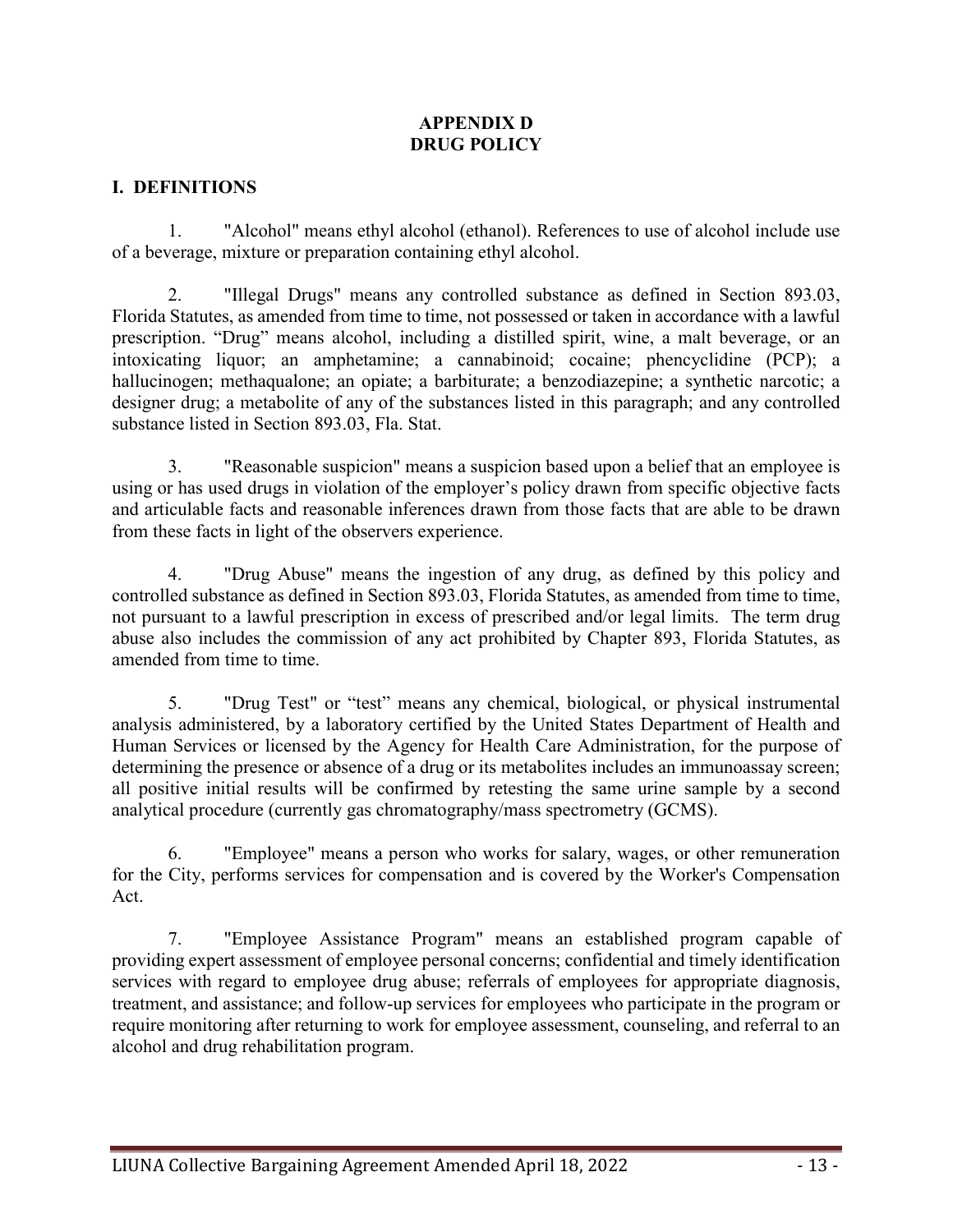# APPENDIX D
# DRUG POLICY

## I. DEFINITIONS

1. "Alcohol" means ethyl alcohol (ethanol). References to use of alcohol include use of a beverage, mixture or preparation containing ethyl alcohol.

2. "Illegal Drugs" means any controlled substance as defined in Section 893.03, Florida Statutes, as amended from time to time, not possessed or taken in accordance with a lawful prescription. "Drug" means alcohol, including a distilled spirit, wine, a malt beverage, or an intoxicating liquor; an amphetamine; a cannabinoid; cocaine; phencyclidine (PCP); a hallucinogen; methaqualone; an opiate; a barbiturate; a benzodiazepine; a synthetic narcotic; a designer drug; a metabolite of any of the substances listed in this paragraph; and any controlled substance listed in Section 893.03, Fla. Stat.

3. "Reasonable suspicion" means a suspicion based upon a belief that an employee is using or has used drugs in violation of the employer's policy drawn from specific objective facts and articulable facts and reasonable inferences drawn from those facts that are able to be drawn from these facts in light of the observers experience.

4. "Drug Abuse" means the ingestion of any drug, as defined by this policy and controlled substance as defined in Section 893.03, Florida Statutes, as amended from time to time, not pursuant to a lawful prescription in excess of prescribed and/or legal limits. The term drug abuse also includes the commission of any act prohibited by Chapter 893, Florida Statutes, as amended from time to time.

5. "Drug Test" or "test" means any chemical, biological, or physical instrumental analysis administered, by a laboratory certified by the United States Department of Health and Human Services or licensed by the Agency for Health Care Administration, for the purpose of determining the presence or absence of a drug or its metabolites includes an immunoassay screen; all positive initial results will be confirmed by retesting the same urine sample by a second analytical procedure (currently gas chromatography/mass spectrometry (GCMS).

6. "Employee" means a person who works for salary, wages, or other remuneration for the City, performs services for compensation and is covered by the Worker's Compensation Act.

7. "Employee Assistance Program" means an established program capable of providing expert assessment of employee personal concerns; confidential and timely identification services with regard to employee drug abuse; referrals of employees for appropriate diagnosis, treatment, and assistance; and follow-up services for employees who participate in the program or require monitoring after returning to work for employee assessment, counseling, and referral to an alcohol and drug rehabilitation program.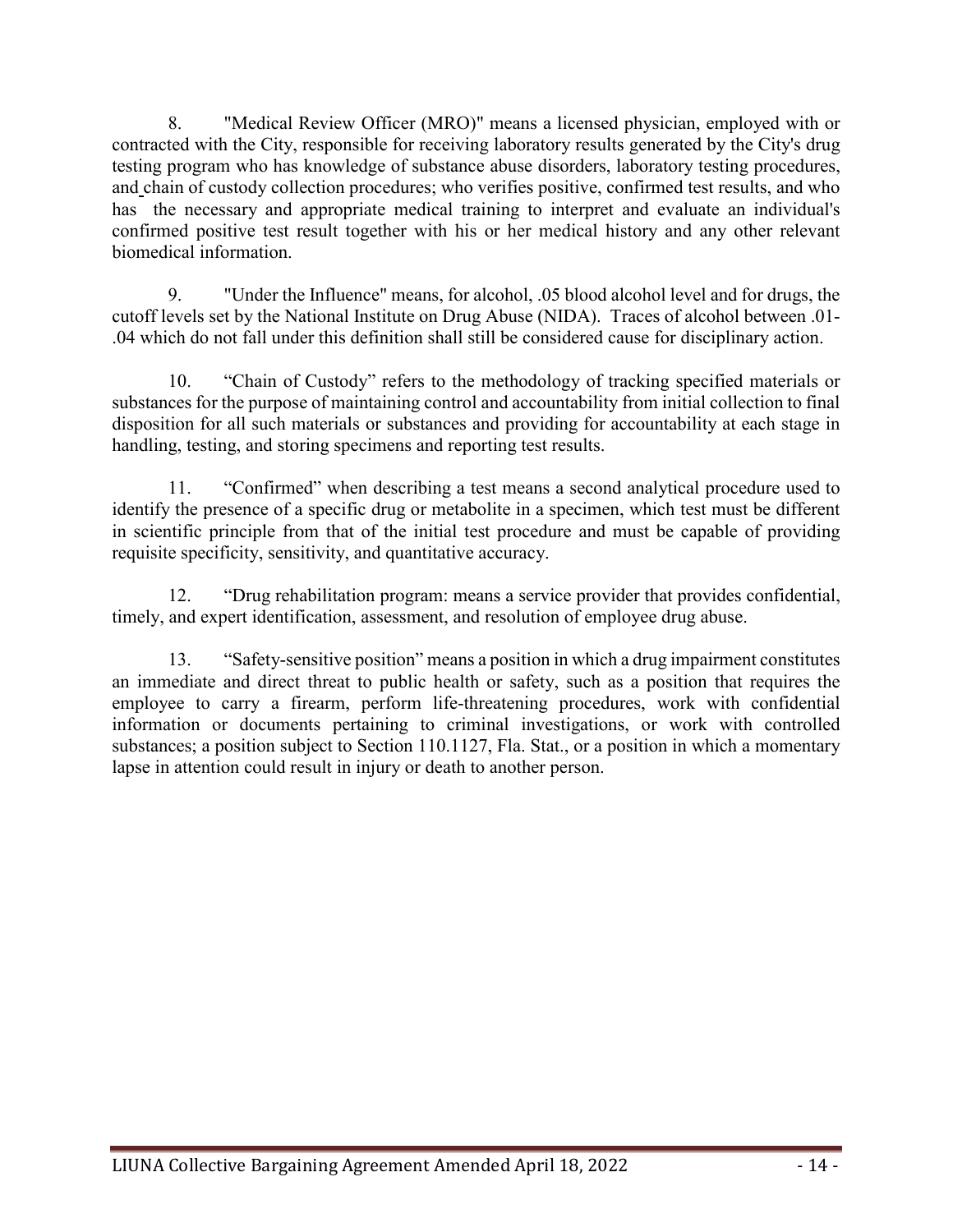8. "Medical Review Officer (MRO)" means a licensed physician, employed with or contracted with the City, responsible for receiving laboratory results generated by the City's drug testing program who has knowledge of substance abuse disorders, laboratory testing procedures, and chain of custody collection procedures; who verifies positive, confirmed test results, and who has the necessary and appropriate medical training to interpret and evaluate an individual's confirmed positive test result together with his or her medical history and any other relevant biomedical information.

9. "Under the Influence" means, for alcohol, .05 blood alcohol level and for drugs, the cutoff levels set by the National Institute on Drug Abuse (NIDA). Traces of alcohol between .01-.04 which do not fall under this definition shall still be considered cause for disciplinary action.

10. "Chain of Custody" refers to the methodology of tracking specified materials or substances for the purpose of maintaining control and accountability from initial collection to final disposition for all such materials or substances and providing for accountability at each stage in handling, testing, and storing specimens and reporting test results.

11. "Confirmed" when describing a test means a second analytical procedure used to identify the presence of a specific drug or metabolite in a specimen, which test must be different in scientific principle from that of the initial test procedure and must be capable of providing requisite specificity, sensitivity, and quantitative accuracy.

12. "Drug rehabilitation program: means a service provider that provides confidential, timely, and expert identification, assessment, and resolution of employee drug abuse.

13. "Safety-sensitive position" means a position in which a drug impairment constitutes an immediate and direct threat to public health or safety, such as a position that requires the employee to carry a firearm, perform life-threatening procedures, work with confidential information or documents pertaining to criminal investigations, or work with controlled substances; a position subject to Section 110.1127, Fla. Stat., or a position in which a momentary lapse in attention could result in injury or death to another person.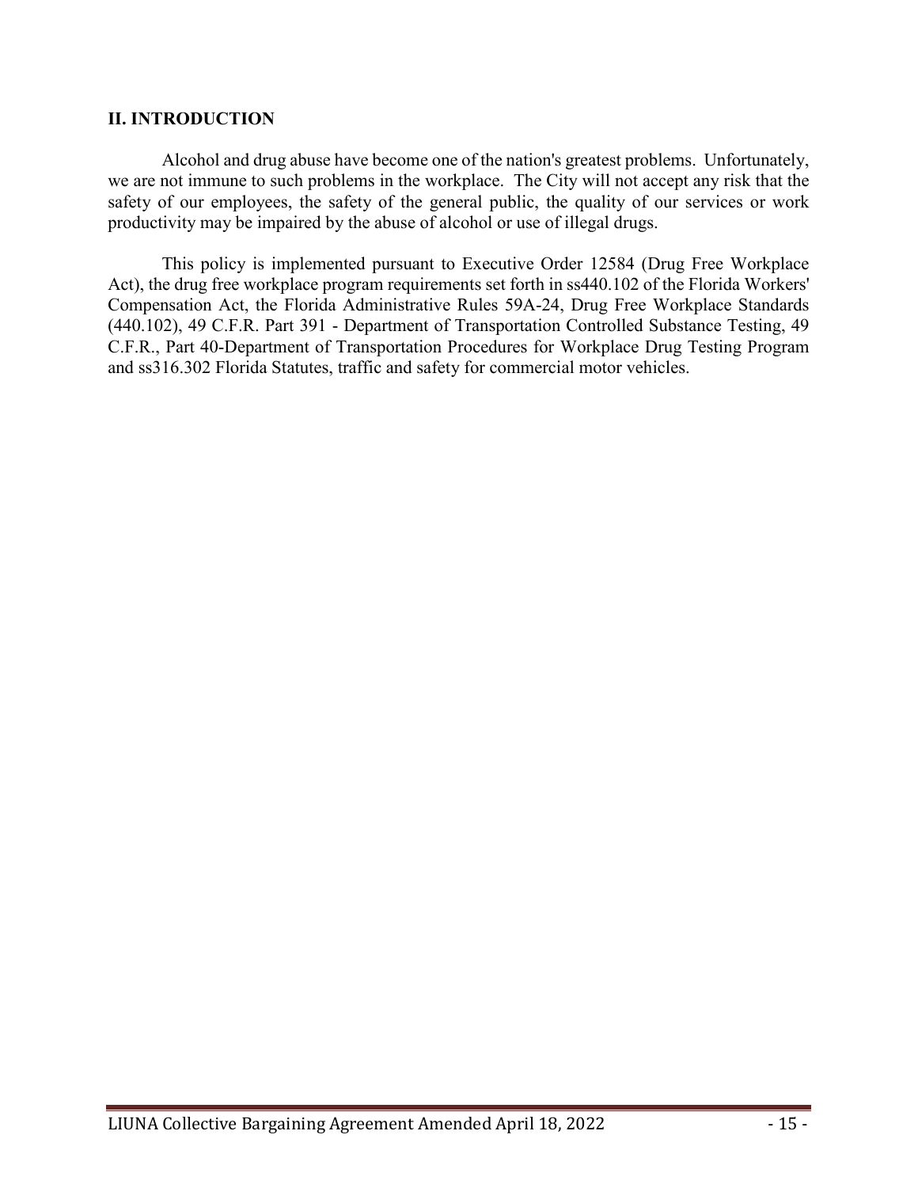## II. INTRODUCTION

Alcohol and drug abuse have become one of the nation's greatest problems. Unfortunately, we are not immune to such problems in the workplace. The City will not accept any risk that the safety of our employees, the safety of the general public, the quality of our services or work productivity may be impaired by the abuse of alcohol or use of illegal drugs.

This policy is implemented pursuant to Executive Order 12584 (Drug Free Workplace Act), the drug free workplace program requirements set forth in ss440.102 of the Florida Workers' Compensation Act, the Florida Administrative Rules 59A-24, Drug Free Workplace Standards (440.102), 49 C.F.R. Part 391 - Department of Transportation Controlled Substance Testing, 49 C.F.R., Part 40-Department of Transportation Procedures for Workplace Drug Testing Program and ss316.302 Florida Statutes, traffic and safety for commercial motor vehicles.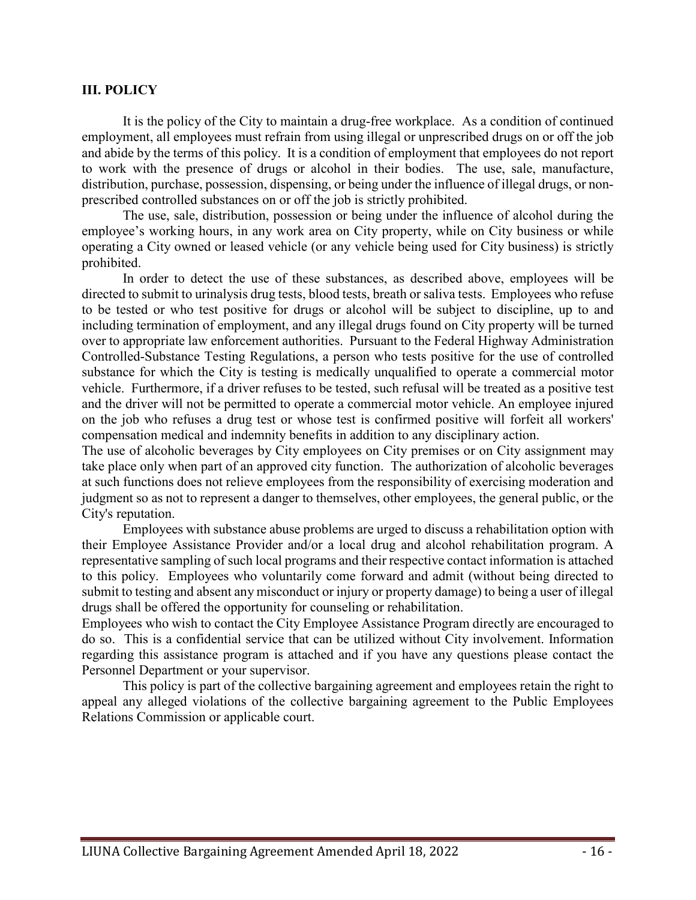## III. POLICY

It is the policy of the City to maintain a drug-free workplace. As a condition of continued employment, all employees must refrain from using illegal or unprescribed drugs on or off the job and abide by the terms of this policy. It is a condition of employment that employees do not report to work with the presence of drugs or alcohol in their bodies. The use, sale, manufacture, distribution, purchase, possession, dispensing, or being under the influence of illegal drugs, or non-prescribed controlled substances on or off the job is strictly prohibited.

The use, sale, distribution, possession or being under the influence of alcohol during the employee's working hours, in any work area on City property, while on City business or while operating a City owned or leased vehicle (or any vehicle being used for City business) is strictly prohibited.

In order to detect the use of these substances, as described above, employees will be directed to submit to urinalysis drug tests, blood tests, breath or saliva tests. Employees who refuse to be tested or who test positive for drugs or alcohol will be subject to discipline, up to and including termination of employment, and any illegal drugs found on City property will be turned over to appropriate law enforcement authorities. Pursuant to the Federal Highway Administration Controlled-Substance Testing Regulations, a person who tests positive for the use of controlled substance for which the City is testing is medically unqualified to operate a commercial motor vehicle. Furthermore, if a driver refuses to be tested, such refusal will be treated as a positive test and the driver will not be permitted to operate a commercial motor vehicle. An employee injured on the job who refuses a drug test or whose test is confirmed positive will forfeit all workers' compensation medical and indemnity benefits in addition to any disciplinary action.

The use of alcoholic beverages by City employees on City premises or on City assignment may take place only when part of an approved city function. The authorization of alcoholic beverages at such functions does not relieve employees from the responsibility of exercising moderation and judgment so as not to represent a danger to themselves, other employees, the general public, or the City's reputation.

Employees with substance abuse problems are urged to discuss a rehabilitation option with their Employee Assistance Provider and/or a local drug and alcohol rehabilitation program. A representative sampling of such local programs and their respective contact information is attached to this policy. Employees who voluntarily come forward and admit (without being directed to submit to testing and absent any misconduct or injury or property damage) to being a user of illegal drugs shall be offered the opportunity for counseling or rehabilitation.

Employees who wish to contact the City Employee Assistance Program directly are encouraged to do so. This is a confidential service that can be utilized without City involvement. Information regarding this assistance program is attached and if you have any questions please contact the Personnel Department or your supervisor.

This policy is part of the collective bargaining agreement and employees retain the right to appeal any alleged violations of the collective bargaining agreement to the Public Employees Relations Commission or applicable court.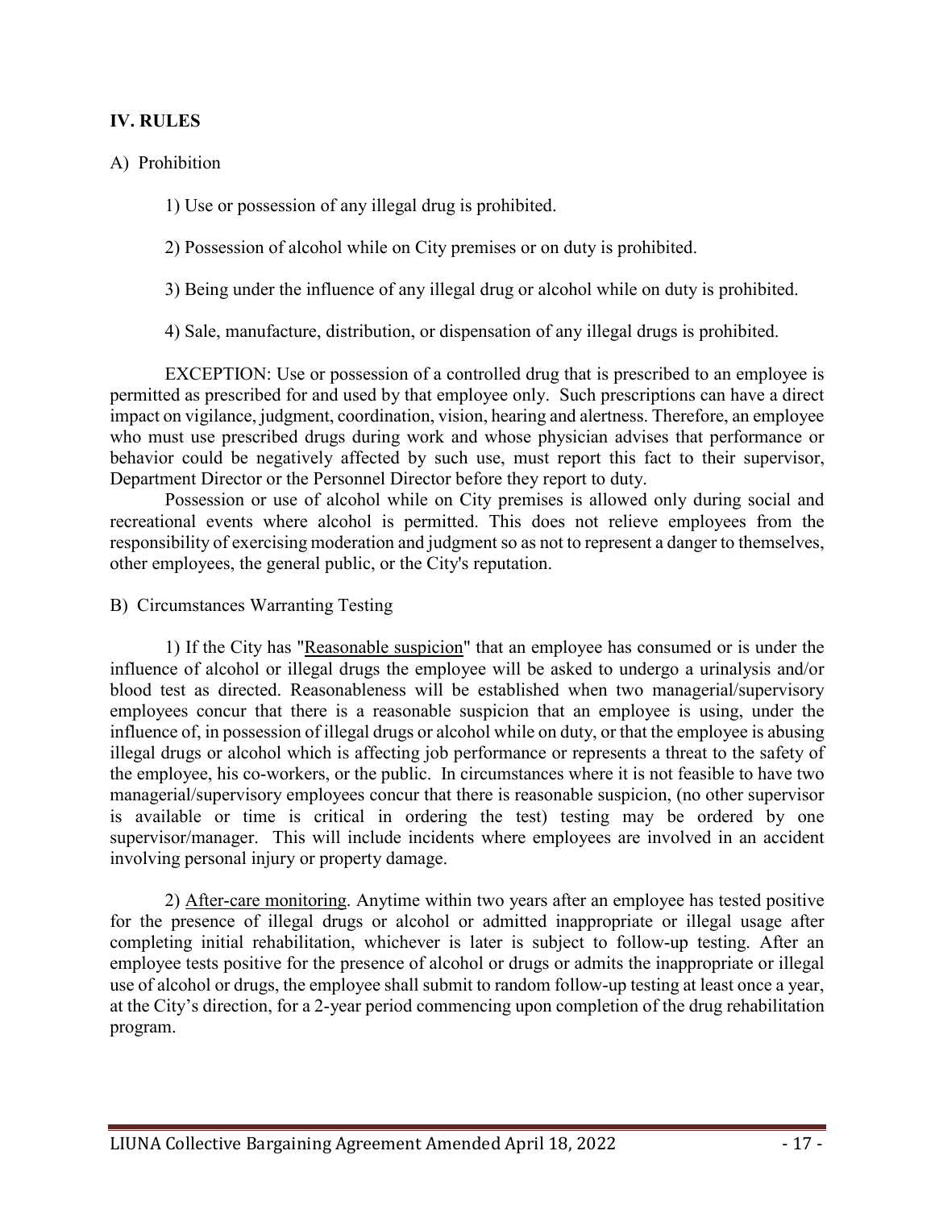## IV. RULES

A) Prohibition

1) Use or possession of any illegal drug is prohibited.

2) Possession of alcohol while on City premises or on duty is prohibited.

3) Being under the influence of any illegal drug or alcohol while on duty is prohibited.

4) Sale, manufacture, distribution, or dispensation of any illegal drugs is prohibited.

EXCEPTION: Use or possession of a controlled drug that is prescribed to an employee is permitted as prescribed for and used by that employee only. Such prescriptions can have a direct impact on vigilance, judgment, coordination, vision, hearing and alertness. Therefore, an employee who must use prescribed drugs during work and whose physician advises that performance or behavior could be negatively affected by such use, must report this fact to their supervisor, Department Director or the Personnel Director before they report to duty.

Possession or use of alcohol while on City premises is allowed only during social and recreational events where alcohol is permitted. This does not relieve employees from the responsibility of exercising moderation and judgment so as not to represent a danger to themselves, other employees, the general public, or the City's reputation.

B) Circumstances Warranting Testing

1) If the City has "Reasonable suspicion" that an employee has consumed or is under the influence of alcohol or illegal drugs the employee will be asked to undergo a urinalysis and/or blood test as directed. Reasonableness will be established when two managerial/supervisory employees concur that there is a reasonable suspicion that an employee is using, under the influence of, in possession of illegal drugs or alcohol while on duty, or that the employee is abusing illegal drugs or alcohol which is affecting job performance or represents a threat to the safety of the employee, his co-workers, or the public. In circumstances where it is not feasible to have two managerial/supervisory employees concur that there is reasonable suspicion, (no other supervisor is available or time is critical in ordering the test) testing may be ordered by one supervisor/manager. This will include incidents where employees are involved in an accident involving personal injury or property damage.

2) After-care monitoring. Anytime within two years after an employee has tested positive for the presence of illegal drugs or alcohol or admitted inappropriate or illegal usage after completing initial rehabilitation, whichever is later is subject to follow-up testing. After an employee tests positive for the presence of alcohol or drugs or admits the inappropriate or illegal use of alcohol or drugs, the employee shall submit to random follow-up testing at least once a year, at the City's direction, for a 2-year period commencing upon completion of the drug rehabilitation program.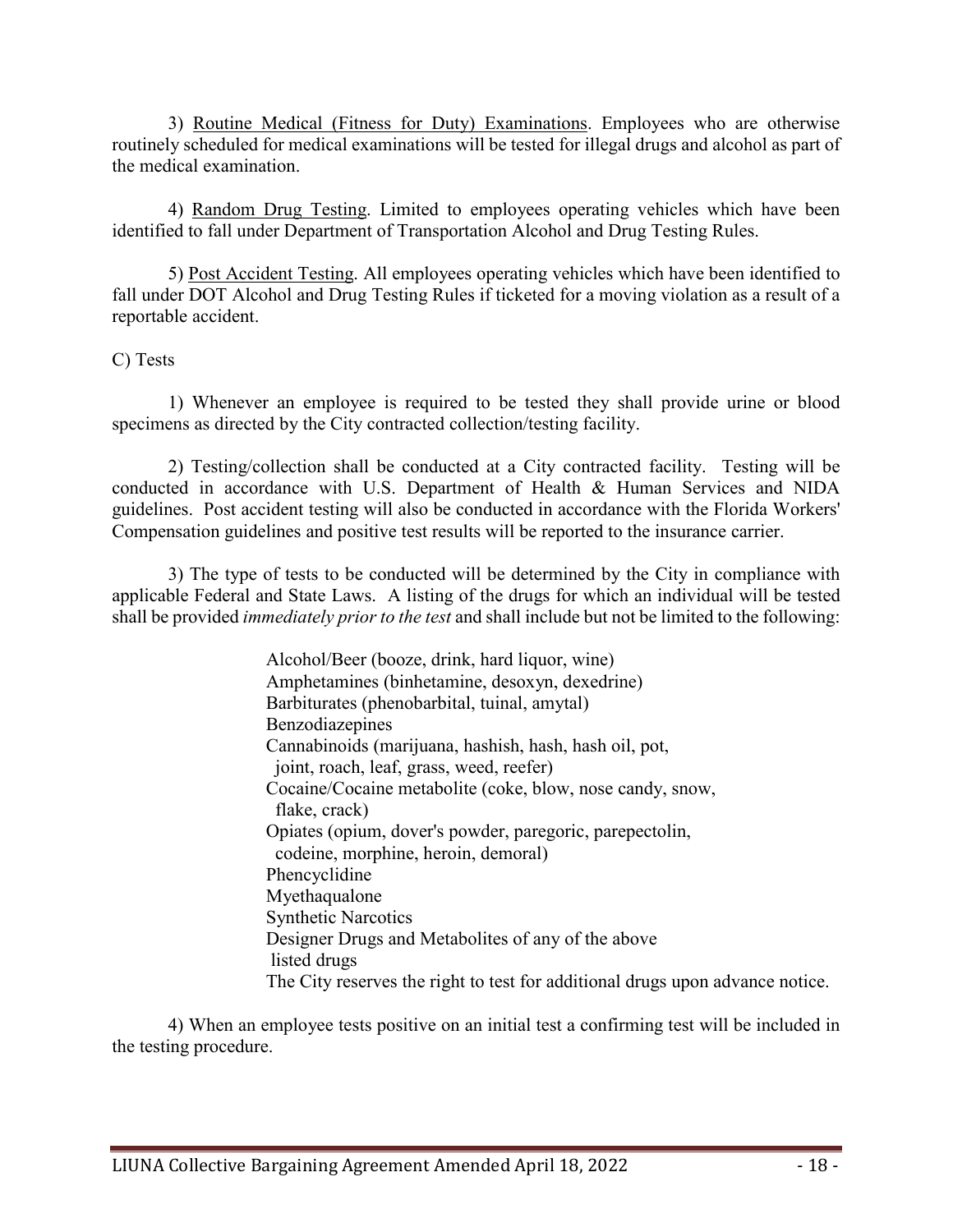3) Routine Medical (Fitness for Duty) Examinations. Employees who are otherwise routinely scheduled for medical examinations will be tested for illegal drugs and alcohol as part of the medical examination.

4) Random Drug Testing. Limited to employees operating vehicles which have been identified to fall under Department of Transportation Alcohol and Drug Testing Rules.

5) Post Accident Testing. All employees operating vehicles which have been identified to fall under DOT Alcohol and Drug Testing Rules if ticketed for a moving violation as a result of a reportable accident.

C) Tests

1) Whenever an employee is required to be tested they shall provide urine or blood specimens as directed by the City contracted collection/testing facility.

2) Testing/collection shall be conducted at a City contracted facility. Testing will be conducted in accordance with U.S. Department of Health & Human Services and NIDA guidelines. Post accident testing will also be conducted in accordance with the Florida Workers' Compensation guidelines and positive test results will be reported to the insurance carrier.

3) The type of tests to be conducted will be determined by the City in compliance with applicable Federal and State Laws. A listing of the drugs for which an individual will be tested shall be provided *immediately prior to the test* and shall include but not be limited to the following:

Alcohol/Beer (booze, drink, hard liquor, wine)
Amphetamines (binhetamine, desoxyn, dexedrine)
Barbiturates (phenobarbital, tuinal, amytal)
Benzodiazepines
Cannabinoids (marijuana, hashish, hash, hash oil, pot, joint, roach, leaf, grass, weed, reefer)
Cocaine/Cocaine metabolite (coke, blow, nose candy, snow, flake, crack)
Opiates (opium, dover's powder, paregoric, parepectolin, codeine, morphine, heroin, demoral)
Phencyclidine
Myethaqualone
Synthetic Narcotics
Designer Drugs and Metabolites of any of the above listed drugs
The City reserves the right to test for additional drugs upon advance notice.

4) When an employee tests positive on an initial test a confirming test will be included in the testing procedure.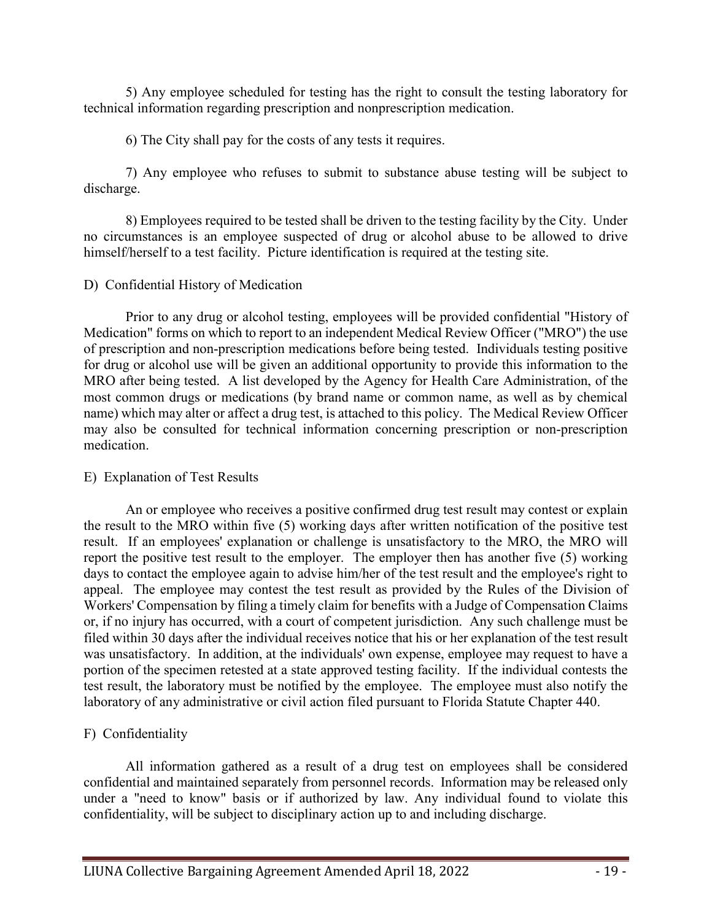5) Any employee scheduled for testing has the right to consult the testing laboratory for technical information regarding prescription and nonprescription medication.

6) The City shall pay for the costs of any tests it requires.

7) Any employee who refuses to submit to substance abuse testing will be subject to discharge.

8) Employees required to be tested shall be driven to the testing facility by the City. Under no circumstances is an employee suspected of drug or alcohol abuse to be allowed to drive himself/herself to a test facility. Picture identification is required at the testing site.

D) Confidential History of Medication

Prior to any drug or alcohol testing, employees will be provided confidential "History of Medication" forms on which to report to an independent Medical Review Officer ("MRO") the use of prescription and non-prescription medications before being tested. Individuals testing positive for drug or alcohol use will be given an additional opportunity to provide this information to the MRO after being tested. A list developed by the Agency for Health Care Administration, of the most common drugs or medications (by brand name or common name, as well as by chemical name) which may alter or affect a drug test, is attached to this policy. The Medical Review Officer may also be consulted for technical information concerning prescription or non-prescription medication.

E) Explanation of Test Results

An or employee who receives a positive confirmed drug test result may contest or explain the result to the MRO within five (5) working days after written notification of the positive test result. If an employees' explanation or challenge is unsatisfactory to the MRO, the MRO will report the positive test result to the employer. The employer then has another five (5) working days to contact the employee again to advise him/her of the test result and the employee's right to appeal. The employee may contest the test result as provided by the Rules of the Division of Workers' Compensation by filing a timely claim for benefits with a Judge of Compensation Claims or, if no injury has occurred, with a court of competent jurisdiction. Any such challenge must be filed within 30 days after the individual receives notice that his or her explanation of the test result was unsatisfactory. In addition, at the individuals' own expense, employee may request to have a portion of the specimen retested at a state approved testing facility. If the individual contests the test result, the laboratory must be notified by the employee. The employee must also notify the laboratory of any administrative or civil action filed pursuant to Florida Statute Chapter 440.

F) Confidentiality

All information gathered as a result of a drug test on employees shall be considered confidential and maintained separately from personnel records. Information may be released only under a "need to know" basis or if authorized by law. Any individual found to violate this confidentiality, will be subject to disciplinary action up to and including discharge.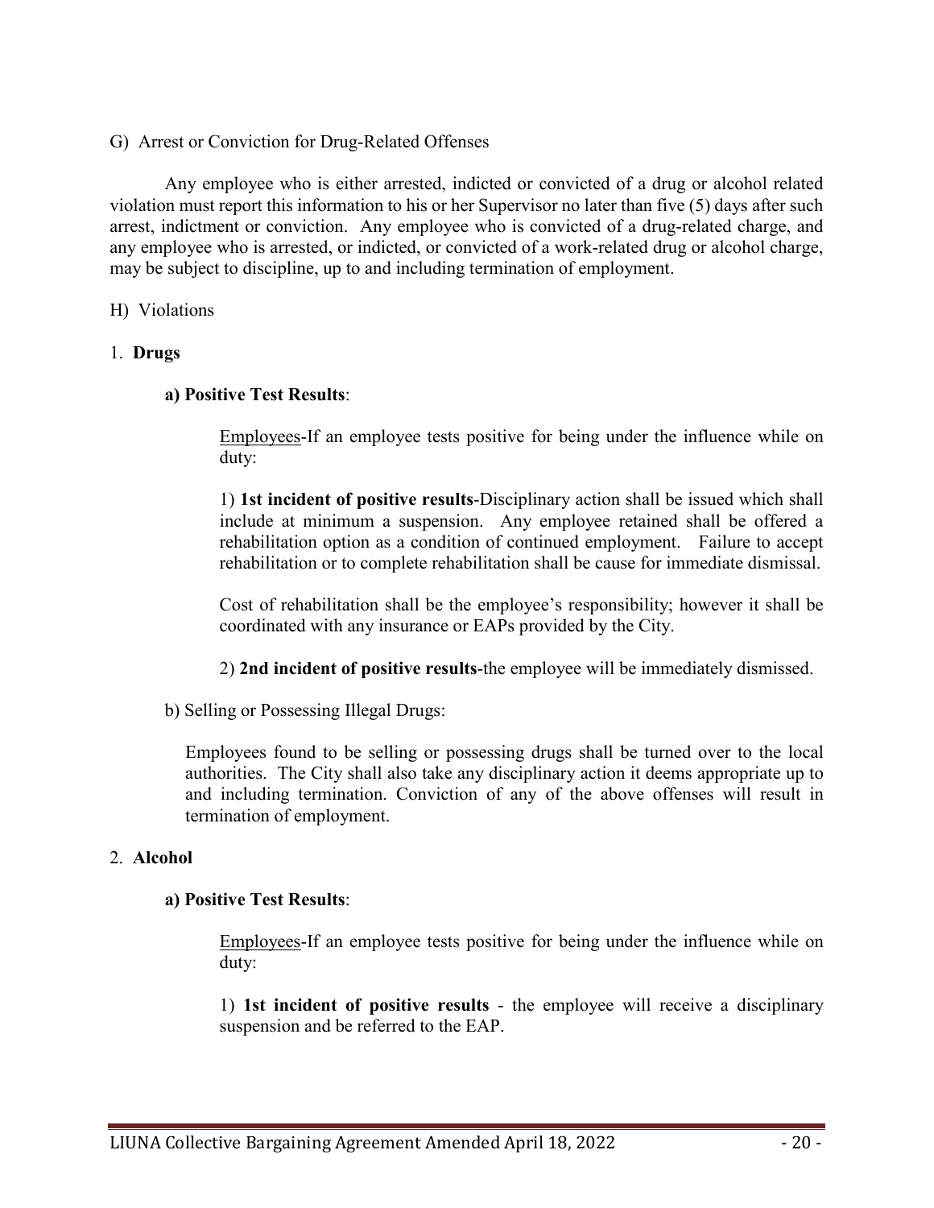G) Arrest or Conviction for Drug-Related Offenses

Any employee who is either arrested, indicted or convicted of a drug or alcohol related violation must report this information to his or her Supervisor no later than five (5) days after such arrest, indictment or conviction. Any employee who is convicted of a drug-related charge, and any employee who is arrested, or indicted, or convicted of a work-related drug or alcohol charge, may be subject to discipline, up to and including termination of employment.

H) Violations

1. **Drugs**

**a) Positive Test Results**:

Employees-If an employee tests positive for being under the influence while on duty:

1) **1st incident of positive results**-Disciplinary action shall be issued which shall include at minimum a suspension. Any employee retained shall be offered a rehabilitation option as a condition of continued employment. Failure to accept rehabilitation or to complete rehabilitation shall be cause for immediate dismissal.

Cost of rehabilitation shall be the employee's responsibility; however it shall be coordinated with any insurance or EAPs provided by the City.

2) **2nd incident of positive results**-the employee will be immediately dismissed.

b) Selling or Possessing Illegal Drugs:

Employees found to be selling or possessing drugs shall be turned over to the local authorities. The City shall also take any disciplinary action it deems appropriate up to and including termination. Conviction of any of the above offenses will result in termination of employment.

2. **Alcohol**

**a) Positive Test Results**:

Employees-If an employee tests positive for being under the influence while on duty:

1) **1st incident of positive results** - the employee will receive a disciplinary suspension and be referred to the EAP.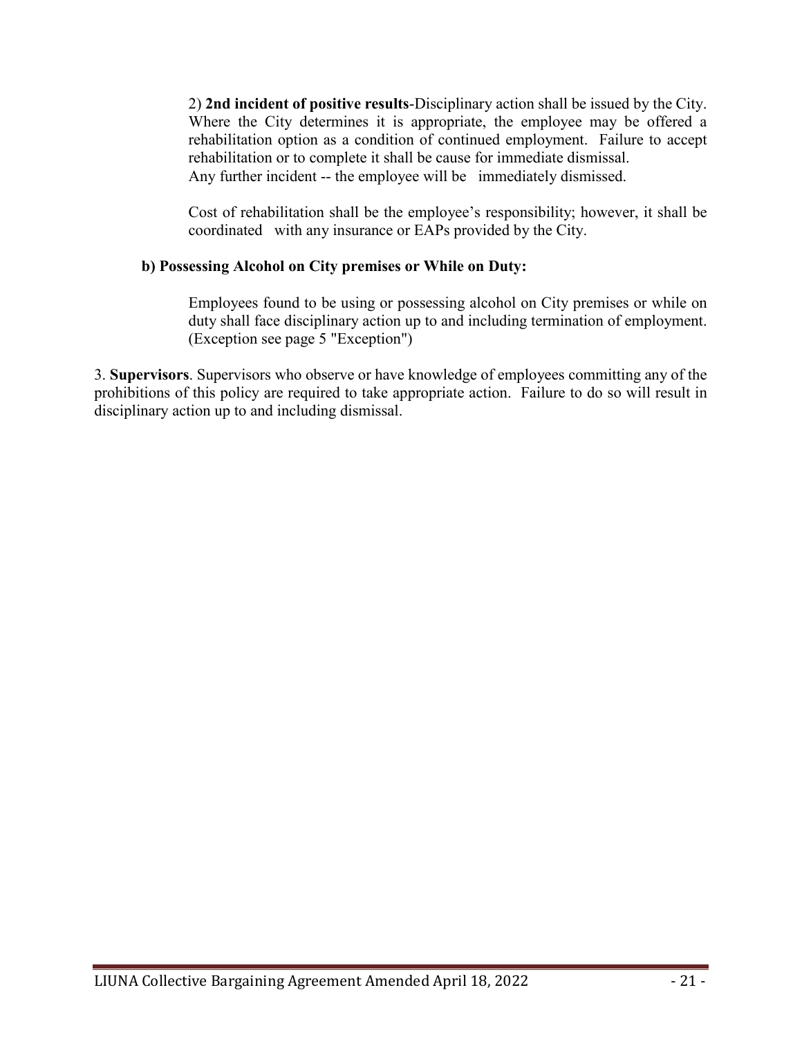2) **2nd incident of positive results**-Disciplinary action shall be issued by the City. Where the City determines it is appropriate, the employee may be offered a rehabilitation option as a condition of continued employment. Failure to accept rehabilitation or to complete it shall be cause for immediate dismissal. Any further incident -- the employee will be immediately dismissed.

Cost of rehabilitation shall be the employee's responsibility; however, it shall be coordinated with any insurance or EAPs provided by the City.

**b) Possessing Alcohol on City premises or While on Duty:**

Employees found to be using or possessing alcohol on City premises or while on duty shall face disciplinary action up to and including termination of employment. (Exception see page 5 "Exception")

3. **Supervisors**. Supervisors who observe or have knowledge of employees committing any of the prohibitions of this policy are required to take appropriate action. Failure to do so will result in disciplinary action up to and including dismissal.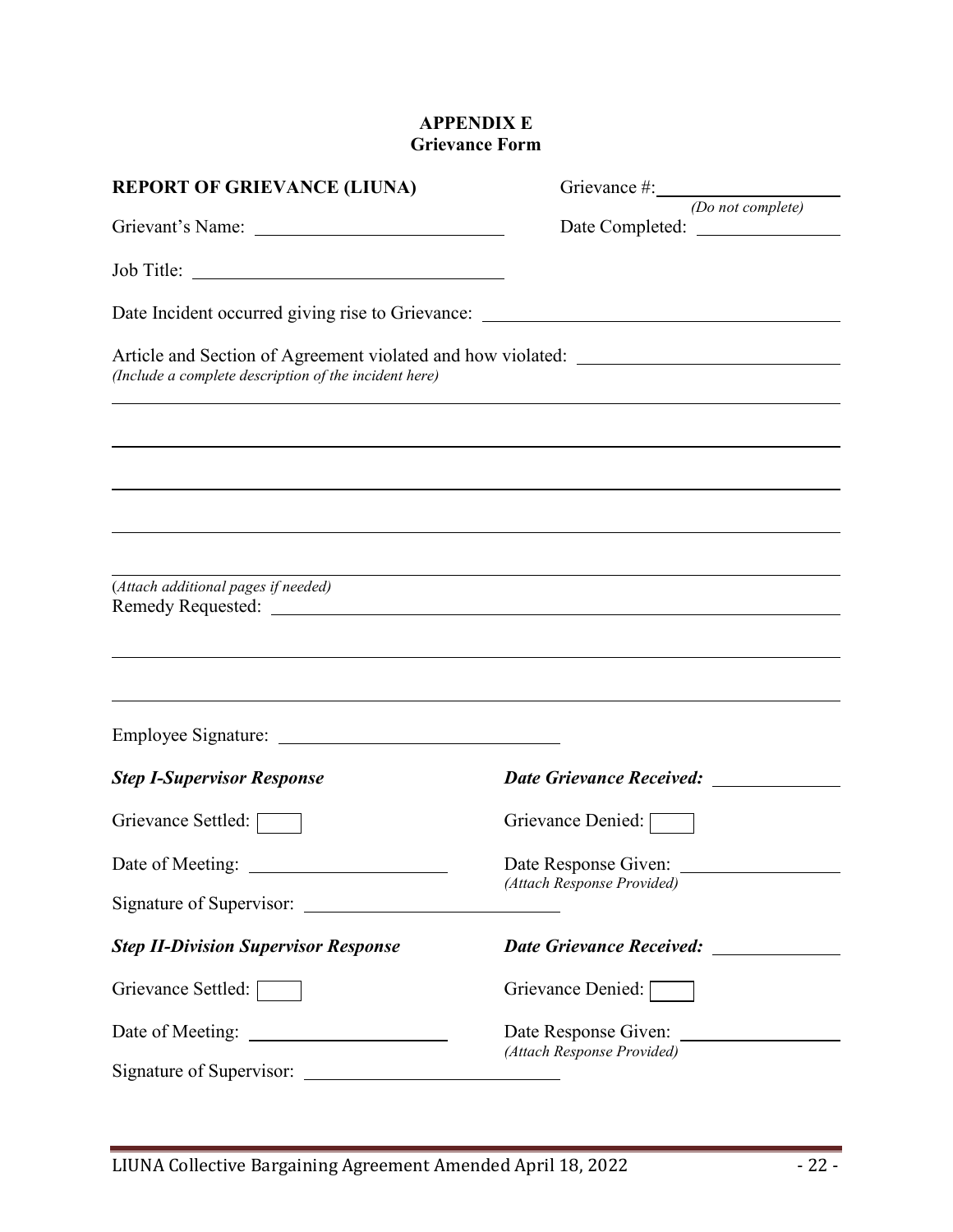**APPENDIX E**
**Grievance Form**

**REPORT OF GRIEVANCE (LIUNA)**

Grievance #: ____________________
*(Do not complete)*

Grievant's Name: ____________________________

Date Completed: ________________

Job Title: ____________________________________

Date Incident occurred giving rise to Grievance: ________________________________________

Article and Section of Agreement violated and how violated: ____________________________
*(Include a complete description of the incident here)*

______________________________________________________________________________

______________________________________________________________________________

______________________________________________________________________________

______________________________________________________________________________

______________________________________________________________________________

(*Attach additional pages if needed*)

Remedy Requested: ____________________________________________________________

______________________________________________________________________________

______________________________________________________________________________

Employee Signature: ________________________________

***Step I-Supervisor Response***

***Date Grievance Received:*** ______________

Grievance Settled: ☐

Grievance Denied: ☐

Date of Meeting: ________________________

Date Response Given: ____________________
*(Attach Response Provided)*

Signature of Supervisor: ____________________________

***Step II-Division Supervisor Response***

***Date Grievance Received:*** ______________

Grievance Settled: ☐

Grievance Denied: ☐

Date of Meeting: ________________________

Date Response Given: ____________________
*(Attach Response Provided)*

Signature of Supervisor: ____________________________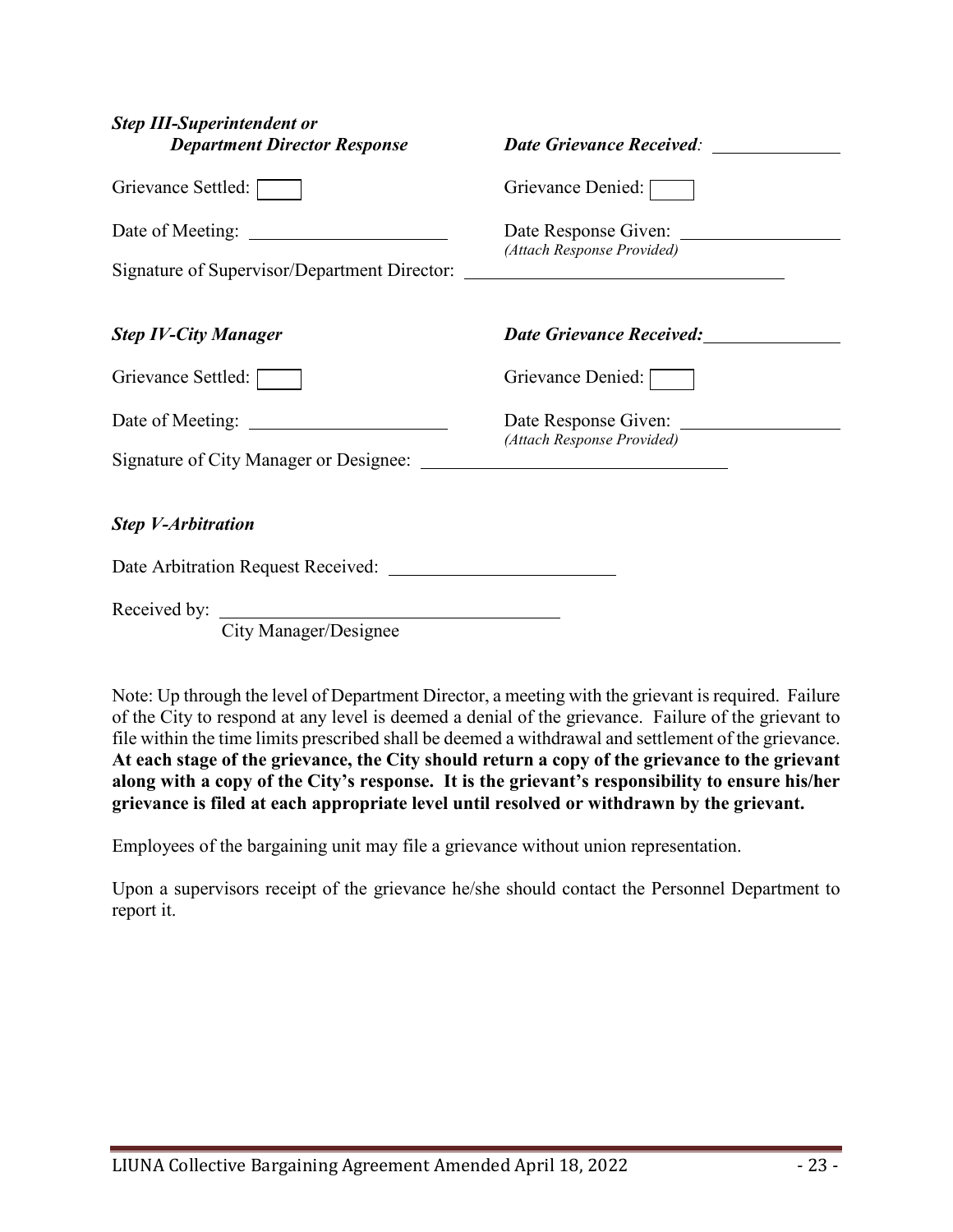***Step III-Superintendent or Department Director Response*** ***Date Grievance Received:*** ______________

Grievance Settled: ☐ Grievance Denied: ☐

Date of Meeting: ______________________ Date Response Given: __________________
*(Attach Response Provided)*

Signature of Supervisor/Department Director: ___________________________________

***Step IV-City Manager*** ***Date Grievance Received:*** ______________

Grievance Settled: ☐ Grievance Denied: ☐

Date of Meeting: ______________________ Date Response Given: __________________
*(Attach Response Provided)*

Signature of City Manager or Designee: ________________________________

***Step V-Arbitration***

Date Arbitration Request Received: _________________________

Received by: _____________________________________
City Manager/Designee

Note: Up through the level of Department Director, a meeting with the grievant is required. Failure of the City to respond at any level is deemed a denial of the grievance. Failure of the grievant to file within the time limits prescribed shall be deemed a withdrawal and settlement of the grievance. **At each stage of the grievance, the City should return a copy of the grievance to the grievant along with a copy of the City's response. It is the grievant's responsibility to ensure his/her grievance is filed at each appropriate level until resolved or withdrawn by the grievant.**

Employees of the bargaining unit may file a grievance without union representation.

Upon a supervisors receipt of the grievance he/she should contact the Personnel Department to report it.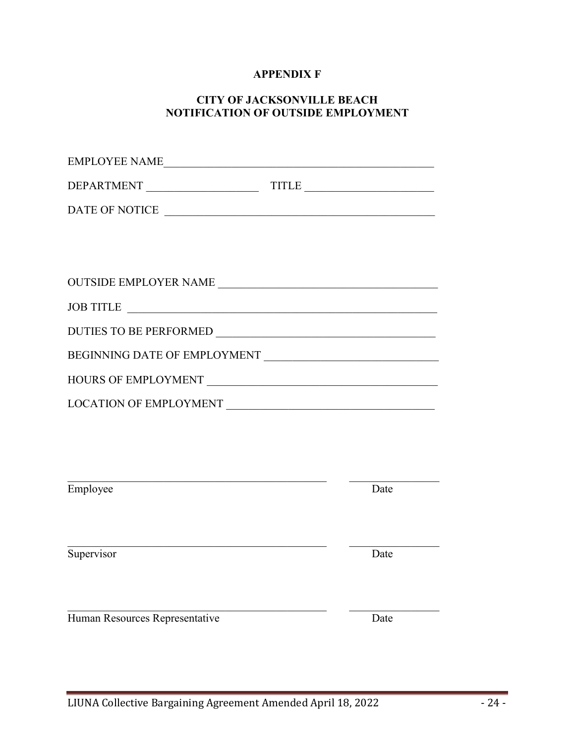# APPENDIX F

## CITY OF JACKSONVILLE BEACH
## NOTIFICATION OF OUTSIDE EMPLOYMENT

EMPLOYEE NAME_______________________________________________

DEPARTMENT ____________________ TITLE _______________________

DATE OF NOTICE ______________________________________________

OUTSIDE EMPLOYER NAME _____________________________________

JOB TITLE ___________________________________________________

DUTIES TO BE PERFORMED ____________________________________

BEGINNING DATE OF EMPLOYMENT ____________________________

HOURS OF EMPLOYMENT _______________________________________

LOCATION OF EMPLOYMENT ____________________________________

_______________________________________________ ________________
Employee Date

_______________________________________________ ________________
Supervisor Date

_______________________________________________ ________________
Human Resources Representative Date